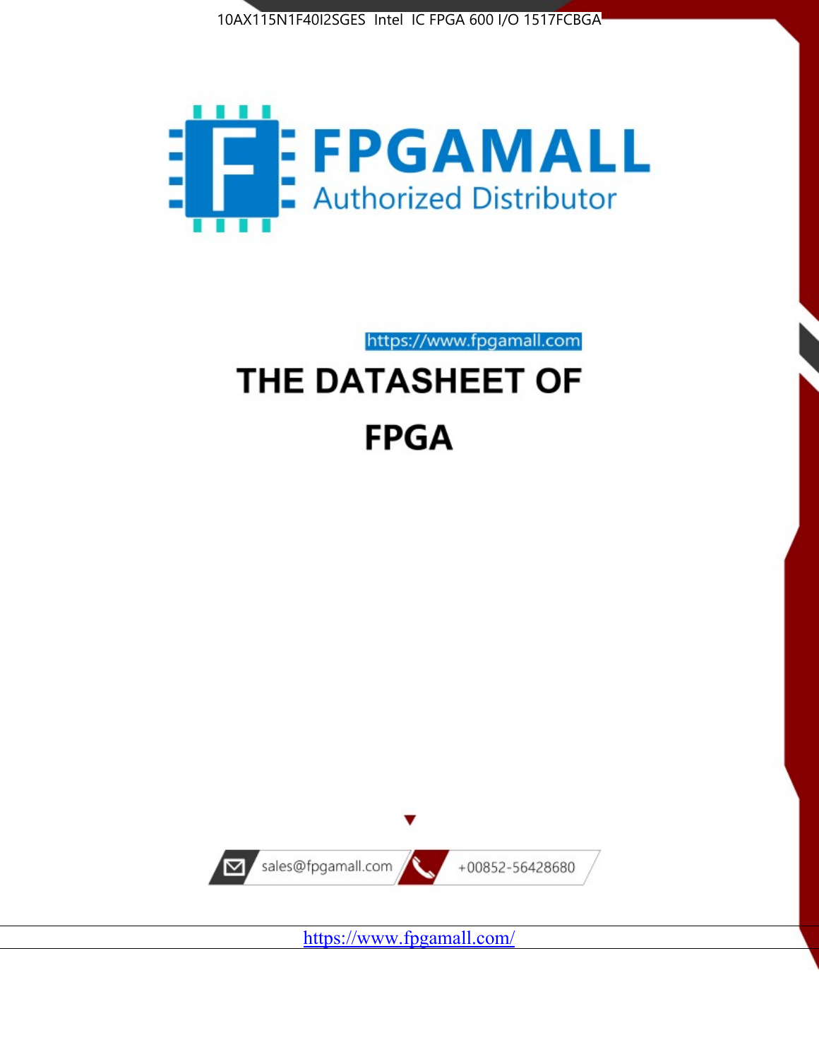10AX115N1F40I2SGES Intel IC FPGA 600 I/O 1517FCBGA

FPGAMALL

Authorized Distributor

https://www.fpgamall.com

# THE DATASHEET OF

# FPGA

sales@fpgamall.com

+00852-56428680

https://www.fpgamall.com/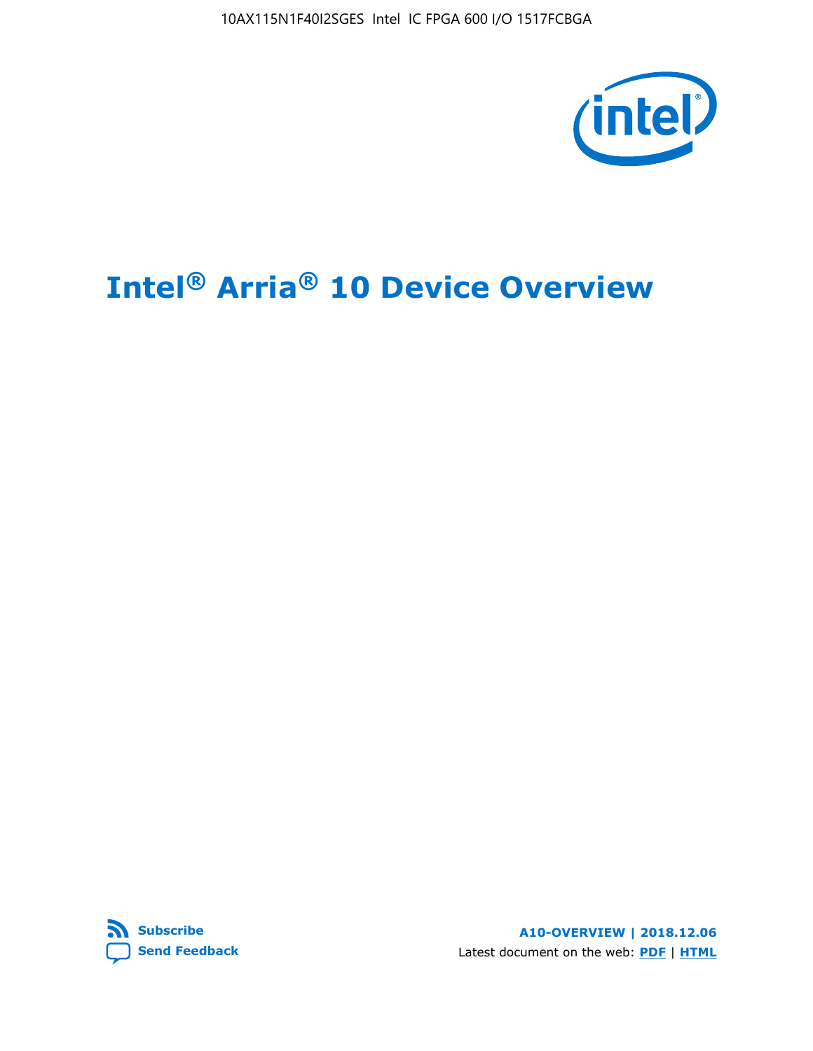# Intel® Arria® 10 Device Overview

Subscribe

Send Feedback

A10-OVERVIEW | 2018.12.06

Latest document on the web: PDF | HTML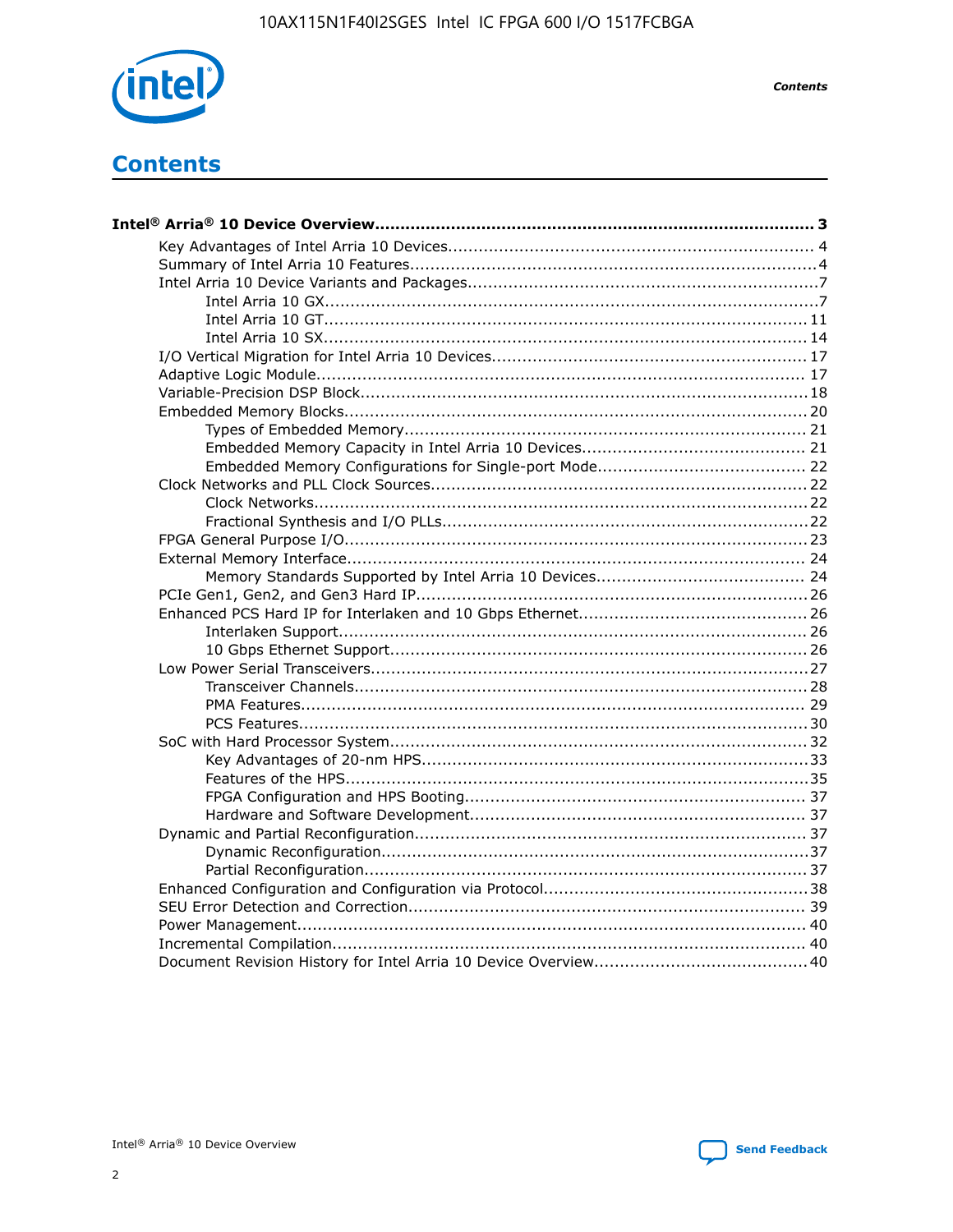# Contents

**Intel® Arria® 10 Device Overview................................................................................... 3**

- Key Advantages of Intel Arria 10 Devices........................................................................ 4
- Summary of Intel Arria 10 Features................................................................................4
- Intel Arria 10 Device Variants and Packages.....................................................................7
  - Intel Arria 10 GX.................................................................................................7
  - Intel Arria 10 GT............................................................................................... 11
  - Intel Arria 10 SX............................................................................................... 14
- I/O Vertical Migration for Intel Arria 10 Devices.............................................................. 17
- Adaptive Logic Module................................................................................................ 17
- Variable-Precision DSP Block........................................................................................18
- Embedded Memory Blocks........................................................................................... 20
  - Types of Embedded Memory............................................................................... 21
  - Embedded Memory Capacity in Intel Arria 10 Devices............................................ 21
  - Embedded Memory Configurations for Single-port Mode......................................... 22
- Clock Networks and PLL Clock Sources.......................................................................... 22
  - Clock Networks.................................................................................................22
  - Fractional Synthesis and I/O PLLs........................................................................22
- FPGA General Purpose I/O...........................................................................................23
- External Memory Interface.......................................................................................... 24
  - Memory Standards Supported by Intel Arria 10 Devices......................................... 24
- PCIe Gen1, Gen2, and Gen3 Hard IP.............................................................................26
- Enhanced PCS Hard IP for Interlaken and 10 Gbps Ethernet.............................................26
  - Interlaken Support............................................................................................ 26
  - 10 Gbps Ethernet Support.................................................................................. 26
- Low Power Serial Transceivers......................................................................................27
  - Transceiver Channels.........................................................................................28
  - PMA Features................................................................................................... 29
  - PCS Features....................................................................................................30
- SoC with Hard Processor System..................................................................................32
  - Key Advantages of 20-nm HPS............................................................................33
  - Features of the HPS...........................................................................................35
  - FPGA Configuration and HPS Booting................................................................... 37
  - Hardware and Software Development.................................................................. 37
- Dynamic and Partial Reconfiguration............................................................................. 37
  - Dynamic Reconfiguration....................................................................................37
  - Partial Reconfiguration.......................................................................................37
- Enhanced Configuration and Configuration via Protocol....................................................38
- SEU Error Detection and Correction.............................................................................. 39
- Power Management.................................................................................................... 40
- Incremental Compilation............................................................................................. 40
- Document Revision History for Intel Arria 10 Device Overview.......................................... 40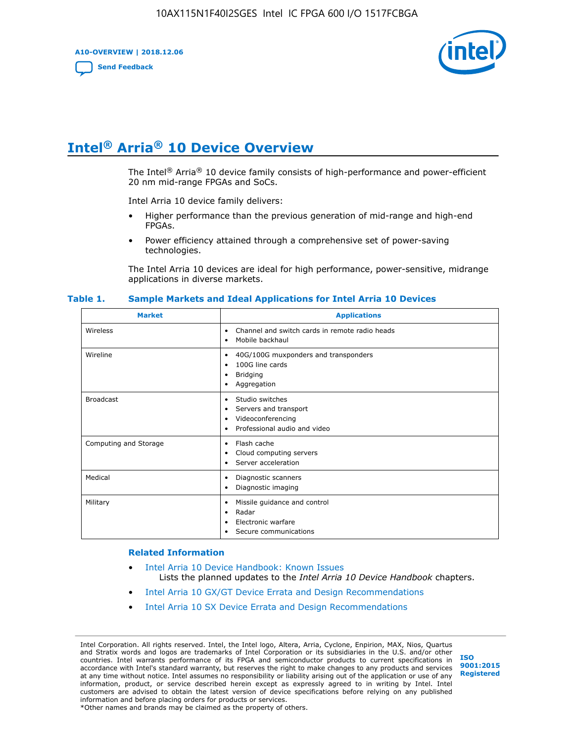# Intel® Arria® 10 Device Overview

The Intel® Arria® 10 device family consists of high-performance and power-efficient 20 nm mid-range FPGAs and SoCs.

Intel Arria 10 device family delivers:

- Higher performance than the previous generation of mid-range and high-end FPGAs.
- Power efficiency attained through a comprehensive set of power-saving technologies.

The Intel Arria 10 devices are ideal for high performance, power-sensitive, midrange applications in diverse markets.

**Table 1. Sample Markets and Ideal Applications for Intel Arria 10 Devices**

| Market | Applications |
|---|---|
| Wireless | • Channel and switch cards in remote radio heads<br>• Mobile backhaul |
| Wireline | • 40G/100G muxponders and transponders<br>• 100G line cards<br>• Bridging<br>• Aggregation |
| Broadcast | • Studio switches<br>• Servers and transport<br>• Videoconferencing<br>• Professional audio and video |
| Computing and Storage | • Flash cache<br>• Cloud computing servers<br>• Server acceleration |
| Medical | • Diagnostic scanners<br>• Diagnostic imaging |
| Military | • Missile guidance and control<br>• Radar<br>• Electronic warfare<br>• Secure communications |

### Related Information

- Intel Arria 10 Device Handbook: Known Issues
  Lists the planned updates to the *Intel Arria 10 Device Handbook* chapters.
- Intel Arria 10 GX/GT Device Errata and Design Recommendations
- Intel Arria 10 SX Device Errata and Design Recommendations

Intel Corporation. All rights reserved. Intel, the Intel logo, Altera, Arria, Cyclone, Enpirion, MAX, Nios, Quartus and Stratix words and logos are trademarks of Intel Corporation or its subsidiaries in the U.S. and/or other countries. Intel warrants performance of its FPGA and semiconductor products to current specifications in accordance with Intel's standard warranty, but reserves the right to make changes to any products and services at any time without notice. Intel assumes no responsibility or liability arising out of the application or use of any information, product, or service described herein except as expressly agreed to in writing by Intel. Intel customers are advised to obtain the latest version of device specifications before relying on any published information and before placing orders for products or services.
*Other names and brands may be claimed as the property of others.

ISO 9001:2015 Registered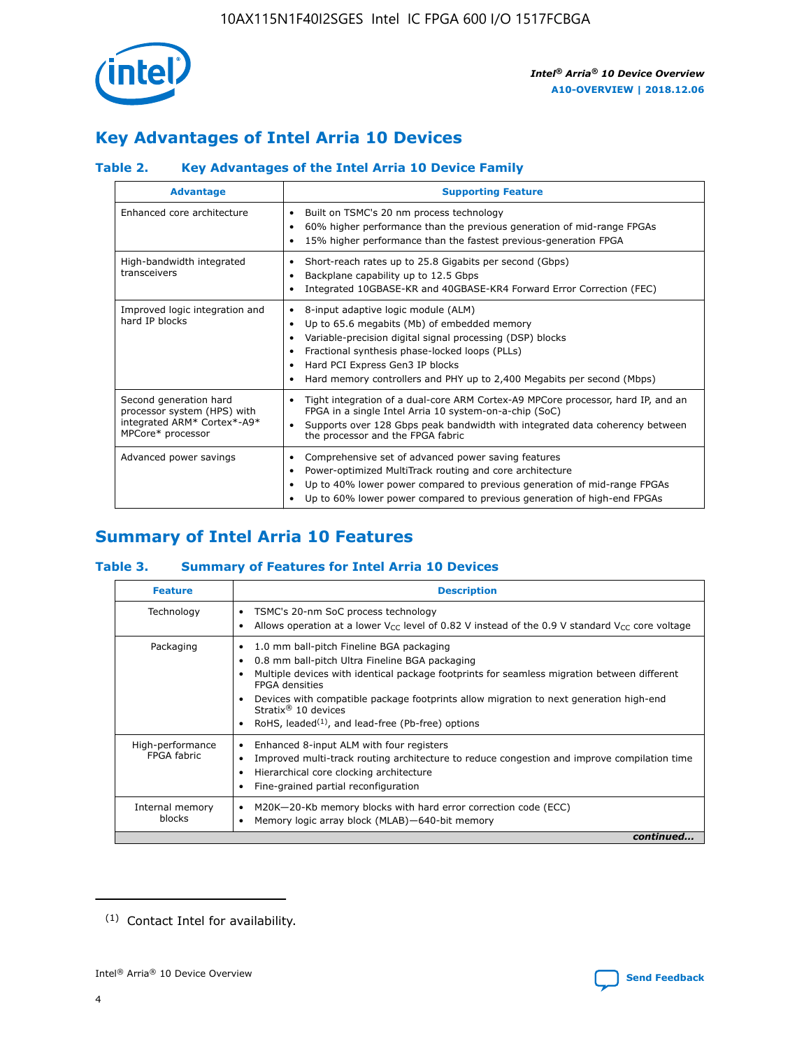## Key Advantages of Intel Arria 10 Devices

### Table 2. Key Advantages of the Intel Arria 10 Device Family

| Advantage | Supporting Feature |
|---|---|
| Enhanced core architecture | • Built on TSMC's 20 nm process technology<br>• 60% higher performance than the previous generation of mid-range FPGAs<br>• 15% higher performance than the fastest previous-generation FPGA |
| High-bandwidth integrated transceivers | • Short-reach rates up to 25.8 Gigabits per second (Gbps)<br>• Backplane capability up to 12.5 Gbps<br>• Integrated 10GBASE-KR and 40GBASE-KR4 Forward Error Correction (FEC) |
| Improved logic integration and hard IP blocks | • 8-input adaptive logic module (ALM)<br>• Up to 65.6 megabits (Mb) of embedded memory<br>• Variable-precision digital signal processing (DSP) blocks<br>• Fractional synthesis phase-locked loops (PLLs)<br>• Hard PCI Express Gen3 IP blocks<br>• Hard memory controllers and PHY up to 2,400 Megabits per second (Mbps) |
| Second generation hard processor system (HPS) with integrated ARM* Cortex*-A9* MPCore* processor | • Tight integration of a dual-core ARM Cortex-A9 MPCore processor, hard IP, and an FPGA in a single Intel Arria 10 system-on-a-chip (SoC)<br>• Supports over 128 Gbps peak bandwidth with integrated data coherency between the processor and the FPGA fabric |
| Advanced power savings | • Comprehensive set of advanced power saving features<br>• Power-optimized MultiTrack routing and core architecture<br>• Up to 40% lower power compared to previous generation of mid-range FPGAs<br>• Up to 60% lower power compared to previous generation of high-end FPGAs |

## Summary of Intel Arria 10 Features

### Table 3. Summary of Features for Intel Arria 10 Devices

| Feature | Description |
|---|---|
| Technology | • TSMC's 20-nm SoC process technology<br>• Allows operation at a lower $V_{CC}$ level of 0.82 V instead of the 0.9 V standard $V_{CC}$ core voltage |
| Packaging | • 1.0 mm ball-pitch Fineline BGA packaging<br>• 0.8 mm ball-pitch Ultra Fineline BGA packaging<br>• Multiple devices with identical package footprints for seamless migration between different FPGA densities<br>• Devices with compatible package footprints allow migration to next generation high-end Stratix® 10 devices<br>• RoHS, leaded[(1)], and lead-free (Pb-free) options |
| High-performance FPGA fabric | • Enhanced 8-input ALM with four registers<br>• Improved multi-track routing architecture to reduce congestion and improve compilation time<br>• Hierarchical core clocking architecture<br>• Fine-grained partial reconfiguration |
| Internal memory blocks | • M20K—20-Kb memory blocks with hard error correction code (ECC)<br>• Memory logic array block (MLAB)—640-bit memory |

*continued...*

(1) Contact Intel for availability.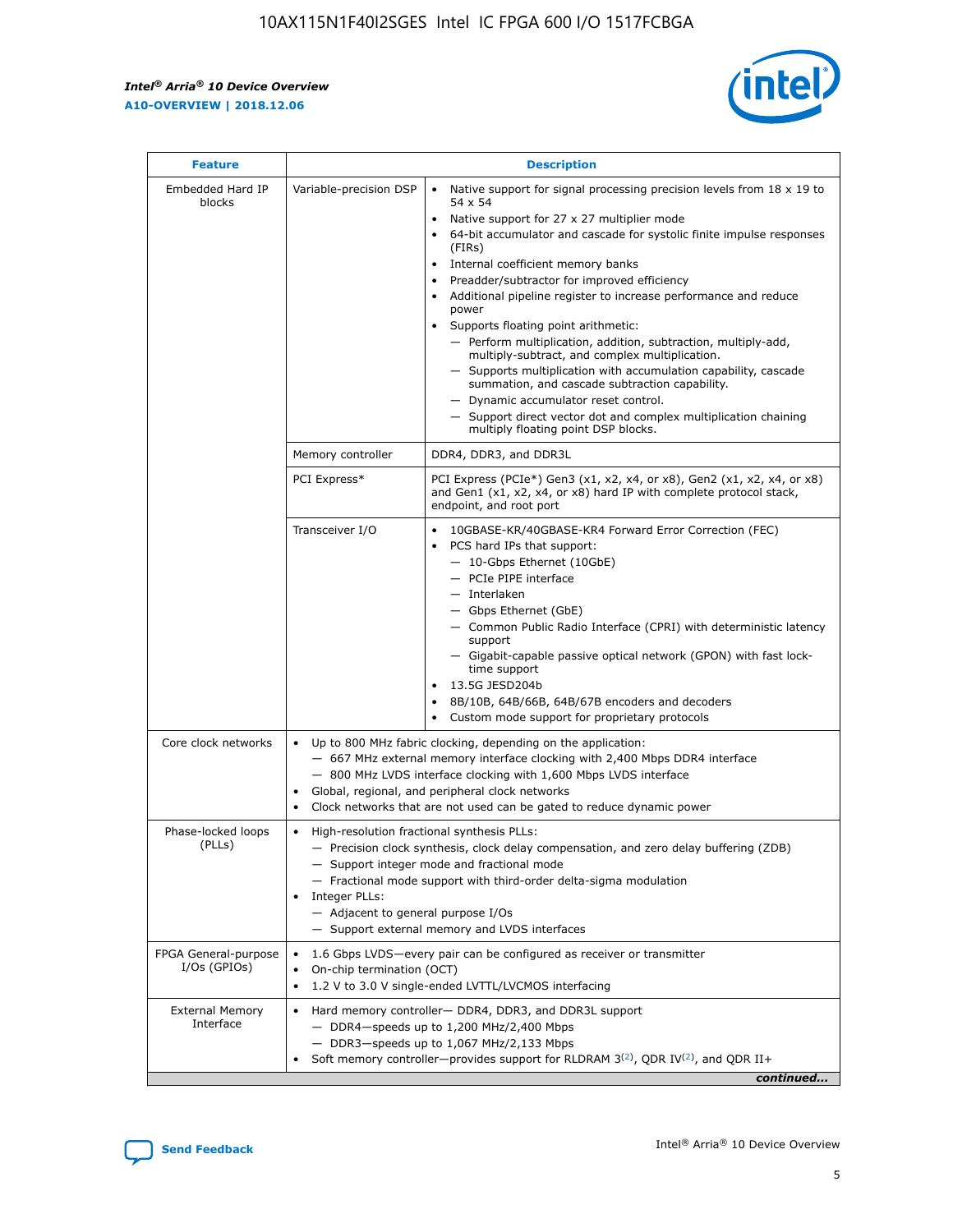| Feature | Description | |
|---|---|---|
| Embedded Hard IP blocks | Variable-precision DSP | • Native support for signal processing precision levels from 18 x 19 to 54 x 54<br>• Native support for 27 x 27 multiplier mode<br>• 64-bit accumulator and cascade for systolic finite impulse responses (FIRs)<br>• Internal coefficient memory banks<br>• Preadder/subtractor for improved efficiency<br>• Additional pipeline register to increase performance and reduce power<br>• Supports floating point arithmetic:<br>— Perform multiplication, addition, subtraction, multiply-add, multiply-subtract, and complex multiplication.<br>— Supports multiplication with accumulation capability, cascade summation, and cascade subtraction capability.<br>— Dynamic accumulator reset control.<br>— Support direct vector dot and complex multiplication chaining multiply floating point DSP blocks. |
| | Memory controller | DDR4, DDR3, and DDR3L |
| | PCI Express* | PCI Express (PCIe*) Gen3 (x1, x2, x4, or x8), Gen2 (x1, x2, x4, or x8) and Gen1 (x1, x2, x4, or x8) hard IP with complete protocol stack, endpoint, and root port |
| | Transceiver I/O | • 10GBASE-KR/40GBASE-KR4 Forward Error Correction (FEC)<br>• PCS hard IPs that support:<br>— 10-Gbps Ethernet (10GbE)<br>— PCIe PIPE interface<br>— Interlaken<br>— Gbps Ethernet (GbE)<br>— Common Public Radio Interface (CPRI) with deterministic latency support<br>— Gigabit-capable passive optical network (GPON) with fast lock-time support<br>• 13.5G JESD204b<br>• 8B/10B, 64B/66B, 64B/67B encoders and decoders<br>• Custom mode support for proprietary protocols |
| Core clock networks | • Up to 800 MHz fabric clocking, depending on the application:<br>— 667 MHz external memory interface clocking with 2,400 Mbps DDR4 interface<br>— 800 MHz LVDS interface clocking with 1,600 Mbps LVDS interface<br>• Global, regional, and peripheral clock networks<br>• Clock networks that are not used can be gated to reduce dynamic power | |
| Phase-locked loops (PLLs) | • High-resolution fractional synthesis PLLs:<br>— Precision clock synthesis, clock delay compensation, and zero delay buffering (ZDB)<br>— Support integer mode and fractional mode<br>— Fractional mode support with third-order delta-sigma modulation<br>• Integer PLLs:<br>— Adjacent to general purpose I/Os<br>— Support external memory and LVDS interfaces | |
| FPGA General-purpose I/Os (GPIOs) | • 1.6 Gbps LVDS—every pair can be configured as receiver or transmitter<br>• On-chip termination (OCT)<br>• 1.2 V to 3.0 V single-ended LVTTL/LVCMOS interfacing | |
| External Memory Interface | • Hard memory controller— DDR4, DDR3, and DDR3L support<br>— DDR4—speeds up to 1,200 MHz/2,400 Mbps<br>— DDR3—speeds up to 1,067 MHz/2,133 Mbps<br>• Soft memory controller—provides support for RLDRAM 3[(2)], QDR IV[(2)], and QDR II+ | |

*continued...*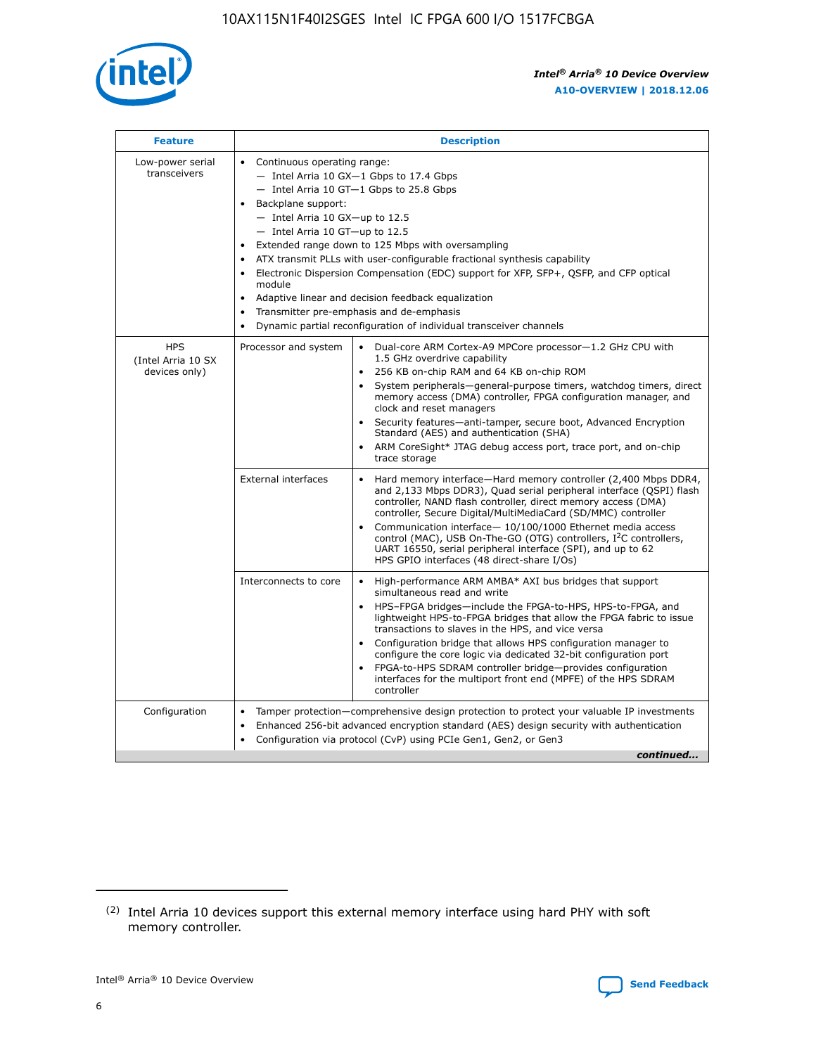| Feature | Description | |
|---|---|---|
| Low-power serial transceivers | • Continuous operating range:<br>— Intel Arria 10 GX—1 Gbps to 17.4 Gbps<br>— Intel Arria 10 GT—1 Gbps to 25.8 Gbps<br>• Backplane support:<br>— Intel Arria 10 GX—up to 12.5<br>— Intel Arria 10 GT—up to 12.5<br>• Extended range down to 125 Mbps with oversampling<br>• ATX transmit PLLs with user-configurable fractional synthesis capability<br>• Electronic Dispersion Compensation (EDC) support for XFP, SFP+, QSFP, and CFP optical module<br>• Adaptive linear and decision feedback equalization<br>• Transmitter pre-emphasis and de-emphasis<br>• Dynamic partial reconfiguration of individual transceiver channels | |
| HPS (Intel Arria 10 SX devices only) | Processor and system | • Dual-core ARM Cortex-A9 MPCore processor—1.2 GHz CPU with 1.5 GHz overdrive capability<br>• 256 KB on-chip RAM and 64 KB on-chip ROM<br>• System peripherals—general-purpose timers, watchdog timers, direct memory access (DMA) controller, FPGA configuration manager, and clock and reset managers<br>• Security features—anti-tamper, secure boot, Advanced Encryption Standard (AES) and authentication (SHA)<br>• ARM CoreSight* JTAG debug access port, trace port, and on-chip trace storage |
| | External interfaces | • Hard memory interface—Hard memory controller (2,400 Mbps DDR4, and 2,133 Mbps DDR3), Quad serial peripheral interface (QSPI) flash controller, NAND flash controller, direct memory access (DMA) controller, Secure Digital/MultiMediaCard (SD/MMC) controller<br>• Communication interface— 10/100/1000 Ethernet media access control (MAC), USB On-The-GO (OTG) controllers, I²C controllers, UART 16550, serial peripheral interface (SPI), and up to 62 HPS GPIO interfaces (48 direct-share I/Os) |
| | Interconnects to core | • High-performance ARM AMBA* AXI bus bridges that support simultaneous read and write<br>• HPS–FPGA bridges—include the FPGA-to-HPS, HPS-to-FPGA, and lightweight HPS-to-FPGA bridges that allow the FPGA fabric to issue transactions to slaves in the HPS, and vice versa<br>• Configuration bridge that allows HPS configuration manager to configure the core logic via dedicated 32-bit configuration port<br>• FPGA-to-HPS SDRAM controller bridge—provides configuration interfaces for the multiport front end (MPFE) of the HPS SDRAM controller |
| Configuration | • Tamper protection—comprehensive design protection to protect your valuable IP investments<br>• Enhanced 256-bit advanced encryption standard (AES) design security with authentication<br>• Configuration via protocol (CvP) using PCIe Gen1, Gen2, or Gen3 | |

*continued...*

(2) Intel Arria 10 devices support this external memory interface using hard PHY with soft memory controller.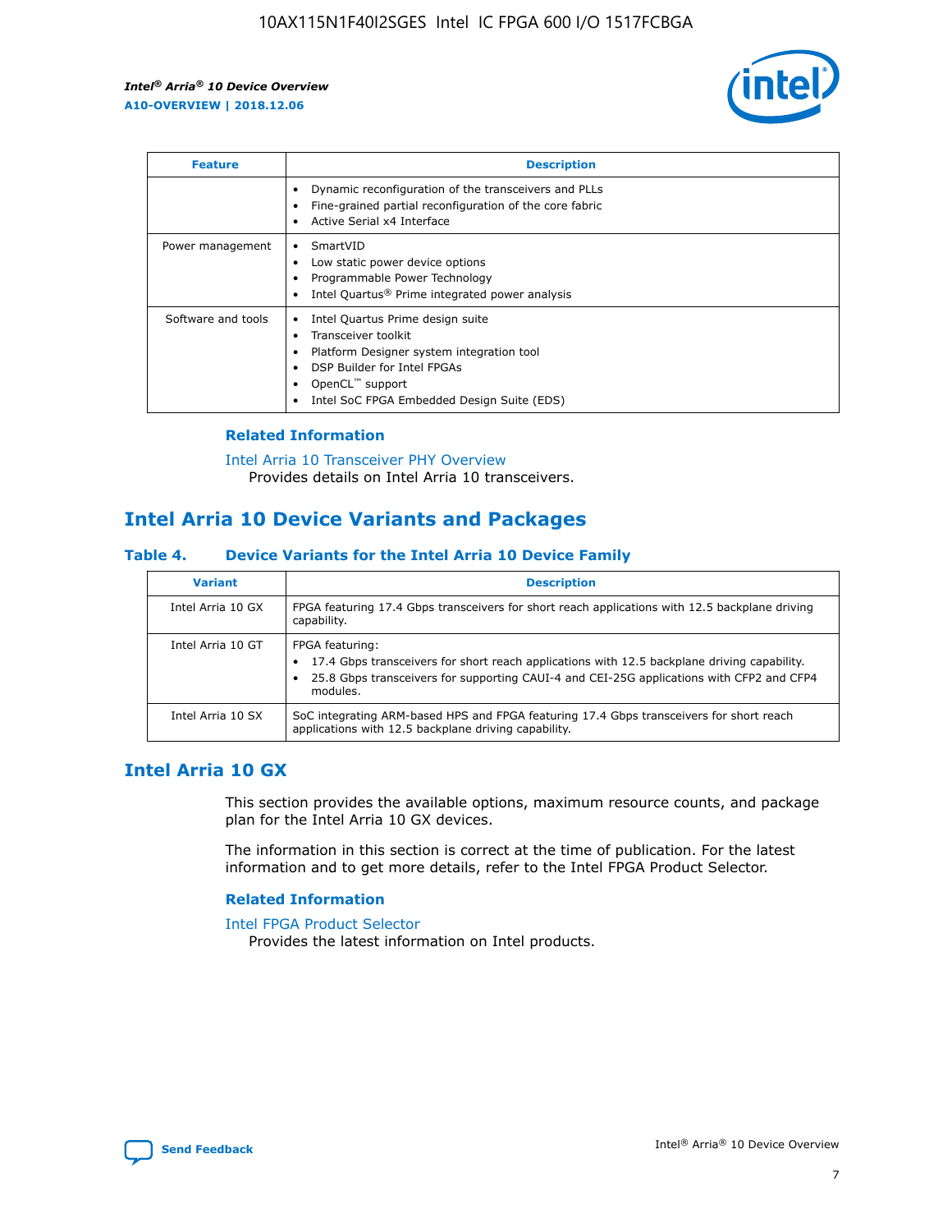| Feature | Description |
| --- | --- |
| | • Dynamic reconfiguration of the transceivers and PLLs<br>• Fine-grained partial reconfiguration of the core fabric<br>• Active Serial x4 Interface |
| Power management | • SmartVID<br>• Low static power device options<br>• Programmable Power Technology<br>• Intel Quartus® Prime integrated power analysis |
| Software and tools | • Intel Quartus Prime design suite<br>• Transceiver toolkit<br>• Platform Designer system integration tool<br>• DSP Builder for Intel FPGAs<br>• OpenCL™ support<br>• Intel SoC FPGA Embedded Design Suite (EDS) |

### Related Information

Intel Arria 10 Transceiver PHY Overview
Provides details on Intel Arria 10 transceivers.

## Intel Arria 10 Device Variants and Packages

### Table 4. Device Variants for the Intel Arria 10 Device Family

| Variant | Description |
| --- | --- |
| Intel Arria 10 GX | FPGA featuring 17.4 Gbps transceivers for short reach applications with 12.5 backplane driving capability. |
| Intel Arria 10 GT | FPGA featuring:<br>• 17.4 Gbps transceivers for short reach applications with 12.5 backplane driving capability.<br>• 25.8 Gbps transceivers for supporting CAUI-4 and CEI-25G applications with CFP2 and CFP4 modules. |
| Intel Arria 10 SX | SoC integrating ARM-based HPS and FPGA featuring 17.4 Gbps transceivers for short reach applications with 12.5 backplane driving capability. |

## Intel Arria 10 GX

This section provides the available options, maximum resource counts, and package plan for the Intel Arria 10 GX devices.

The information in this section is correct at the time of publication. For the latest information and to get more details, refer to the Intel FPGA Product Selector.

### Related Information

Intel FPGA Product Selector
Provides the latest information on Intel products.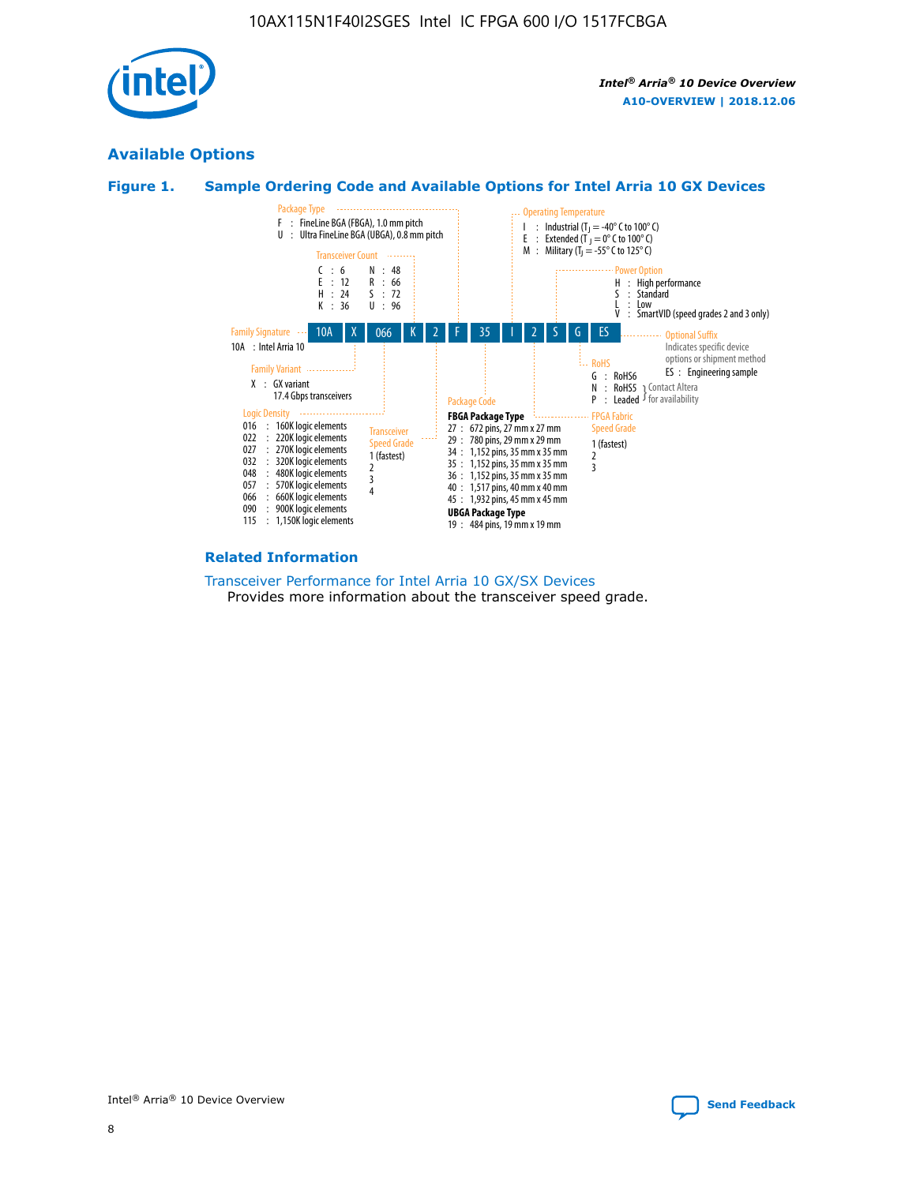## Available Options

### Figure 1. Sample Ordering Code and Available Options for Intel Arria 10 GX Devices

| 10A | X | 066 | K | 2 | F | 35 | I | 2 | S | G | ES |
|---|---|---|---|---|---|---|---|---|---|---|---|

**Family Signature**
10A : Intel Arria 10

**Family Variant**
X : GX variant
17.4 Gbps transceivers

**Logic Density**
- 016 : 160K logic elements
- 022 : 220K logic elements
- 027 : 270K logic elements
- 032 : 320K logic elements
- 048 : 480K logic elements
- 057 : 570K logic elements
- 066 : 660K logic elements
- 090 : 900K logic elements
- 115 : 1,150K logic elements

**Transceiver Count**
- C : 6
- E : 12
- H : 24
- K : 36
- N : 48
- R : 66
- S : 72
- U : 96

**Transceiver Speed Grade**
1 (fastest)
2
3
4

**Package Type**
- F : FineLine BGA (FBGA), 1.0 mm pitch
- U : Ultra FineLine BGA (UBGA), 0.8 mm pitch

**Package Code**

**FBGA Package Type**
- 27 : 672 pins, 27 mm x 27 mm
- 29 : 780 pins, 29 mm x 29 mm
- 34 : 1,152 pins, 35 mm x 35 mm
- 35 : 1,152 pins, 35 mm x 35 mm
- 36 : 1,152 pins, 35 mm x 35 mm
- 40 : 1,517 pins, 40 mm x 40 mm
- 45 : 1,932 pins, 45 mm x 45 mm

**UBGA Package Type**
- 19 : 484 pins, 19 mm x 19 mm

**Operating Temperature**
- I : Industrial ($T_J$ = -40° C to 100° C)
- E : Extended ($T_J$ = 0° C to 100° C)
- M : Military ($T_J$ = -55° C to 125° C)

**FPGA Fabric Speed Grade**
1 (fastest)
2
3

**Power Option**
- H : High performance
- S : Standard
- L : Low
- V : SmartVID (speed grades 2 and 3 only)

**RoHS**
- G : RoHS6
- N : RoHS5 (Contact Altera for availability)
- P : Leaded (Contact Altera for availability)

**Optional Suffix**
Indicates specific device options or shipment method
ES : Engineering sample

### Related Information

Transceiver Performance for Intel Arria 10 GX/SX Devices
Provides more information about the transceiver speed grade.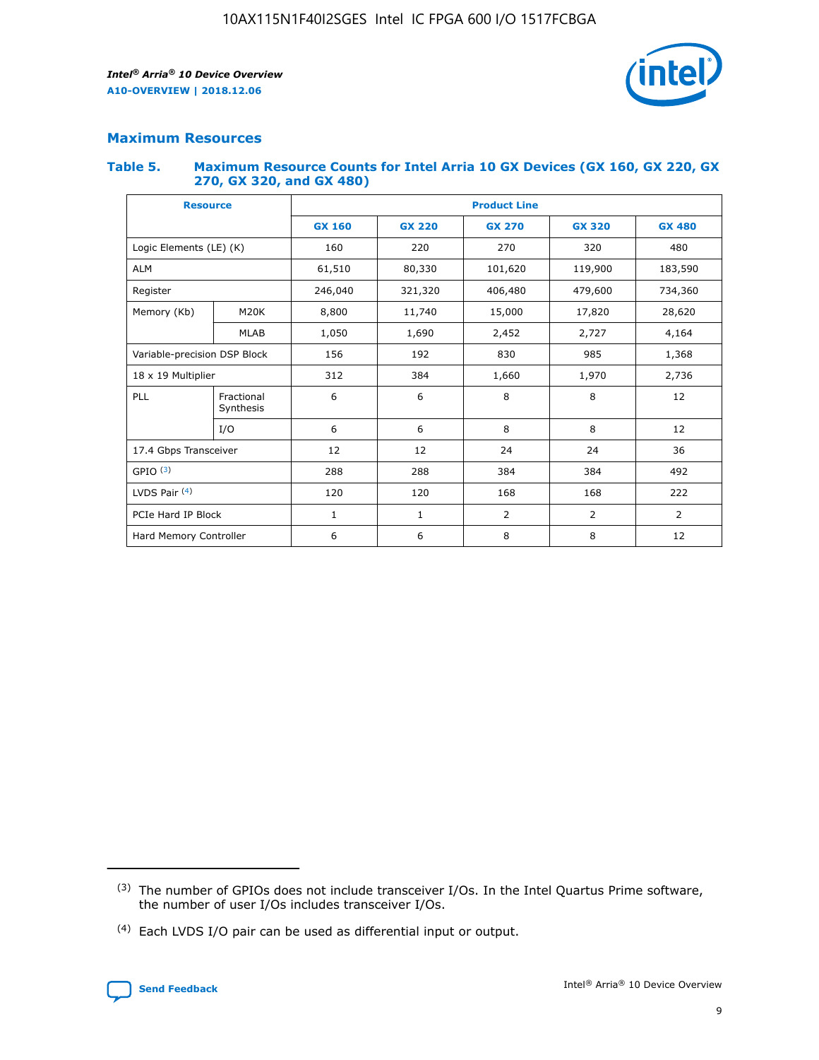## Maximum Resources

### Table 5. Maximum Resource Counts for Intel Arria 10 GX Devices (GX 160, GX 220, GX 270, GX 320, and GX 480)

| Resource | | Product Line | | | | |
|---|---|---|---|---|---|---|
| | | GX 160 | GX 220 | GX 270 | GX 320 | GX 480 |
| Logic Elements (LE) (K) | | 160 | 220 | 270 | 320 | 480 |
| ALM | | 61,510 | 80,330 | 101,620 | 119,900 | 183,590 |
| Register | | 246,040 | 321,320 | 406,480 | 479,600 | 734,360 |
| Memory (Kb) | M20K | 8,800 | 11,740 | 15,000 | 17,820 | 28,620 |
| | MLAB | 1,050 | 1,690 | 2,452 | 2,727 | 4,164 |
| Variable-precision DSP Block | | 156 | 192 | 830 | 985 | 1,368 |
| 18 x 19 Multiplier | | 312 | 384 | 1,660 | 1,970 | 2,736 |
| PLL | Fractional Synthesis | 6 | 6 | 8 | 8 | 12 |
| | I/O | 6 | 6 | 8 | 8 | 12 |
| 17.4 Gbps Transceiver | | 12 | 12 | 24 | 24 | 36 |
| GPIO (3) | | 288 | 288 | 384 | 384 | 492 |
| LVDS Pair (4) | | 120 | 120 | 168 | 168 | 222 |
| PCIe Hard IP Block | | 1 | 1 | 2 | 2 | 2 |
| Hard Memory Controller | | 6 | 6 | 8 | 8 | 12 |

(3) The number of GPIOs does not include transceiver I/Os. In the Intel Quartus Prime software, the number of user I/Os includes transceiver I/Os.

(4) Each LVDS I/O pair can be used as differential input or output.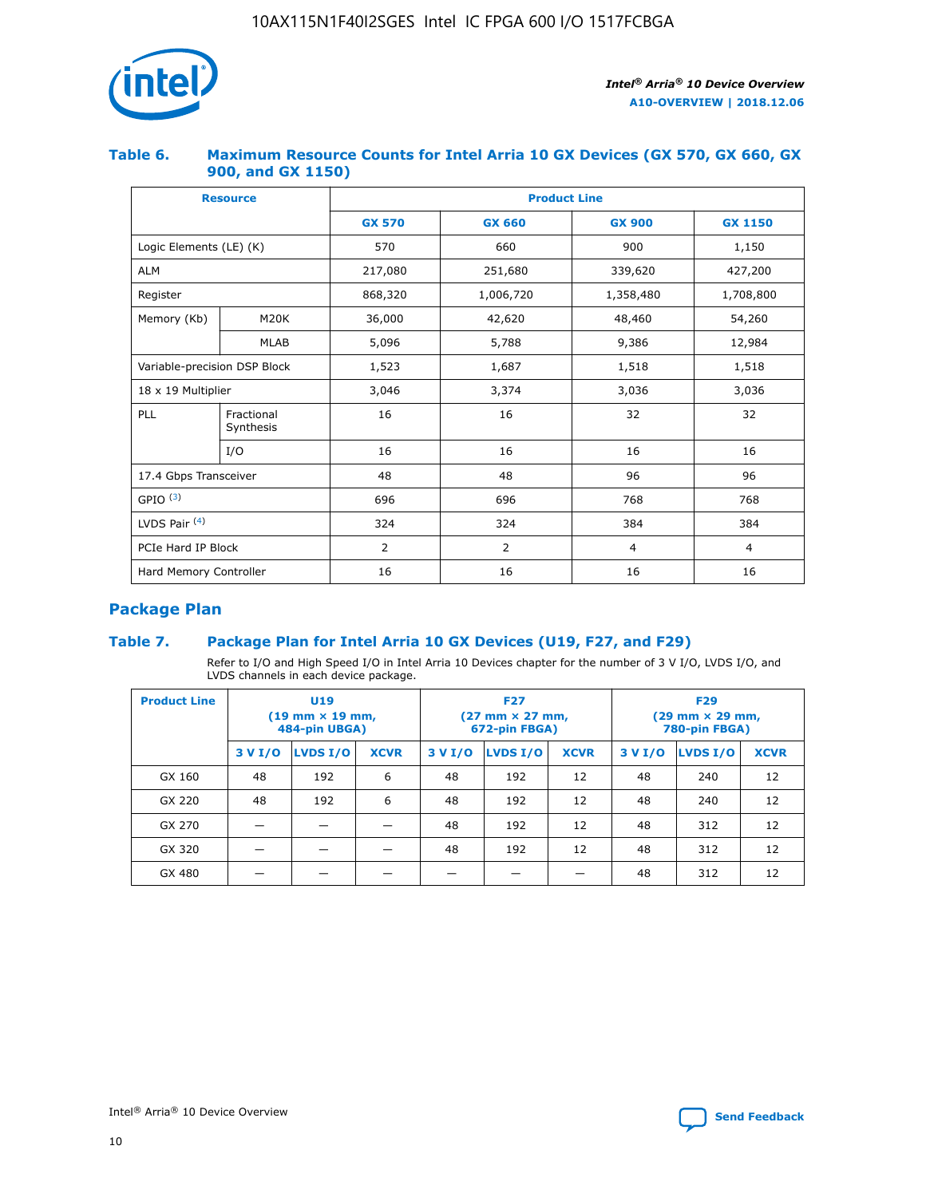### Table 6. Maximum Resource Counts for Intel Arria 10 GX Devices (GX 570, GX 660, GX 900, and GX 1150)

| Resource | | Product Line | | | |
|---|---|---|---|---|---|
| | | GX 570 | GX 660 | GX 900 | GX 1150 |
| Logic Elements (LE) (K) | | 570 | 660 | 900 | 1,150 |
| ALM | | 217,080 | 251,680 | 339,620 | 427,200 |
| Register | | 868,320 | 1,006,720 | 1,358,480 | 1,708,800 |
| Memory (Kb) | M20K | 36,000 | 42,620 | 48,460 | 54,260 |
| | MLAB | 5,096 | 5,788 | 9,386 | 12,984 |
| Variable-precision DSP Block | | 1,523 | 1,687 | 1,518 | 1,518 |
| 18 x 19 Multiplier | | 3,046 | 3,374 | 3,036 | 3,036 |
| PLL | Fractional Synthesis | 16 | 16 | 32 | 32 |
| | I/O | 16 | 16 | 16 | 16 |
| 17.4 Gbps Transceiver | | 48 | 48 | 96 | 96 |
| GPIO [(3)] | | 696 | 696 | 768 | 768 |
| LVDS Pair [(4)] | | 324 | 324 | 384 | 384 |
| PCIe Hard IP Block | | 2 | 2 | 4 | 4 |
| Hard Memory Controller | | 16 | 16 | 16 | 16 |

## Package Plan

### Table 7. Package Plan for Intel Arria 10 GX Devices (U19, F27, and F29)

Refer to I/O and High Speed I/O in Intel Arria 10 Devices chapter for the number of 3 V I/O, LVDS I/O, and LVDS channels in each device package.

| Product Line | U19 (19 mm × 19 mm, 484-pin UBGA) | | | F27 (27 mm × 27 mm, 672-pin FBGA) | | | F29 (29 mm × 29 mm, 780-pin FBGA) | | |
|---|---|---|---|---|---|---|---|---|---|
| | 3 V I/O | LVDS I/O | XCVR | 3 V I/O | LVDS I/O | XCVR | 3 V I/O | LVDS I/O | XCVR |
| GX 160 | 48 | 192 | 6 | 48 | 192 | 12 | 48 | 240 | 12 |
| GX 220 | 48 | 192 | 6 | 48 | 192 | 12 | 48 | 240 | 12 |
| GX 270 | — | — | — | 48 | 192 | 12 | 48 | 312 | 12 |
| GX 320 | — | — | — | 48 | 192 | 12 | 48 | 312 | 12 |
| GX 480 | — | — | — | — | — | — | 48 | 312 | 12 |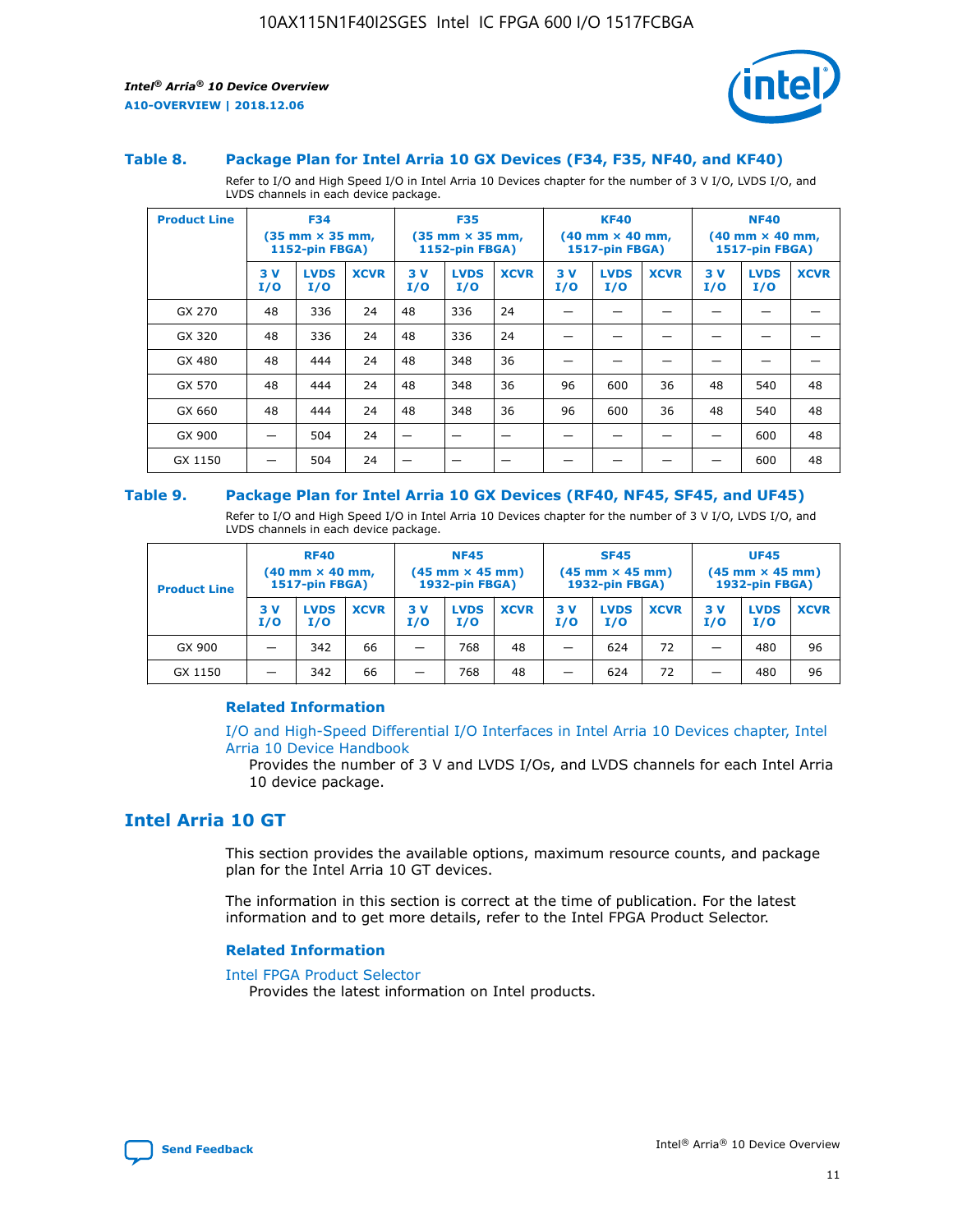### Table 8. Package Plan for Intel Arria 10 GX Devices (F34, F35, NF40, and KF40)

Refer to I/O and High Speed I/O in Intel Arria 10 Devices chapter for the number of 3 V I/O, LVDS I/O, and LVDS channels in each device package.

| Product Line | F34 (35 mm × 35 mm, 1152-pin FBGA) | | | F35 (35 mm × 35 mm, 1152-pin FBGA) | | | KF40 (40 mm × 40 mm, 1517-pin FBGA) | | | NF40 (40 mm × 40 mm, 1517-pin FBGA) | | |
|---|---|---|---|---|---|---|---|---|---|---|---|---|
| | 3 V I/O | LVDS I/O | XCVR | 3 V I/O | LVDS I/O | XCVR | 3 V I/O | LVDS I/O | XCVR | 3 V I/O | LVDS I/O | XCVR |
| GX 270 | 48 | 336 | 24 | 48 | 336 | 24 | — | — | — | — | — | — |
| GX 320 | 48 | 336 | 24 | 48 | 336 | 24 | — | — | — | — | — | — |
| GX 480 | 48 | 444 | 24 | 48 | 348 | 36 | — | — | — | — | — | — |
| GX 570 | 48 | 444 | 24 | 48 | 348 | 36 | 96 | 600 | 36 | 48 | 540 | 48 |
| GX 660 | 48 | 444 | 24 | 48 | 348 | 36 | 96 | 600 | 36 | 48 | 540 | 48 |
| GX 900 | — | 504 | 24 | — | — | — | — | — | — | — | 600 | 48 |
| GX 1150 | — | 504 | 24 | — | — | — | — | — | — | — | 600 | 48 |

### Table 9. Package Plan for Intel Arria 10 GX Devices (RF40, NF45, SF45, and UF45)

Refer to I/O and High Speed I/O in Intel Arria 10 Devices chapter for the number of 3 V I/O, LVDS I/O, and LVDS channels in each device package.

| Product Line | RF40 (40 mm × 40 mm, 1517-pin FBGA) | | | NF45 (45 mm × 45 mm) 1932-pin FBGA) | | | SF45 (45 mm × 45 mm) 1932-pin FBGA) | | | UF45 (45 mm × 45 mm) 1932-pin FBGA) | | |
|---|---|---|---|---|---|---|---|---|---|---|---|---|
| | 3 V I/O | LVDS I/O | XCVR | 3 V I/O | LVDS I/O | XCVR | 3 V I/O | LVDS I/O | XCVR | 3 V I/O | LVDS I/O | XCVR |
| GX 900 | — | 342 | 66 | — | 768 | 48 | — | 624 | 72 | — | 480 | 96 |
| GX 1150 | — | 342 | 66 | — | 768 | 48 | — | 624 | 72 | — | 480 | 96 |

#### Related Information

I/O and High-Speed Differential I/O Interfaces in Intel Arria 10 Devices chapter, Intel Arria 10 Device Handbook
Provides the number of 3 V and LVDS I/Os, and LVDS channels for each Intel Arria 10 device package.

## Intel Arria 10 GT

This section provides the available options, maximum resource counts, and package plan for the Intel Arria 10 GT devices.

The information in this section is correct at the time of publication. For the latest information and to get more details, refer to the Intel FPGA Product Selector.

#### Related Information

Intel FPGA Product Selector
Provides the latest information on Intel products.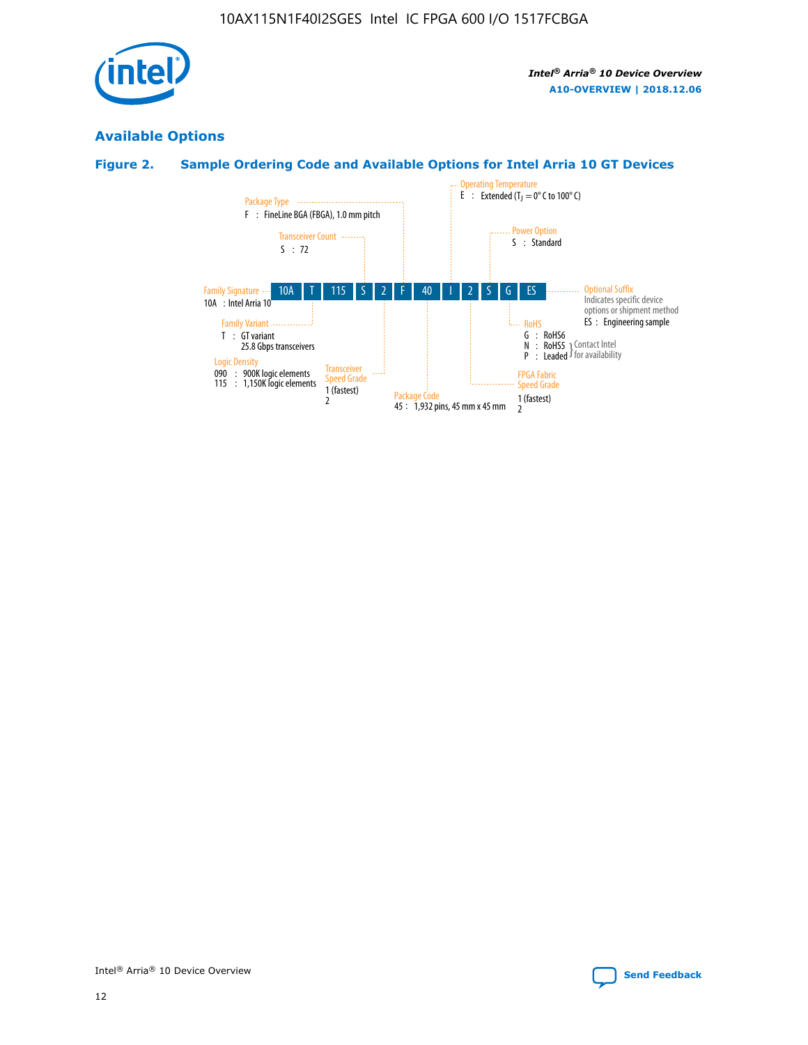## Available Options

### Figure 2. Sample Ordering Code and Available Options for Intel Arria 10 GT Devices

| 10A | T | 115 | S | 2 | F | 40 | I | 2 | S | G | ES |
| --- | --- | --- | --- | --- | --- | --- | --- | --- | --- | --- | --- |

**Family Signature**
10A : Intel Arria 10

**Family Variant**
T : GT variant
25.8 Gbps transceivers

**Logic Density**
090 : 900K logic elements
115 : 1,150K logic elements

**Transceiver Count**
S : 72

**Transceiver Speed Grade**
1 (fastest)
2

**Package Type**
F : FineLine BGA (FBGA), 1.0 mm pitch

**Package Code**
45 : 1,932 pins, 45 mm x 45 mm

**Operating Temperature**
E : Extended ($T_J$ = 0° C to 100° C)

**FPGA Fabric Speed Grade**
1 (fastest)
2

**Power Option**
S : Standard

**RoHS**
G : RoHS6
N : RoHS5 (Contact Intel for availability)
P : Leaded (Contact Intel for availability)

**Optional Suffix**
Indicates specific device options or shipment method
ES : Engineering sample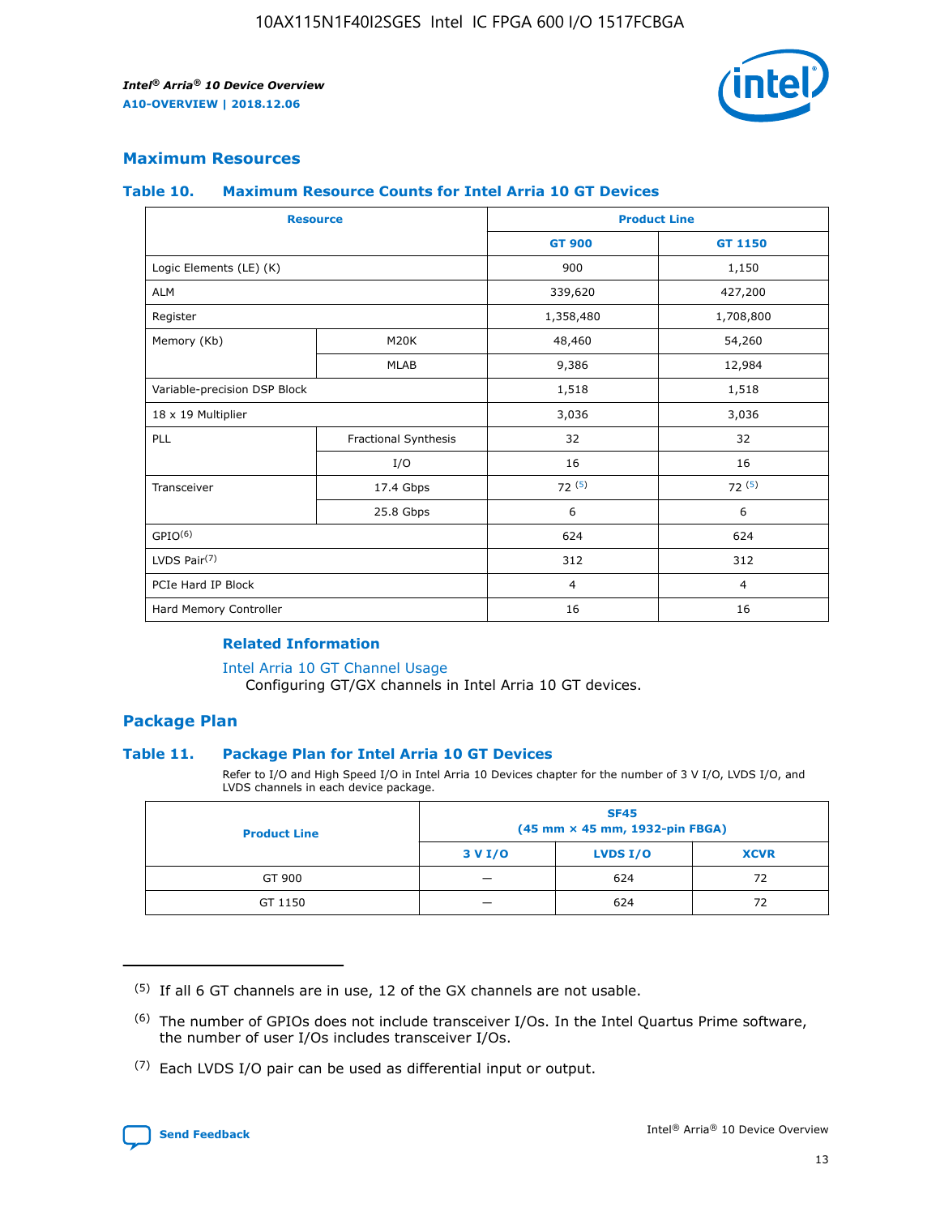## Maximum Resources

### Table 10. Maximum Resource Counts for Intel Arria 10 GT Devices

| Resource | | Product Line | |
|---|---|---|---|
| | | GT 900 | GT 1150 |
| Logic Elements (LE) (K) | | 900 | 1,150 |
| ALM | | 339,620 | 427,200 |
| Register | | 1,358,480 | 1,708,800 |
| Memory (Kb) | M20K | 48,460 | 54,260 |
| | MLAB | 9,386 | 12,984 |
| Variable-precision DSP Block | | 1,518 | 1,518 |
| 18 x 19 Multiplier | | 3,036 | 3,036 |
| PLL | Fractional Synthesis | 32 | 32 |
| | I/O | 16 | 16 |
| Transceiver | 17.4 Gbps | 72 (5) | 72 (5) |
| | 25.8 Gbps | 6 | 6 |
| GPIO(6) | | 624 | 624 |
| LVDS Pair(7) | | 312 | 312 |
| PCIe Hard IP Block | | 4 | 4 |
| Hard Memory Controller | | 16 | 16 |

#### Related Information

Intel Arria 10 GT Channel Usage
Configuring GT/GX channels in Intel Arria 10 GT devices.

## Package Plan

### Table 11. Package Plan for Intel Arria 10 GT Devices

Refer to I/O and High Speed I/O in Intel Arria 10 Devices chapter for the number of 3 V I/O, LVDS I/O, and LVDS channels in each device package.

| Product Line | SF45 (45 mm × 45 mm, 1932-pin FBGA) | | |
|---|---|---|---|
| | 3 V I/O | LVDS I/O | XCVR |
| GT 900 | — | 624 | 72 |
| GT 1150 | — | 624 | 72 |

(5) If all 6 GT channels are in use, 12 of the GX channels are not usable.

(6) The number of GPIOs does not include transceiver I/Os. In the Intel Quartus Prime software, the number of user I/Os includes transceiver I/Os.

(7) Each LVDS I/O pair can be used as differential input or output.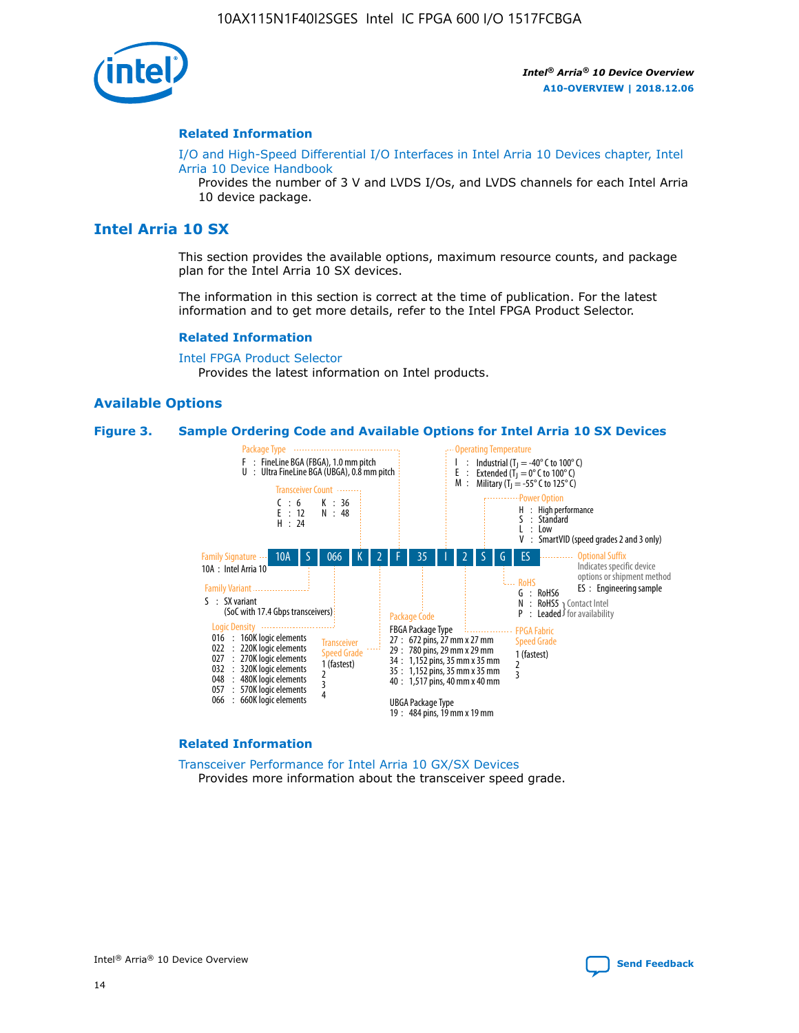#### Related Information

I/O and High-Speed Differential I/O Interfaces in Intel Arria 10 Devices chapter, Intel Arria 10 Device Handbook

Provides the number of 3 V and LVDS I/Os, and LVDS channels for each Intel Arria 10 device package.

## Intel Arria 10 SX

This section provides the available options, maximum resource counts, and package plan for the Intel Arria 10 SX devices.

The information in this section is correct at the time of publication. For the latest information and to get more details, refer to the Intel FPGA Product Selector.

#### Related Information

Intel FPGA Product Selector

Provides the latest information on Intel products.

### Available Options

**Figure 3. Sample Ordering Code and Available Options for Intel Arria 10 SX Devices**

Sample ordering code: 10A S 066 K 2 F 35 I 2 S G ES

- **Family Signature**
  - 10A : Intel Arria 10
- **Family Variant**
  - S : SX variant (SoC with 17.4 Gbps transceivers)
- **Logic Density**
  - 016 : 160K logic elements
  - 022 : 220K logic elements
  - 027 : 270K logic elements
  - 032 : 320K logic elements
  - 048 : 480K logic elements
  - 057 : 570K logic elements
  - 066 : 660K logic elements
- **Transceiver Count**
  - C : 6
  - E : 12
  - H : 24
  - K : 36
  - N : 48
- **Transceiver Speed Grade**
  - 1 (fastest)
  - 2
  - 3
  - 4
- **Package Type**
  - F : FineLine BGA (FBGA), 1.0 mm pitch
  - U : Ultra FineLine BGA (UBGA), 0.8 mm pitch
- **Package Code**
  - FBGA Package Type
    - 27 : 672 pins, 27 mm x 27 mm
    - 29 : 780 pins, 29 mm x 29 mm
    - 34 : 1,152 pins, 35 mm x 35 mm
    - 35 : 1,152 pins, 35 mm x 35 mm
    - 40 : 1,517 pins, 40 mm x 40 mm
  - UBGA Package Type
    - 19 : 484 pins, 19 mm x 19 mm
- **Operating Temperature**
  - I : Industrial ($T_J$ = -40° C to 100° C)
  - E : Extended ($T_J$ = 0° C to 100° C)
  - M : Military ($T_J$ = -55° C to 125° C)
- **FPGA Fabric Speed Grade**
  - 1 (fastest)
  - 2
  - 3
- **Power Option**
  - H : High performance
  - S : Standard
  - L : Low
  - V : SmartVID (speed grades 2 and 3 only)
- **RoHS**
  - G : RoHS6
  - N : RoHS5 (Contact Intel for availability)
  - P : Leaded (Contact Intel for availability)
- **Optional Suffix**
  - Indicates specific device options or shipment method
  - ES : Engineering sample

#### Related Information

Transceiver Performance for Intel Arria 10 GX/SX Devices

Provides more information about the transceiver speed grade.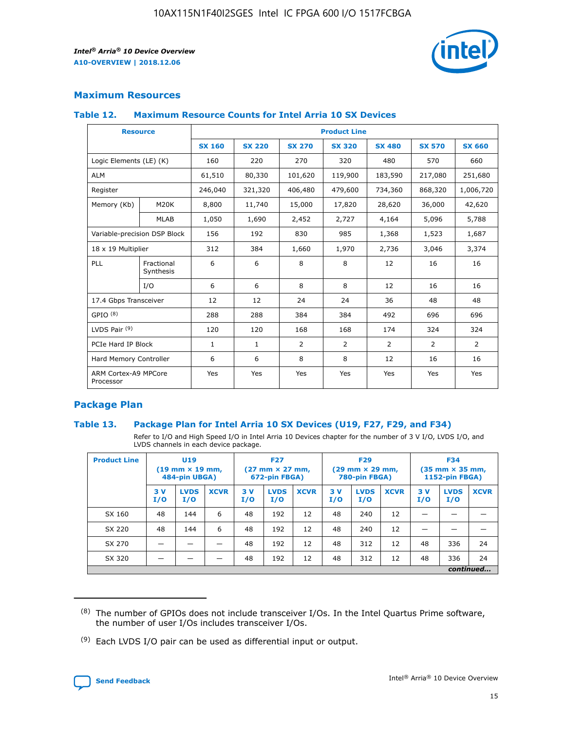## Maximum Resources

### Table 12. Maximum Resource Counts for Intel Arria 10 SX Devices

| Resource | | Product Line | | | | | | |
|---|---|---|---|---|---|---|---|---|
| | | SX 160 | SX 220 | SX 270 | SX 320 | SX 480 | SX 570 | SX 660 |
| Logic Elements (LE) (K) | | 160 | 220 | 270 | 320 | 480 | 570 | 660 |
| ALM | | 61,510 | 80,330 | 101,620 | 119,900 | 183,590 | 217,080 | 251,680 |
| Register | | 246,040 | 321,320 | 406,480 | 479,600 | 734,360 | 868,320 | 1,006,720 |
| Memory (Kb) | M20K | 8,800 | 11,740 | 15,000 | 17,820 | 28,620 | 36,000 | 42,620 |
| | MLAB | 1,050 | 1,690 | 2,452 | 2,727 | 4,164 | 5,096 | 5,788 |
| Variable-precision DSP Block | | 156 | 192 | 830 | 985 | 1,368 | 1,523 | 1,687 |
| 18 x 19 Multiplier | | 312 | 384 | 1,660 | 1,970 | 2,736 | 3,046 | 3,374 |
| PLL | Fractional Synthesis | 6 | 6 | 8 | 8 | 12 | 16 | 16 |
| | I/O | 6 | 6 | 8 | 8 | 12 | 16 | 16 |
| 17.4 Gbps Transceiver | | 12 | 12 | 24 | 24 | 36 | 48 | 48 |
| GPIO [8] | | 288 | 288 | 384 | 384 | 492 | 696 | 696 |
| LVDS Pair [9] | | 120 | 120 | 168 | 168 | 174 | 324 | 324 |
| PCIe Hard IP Block | | 1 | 1 | 2 | 2 | 2 | 2 | 2 |
| Hard Memory Controller | | 6 | 6 | 8 | 8 | 12 | 16 | 16 |
| ARM Cortex-A9 MPCore Processor | | Yes | Yes | Yes | Yes | Yes | Yes | Yes |

## Package Plan

### Table 13. Package Plan for Intel Arria 10 SX Devices (U19, F27, F29, and F34)

Refer to I/O and High Speed I/O in Intel Arria 10 Devices chapter for the number of 3 V I/O, LVDS I/O, and LVDS channels in each device package.

| Product Line | U19 (19 mm × 19 mm, 484-pin UBGA) | | | F27 (27 mm × 27 mm, 672-pin FBGA) | | | F29 (29 mm × 29 mm, 780-pin FBGA) | | | F34 (35 mm × 35 mm, 1152-pin FBGA) | | |
|---|---|---|---|---|---|---|---|---|---|---|---|---|
| | 3 V I/O | LVDS I/O | XCVR | 3 V I/O | LVDS I/O | XCVR | 3 V I/O | LVDS I/O | XCVR | 3 V I/O | LVDS I/O | XCVR |
| SX 160 | 48 | 144 | 6 | 48 | 192 | 12 | 48 | 240 | 12 | — | — | — |
| SX 220 | 48 | 144 | 6 | 48 | 192 | 12 | 48 | 240 | 12 | — | — | — |
| SX 270 | — | — | — | 48 | 192 | 12 | 48 | 312 | 12 | 48 | 336 | 24 |
| SX 320 | — | — | — | 48 | 192 | 12 | 48 | 312 | 12 | 48 | 336 | 24 |

*continued...*

(8) The number of GPIOs does not include transceiver I/Os. In the Intel Quartus Prime software, the number of user I/Os includes transceiver I/Os.

(9) Each LVDS I/O pair can be used as differential input or output.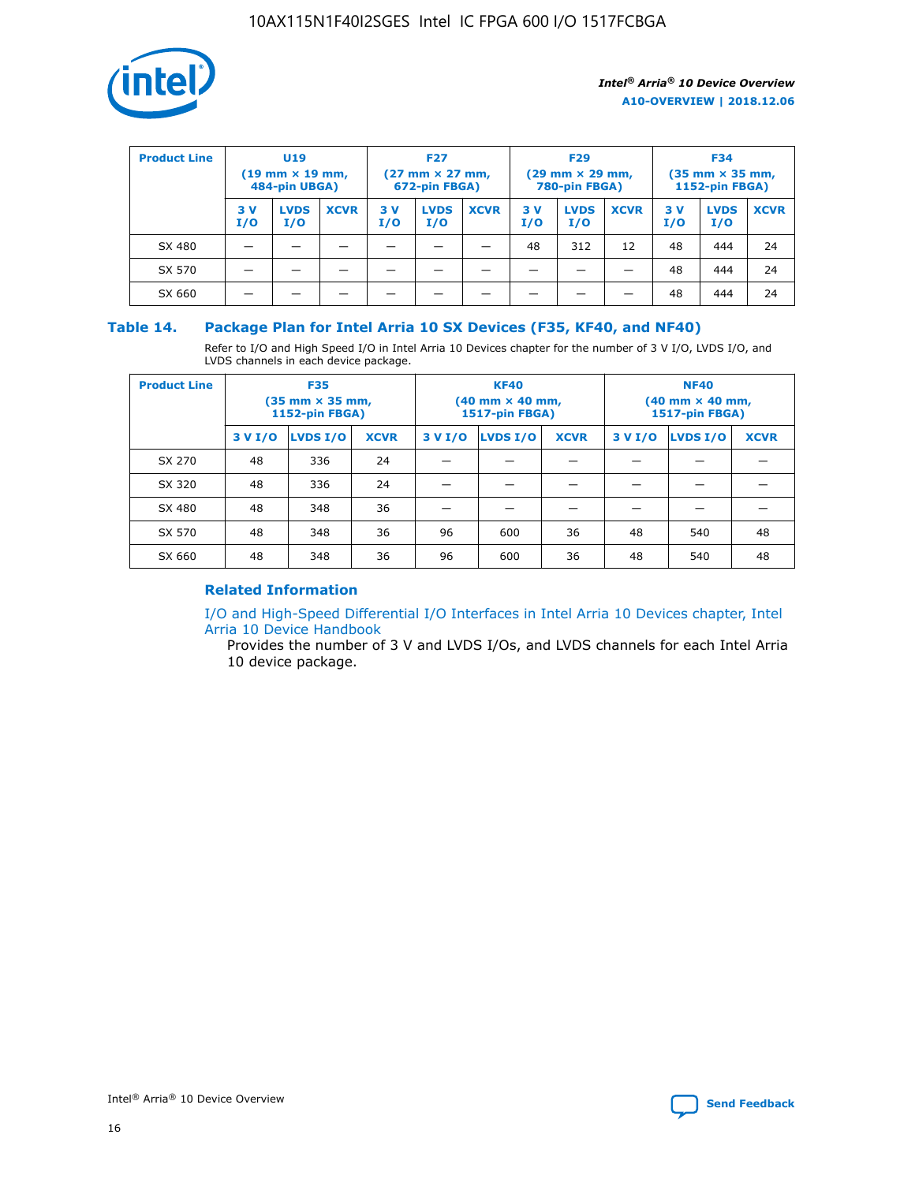| Product Line | U19 (19 mm × 19 mm, 484-pin UBGA) | | | F27 (27 mm × 27 mm, 672-pin FBGA) | | | F29 (29 mm × 29 mm, 780-pin FBGA) | | | F34 (35 mm × 35 mm, 1152-pin FBGA) | | |
|---|---|---|---|---|---|---|---|---|---|---|---|---|
| | 3 V I/O | LVDS I/O | XCVR | 3 V I/O | LVDS I/O | XCVR | 3 V I/O | LVDS I/O | XCVR | 3 V I/O | LVDS I/O | XCVR |
| SX 480 | — | — | — | — | — | — | 48 | 312 | 12 | 48 | 444 | 24 |
| SX 570 | — | — | — | — | — | — | — | — | — | 48 | 444 | 24 |
| SX 660 | — | — | — | — | — | — | — | — | — | 48 | 444 | 24 |

## Table 14. Package Plan for Intel Arria 10 SX Devices (F35, KF40, and NF40)

Refer to I/O and High Speed I/O in Intel Arria 10 Devices chapter for the number of 3 V I/O, LVDS I/O, and LVDS channels in each device package.

| Product Line | F35 (35 mm × 35 mm, 1152-pin FBGA) | | | KF40 (40 mm × 40 mm, 1517-pin FBGA) | | | NF40 (40 mm × 40 mm, 1517-pin FBGA) | | |
|---|---|---|---|---|---|---|---|---|---|
| | 3 V I/O | LVDS I/O | XCVR | 3 V I/O | LVDS I/O | XCVR | 3 V I/O | LVDS I/O | XCVR |
| SX 270 | 48 | 336 | 24 | — | — | — | — | — | — |
| SX 320 | 48 | 336 | 24 | — | — | — | — | — | — |
| SX 480 | 48 | 348 | 36 | — | — | — | — | — | — |
| SX 570 | 48 | 348 | 36 | 96 | 600 | 36 | 48 | 540 | 48 |
| SX 660 | 48 | 348 | 36 | 96 | 600 | 36 | 48 | 540 | 48 |

### Related Information

I/O and High-Speed Differential I/O Interfaces in Intel Arria 10 Devices chapter, Intel Arria 10 Device Handbook

Provides the number of 3 V and LVDS I/Os, and LVDS channels for each Intel Arria 10 device package.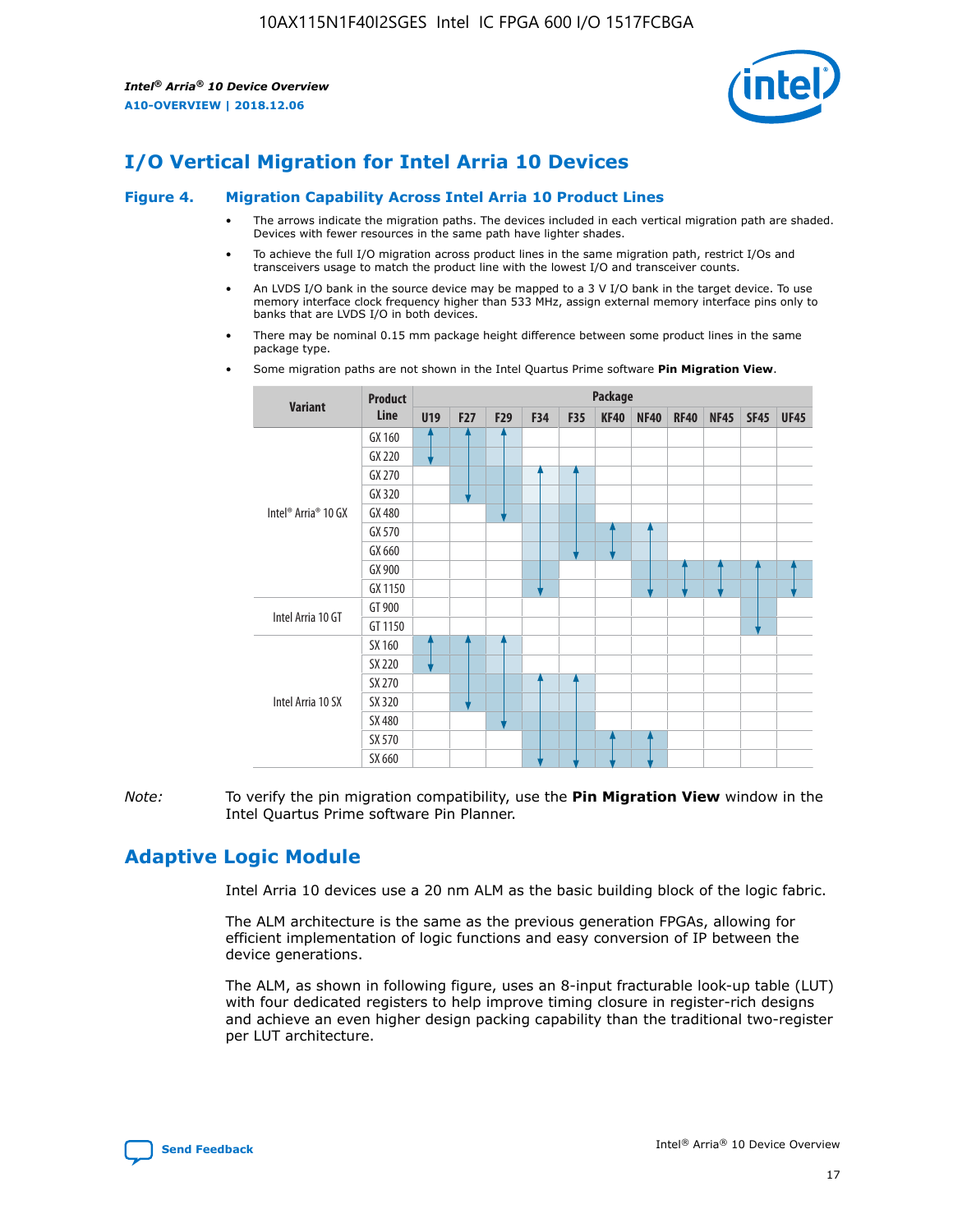# I/O Vertical Migration for Intel Arria 10 Devices

## Figure 4. Migration Capability Across Intel Arria 10 Product Lines

- The arrows indicate the migration paths. The devices included in each vertical migration path are shaded. Devices with fewer resources in the same path have lighter shades.
- To achieve the full I/O migration across product lines in the same migration path, restrict I/Os and transceivers usage to match the product line with the lowest I/O and transceiver counts.
- An LVDS I/O bank in the source device may be mapped to a 3 V I/O bank in the target device. To use memory interface clock frequency higher than 533 MHz, assign external memory interface pins only to banks that are LVDS I/O in both devices.
- There may be nominal 0.15 mm package height difference between some product lines in the same package type.
- Some migration paths are not shown in the Intel Quartus Prime software **Pin Migration View**.

| Variant | Product Line | Package | | | | | | | | | | |
|---|---|---|---|---|---|---|---|---|---|---|---|---|
| | | U19 | F27 | F29 | F34 | F35 | KF40 | NF40 | RF40 | NF45 | SF45 | UF45 |
| Intel® Arria® 10 GX | GX 160 | | | | | | | | | | | |
| | GX 220 | | | | | | | | | | | |
| | GX 270 | | | | | | | | | | | |
| | GX 320 | | | | | | | | | | | |
| | GX 480 | | | | | | | | | | | |
| | GX 570 | | | | | | | | | | | |
| | GX 660 | | | | | | | | | | | |
| | GX 900 | | | | | | | | | | | |
| | GX 1150 | | | | | | | | | | | |
| Intel Arria 10 GT | GT 900 | | | | | | | | | | | |
| | GT 1150 | | | | | | | | | | | |
| Intel Arria 10 SX | SX 160 | | | | | | | | | | | |
| | SX 220 | | | | | | | | | | | |
| | SX 270 | | | | | | | | | | | |
| | SX 320 | | | | | | | | | | | |
| | SX 480 | | | | | | | | | | | |
| | SX 570 | | | | | | | | | | | |
| | SX 660 | | | | | | | | | | | |

*Note:* To verify the pin migration compatibility, use the **Pin Migration View** window in the Intel Quartus Prime software Pin Planner.

# Adaptive Logic Module

Intel Arria 10 devices use a 20 nm ALM as the basic building block of the logic fabric.

The ALM architecture is the same as the previous generation FPGAs, allowing for efficient implementation of logic functions and easy conversion of IP between the device generations.

The ALM, as shown in following figure, uses an 8-input fracturable look-up table (LUT) with four dedicated registers to help improve timing closure in register-rich designs and achieve an even higher design packing capability than the traditional two-register per LUT architecture.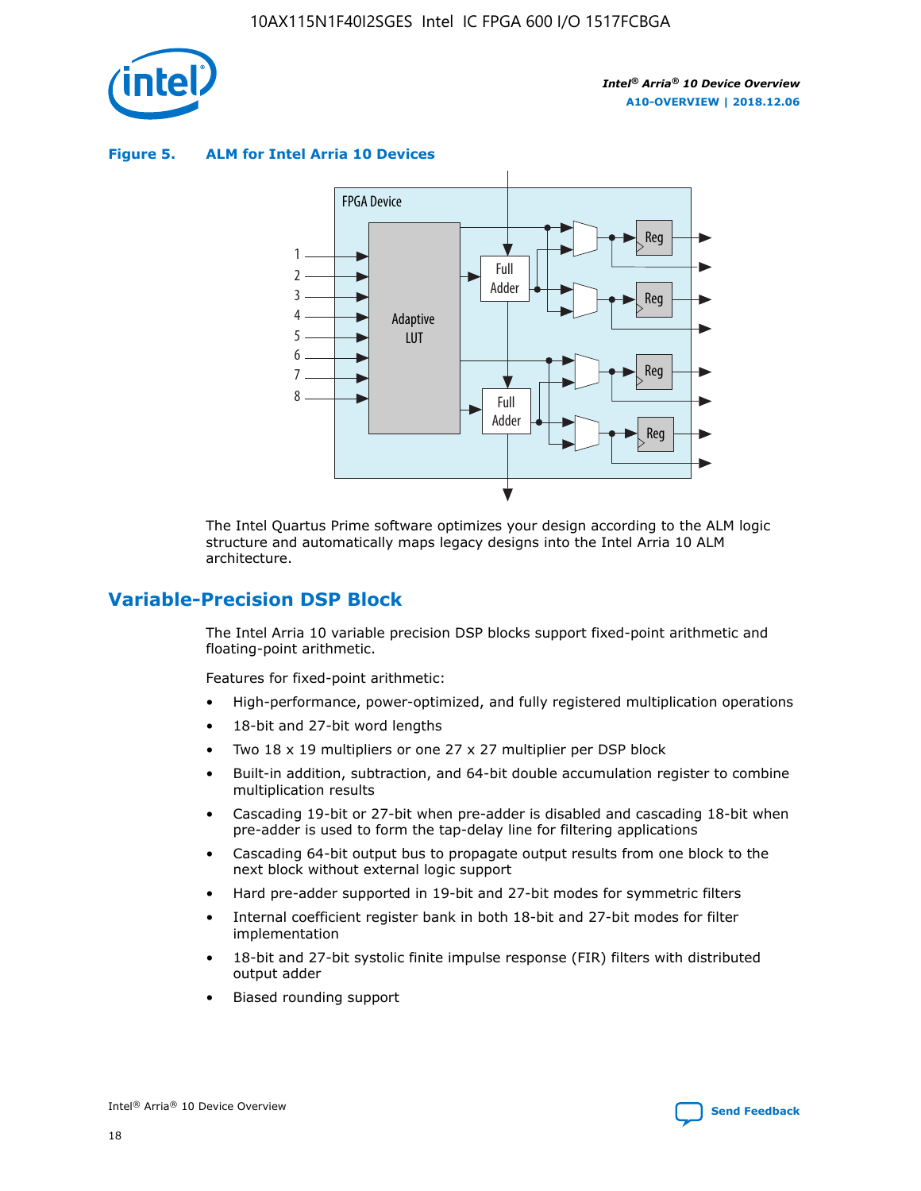**Figure 5. ALM for Intel Arria 10 Devices**

The Intel Quartus Prime software optimizes your design according to the ALM logic structure and automatically maps legacy designs into the Intel Arria 10 ALM architecture.

## Variable-Precision DSP Block

The Intel Arria 10 variable precision DSP blocks support fixed-point arithmetic and floating-point arithmetic.

Features for fixed-point arithmetic:

- High-performance, power-optimized, and fully registered multiplication operations
- 18-bit and 27-bit word lengths
- Two 18 x 19 multipliers or one 27 x 27 multiplier per DSP block
- Built-in addition, subtraction, and 64-bit double accumulation register to combine multiplication results
- Cascading 19-bit or 27-bit when pre-adder is disabled and cascading 18-bit when pre-adder is used to form the tap-delay line for filtering applications
- Cascading 64-bit output bus to propagate output results from one block to the next block without external logic support
- Hard pre-adder supported in 19-bit and 27-bit modes for symmetric filters
- Internal coefficient register bank in both 18-bit and 27-bit modes for filter implementation
- 18-bit and 27-bit systolic finite impulse response (FIR) filters with distributed output adder
- Biased rounding support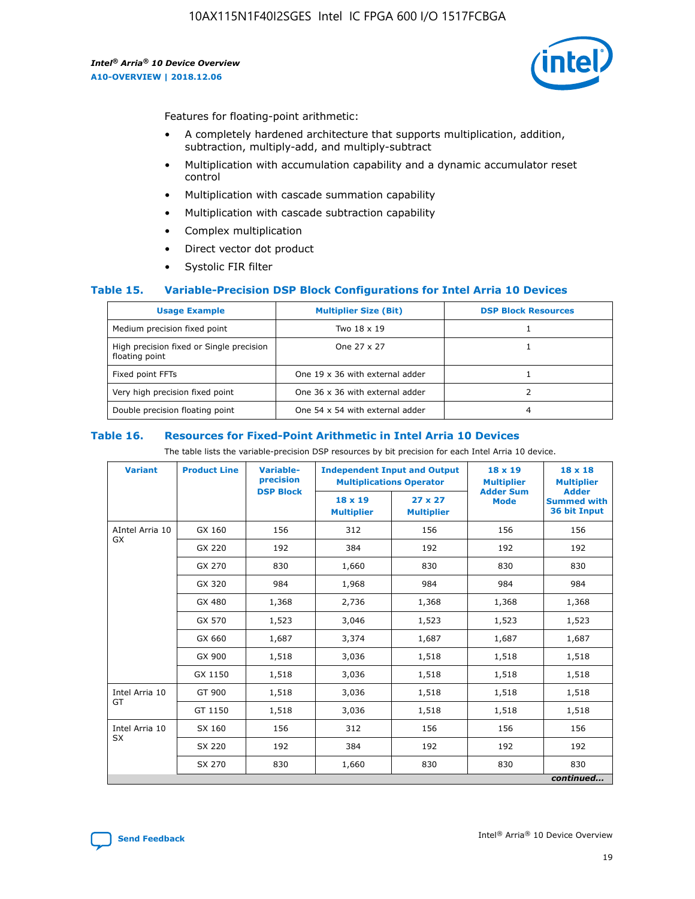Features for floating-point arithmetic:

- A completely hardened architecture that supports multiplication, addition, subtraction, multiply-add, and multiply-subtract
- Multiplication with accumulation capability and a dynamic accumulator reset control
- Multiplication with cascade summation capability
- Multiplication with cascade subtraction capability
- Complex multiplication
- Direct vector dot product
- Systolic FIR filter

### Table 15. Variable-Precision DSP Block Configurations for Intel Arria 10 Devices

| Usage Example | Multiplier Size (Bit) | DSP Block Resources |
|---|---|---|
| Medium precision fixed point | Two 18 x 19 | 1 |
| High precision fixed or Single precision floating point | One 27 x 27 | 1 |
| Fixed point FFTs | One 19 x 36 with external adder | 1 |
| Very high precision fixed point | One 36 x 36 with external adder | 2 |
| Double precision floating point | One 54 x 54 with external adder | 4 |

### Table 16. Resources for Fixed-Point Arithmetic in Intel Arria 10 Devices

The table lists the variable-precision DSP resources by bit precision for each Intel Arria 10 device.

| Variant | Product Line | Variable-precision DSP Block | Independent Input and Output Multiplications Operator | | 18 x 19 Multiplier Adder Sum Mode | 18 x 18 Multiplier Adder Summed with 36 bit Input |
|---|---|---|---|---|---|---|
| | | | 18 x 19 Multiplier | 27 x 27 Multiplier | | |
| AIntel Arria 10 GX | GX 160 | 156 | 312 | 156 | 156 | 156 |
| | GX 220 | 192 | 384 | 192 | 192 | 192 |
| | GX 270 | 830 | 1,660 | 830 | 830 | 830 |
| | GX 320 | 984 | 1,968 | 984 | 984 | 984 |
| | GX 480 | 1,368 | 2,736 | 1,368 | 1,368 | 1,368 |
| | GX 570 | 1,523 | 3,046 | 1,523 | 1,523 | 1,523 |
| | GX 660 | 1,687 | 3,374 | 1,687 | 1,687 | 1,687 |
| | GX 900 | 1,518 | 3,036 | 1,518 | 1,518 | 1,518 |
| | GX 1150 | 1,518 | 3,036 | 1,518 | 1,518 | 1,518 |
| Intel Arria 10 GT | GT 900 | 1,518 | 3,036 | 1,518 | 1,518 | 1,518 |
| | GT 1150 | 1,518 | 3,036 | 1,518 | 1,518 | 1,518 |
| Intel Arria 10 SX | SX 160 | 156 | 312 | 156 | 156 | 156 |
| | SX 220 | 192 | 384 | 192 | 192 | 192 |
| | SX 270 | 830 | 1,660 | 830 | 830 | 830 |

*continued...*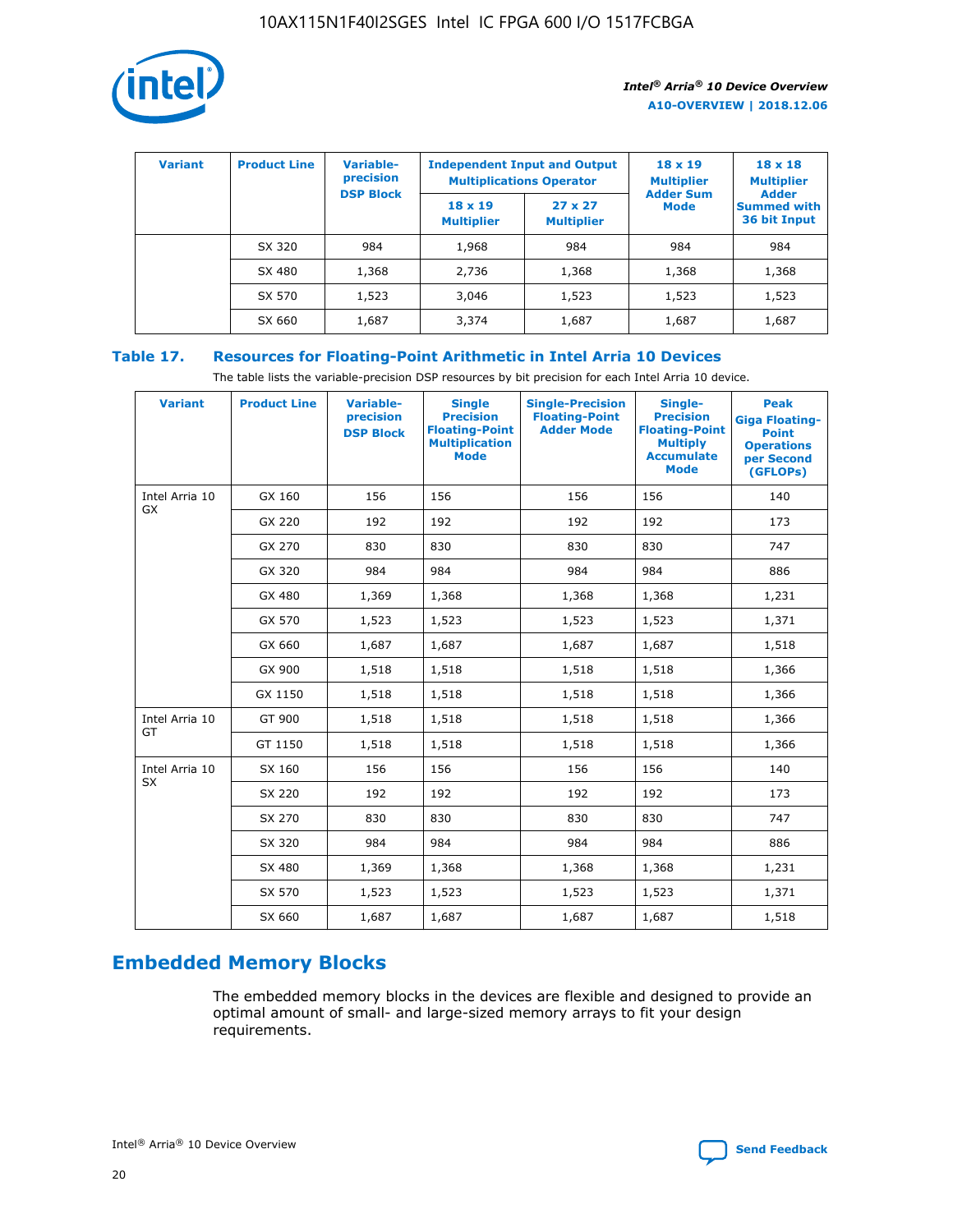| Variant | Product Line | Variable-precision DSP Block | Independent Input and Output Multiplications Operator | | 18 x 19 Multiplier Adder Sum Mode | 18 x 18 Multiplier Adder Summed with 36 bit Input |
|---|---|---|---|---|---|---|
| | | | 18 x 19 Multiplier | 27 x 27 Multiplier | | |
| | SX 320 | 984 | 1,968 | 984 | 984 | 984 |
| | SX 480 | 1,368 | 2,736 | 1,368 | 1,368 | 1,368 |
| | SX 570 | 1,523 | 3,046 | 1,523 | 1,523 | 1,523 |
| | SX 660 | 1,687 | 3,374 | 1,687 | 1,687 | 1,687 |

## Table 17. Resources for Floating-Point Arithmetic in Intel Arria 10 Devices

The table lists the variable-precision DSP resources by bit precision for each Intel Arria 10 device.

| Variant | Product Line | Variable-precision DSP Block | Single Precision Floating-Point Multiplication Mode | Single-Precision Floating-Point Adder Mode | Single-Precision Floating-Point Multiply Accumulate Mode | Peak Giga Floating-Point Operations per Second (GFLOPs) |
|---|---|---|---|---|---|---|
| Intel Arria 10 GX | GX 160 | 156 | 156 | 156 | 156 | 140 |
| | GX 220 | 192 | 192 | 192 | 192 | 173 |
| | GX 270 | 830 | 830 | 830 | 830 | 747 |
| | GX 320 | 984 | 984 | 984 | 984 | 886 |
| | GX 480 | 1,369 | 1,368 | 1,368 | 1,368 | 1,231 |
| | GX 570 | 1,523 | 1,523 | 1,523 | 1,523 | 1,371 |
| | GX 660 | 1,687 | 1,687 | 1,687 | 1,687 | 1,518 |
| | GX 900 | 1,518 | 1,518 | 1,518 | 1,518 | 1,366 |
| | GX 1150 | 1,518 | 1,518 | 1,518 | 1,518 | 1,366 |
| Intel Arria 10 GT | GT 900 | 1,518 | 1,518 | 1,518 | 1,518 | 1,366 |
| | GT 1150 | 1,518 | 1,518 | 1,518 | 1,518 | 1,366 |
| Intel Arria 10 SX | SX 160 | 156 | 156 | 156 | 156 | 140 |
| | SX 220 | 192 | 192 | 192 | 192 | 173 |
| | SX 270 | 830 | 830 | 830 | 830 | 747 |
| | SX 320 | 984 | 984 | 984 | 984 | 886 |
| | SX 480 | 1,369 | 1,368 | 1,368 | 1,368 | 1,231 |
| | SX 570 | 1,523 | 1,523 | 1,523 | 1,523 | 1,371 |
| | SX 660 | 1,687 | 1,687 | 1,687 | 1,687 | 1,518 |

## Embedded Memory Blocks

The embedded memory blocks in the devices are flexible and designed to provide an optimal amount of small- and large-sized memory arrays to fit your design requirements.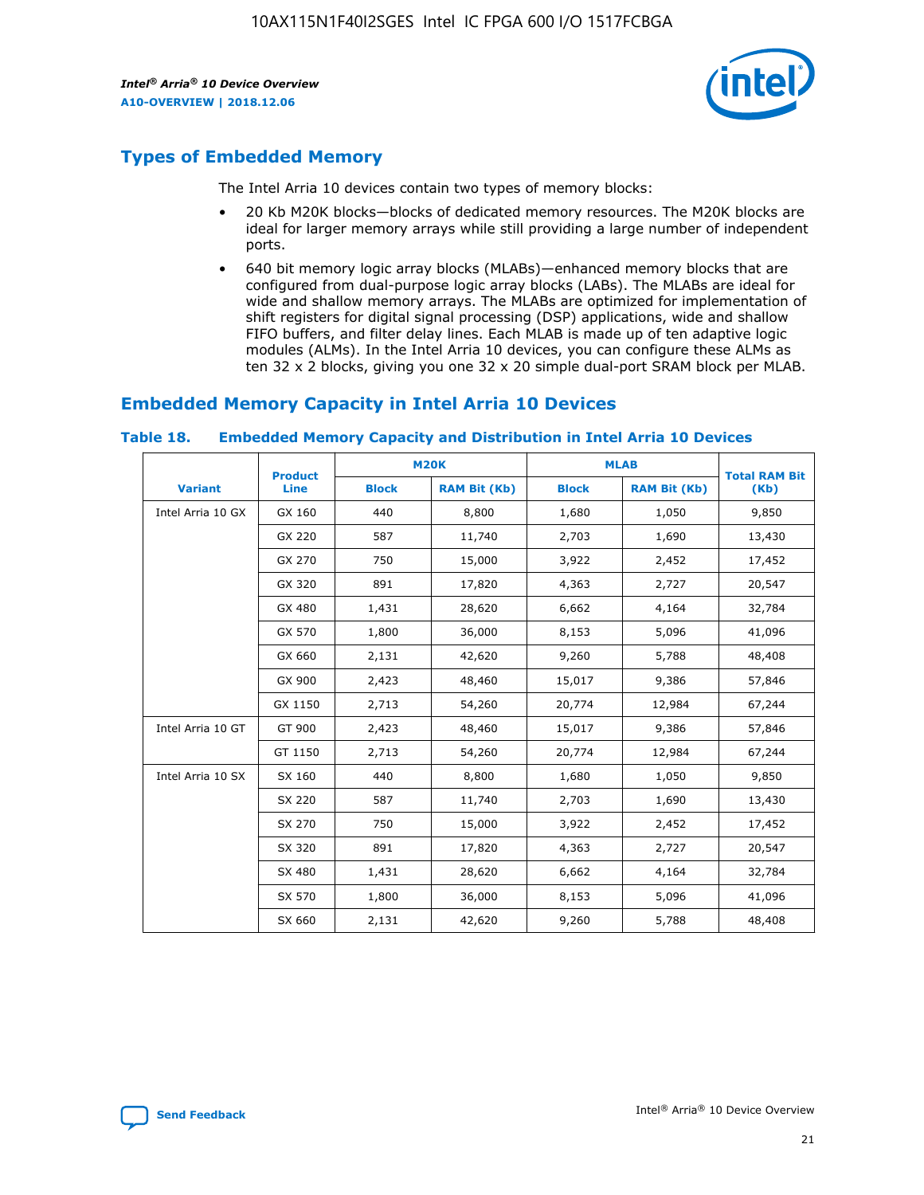## Types of Embedded Memory

The Intel Arria 10 devices contain two types of memory blocks:

- 20 Kb M20K blocks—blocks of dedicated memory resources. The M20K blocks are ideal for larger memory arrays while still providing a large number of independent ports.
- 640 bit memory logic array blocks (MLABs)—enhanced memory blocks that are configured from dual-purpose logic array blocks (LABs). The MLABs are ideal for wide and shallow memory arrays. The MLABs are optimized for implementation of shift registers for digital signal processing (DSP) applications, wide and shallow FIFO buffers, and filter delay lines. Each MLAB is made up of ten adaptive logic modules (ALMs). In the Intel Arria 10 devices, you can configure these ALMs as ten 32 x 2 blocks, giving you one 32 x 20 simple dual-port SRAM block per MLAB.

## Embedded Memory Capacity in Intel Arria 10 Devices

**Table 18. Embedded Memory Capacity and Distribution in Intel Arria 10 Devices**

| Variant | Product Line | M20K | | MLAB | | Total RAM Bit (Kb) |
|---|---|---|---|---|---|---|
| | | Block | RAM Bit (Kb) | Block | RAM Bit (Kb) | |
| Intel Arria 10 GX | GX 160 | 440 | 8,800 | 1,680 | 1,050 | 9,850 |
| | GX 220 | 587 | 11,740 | 2,703 | 1,690 | 13,430 |
| | GX 270 | 750 | 15,000 | 3,922 | 2,452 | 17,452 |
| | GX 320 | 891 | 17,820 | 4,363 | 2,727 | 20,547 |
| | GX 480 | 1,431 | 28,620 | 6,662 | 4,164 | 32,784 |
| | GX 570 | 1,800 | 36,000 | 8,153 | 5,096 | 41,096 |
| | GX 660 | 2,131 | 42,620 | 9,260 | 5,788 | 48,408 |
| | GX 900 | 2,423 | 48,460 | 15,017 | 9,386 | 57,846 |
| | GX 1150 | 2,713 | 54,260 | 20,774 | 12,984 | 67,244 |
| Intel Arria 10 GT | GT 900 | 2,423 | 48,460 | 15,017 | 9,386 | 57,846 |
| | GT 1150 | 2,713 | 54,260 | 20,774 | 12,984 | 67,244 |
| Intel Arria 10 SX | SX 160 | 440 | 8,800 | 1,680 | 1,050 | 9,850 |
| | SX 220 | 587 | 11,740 | 2,703 | 1,690 | 13,430 |
| | SX 270 | 750 | 15,000 | 3,922 | 2,452 | 17,452 |
| | SX 320 | 891 | 17,820 | 4,363 | 2,727 | 20,547 |
| | SX 480 | 1,431 | 28,620 | 6,662 | 4,164 | 32,784 |
| | SX 570 | 1,800 | 36,000 | 8,153 | 5,096 | 41,096 |
| | SX 660 | 2,131 | 42,620 | 9,260 | 5,788 | 48,408 |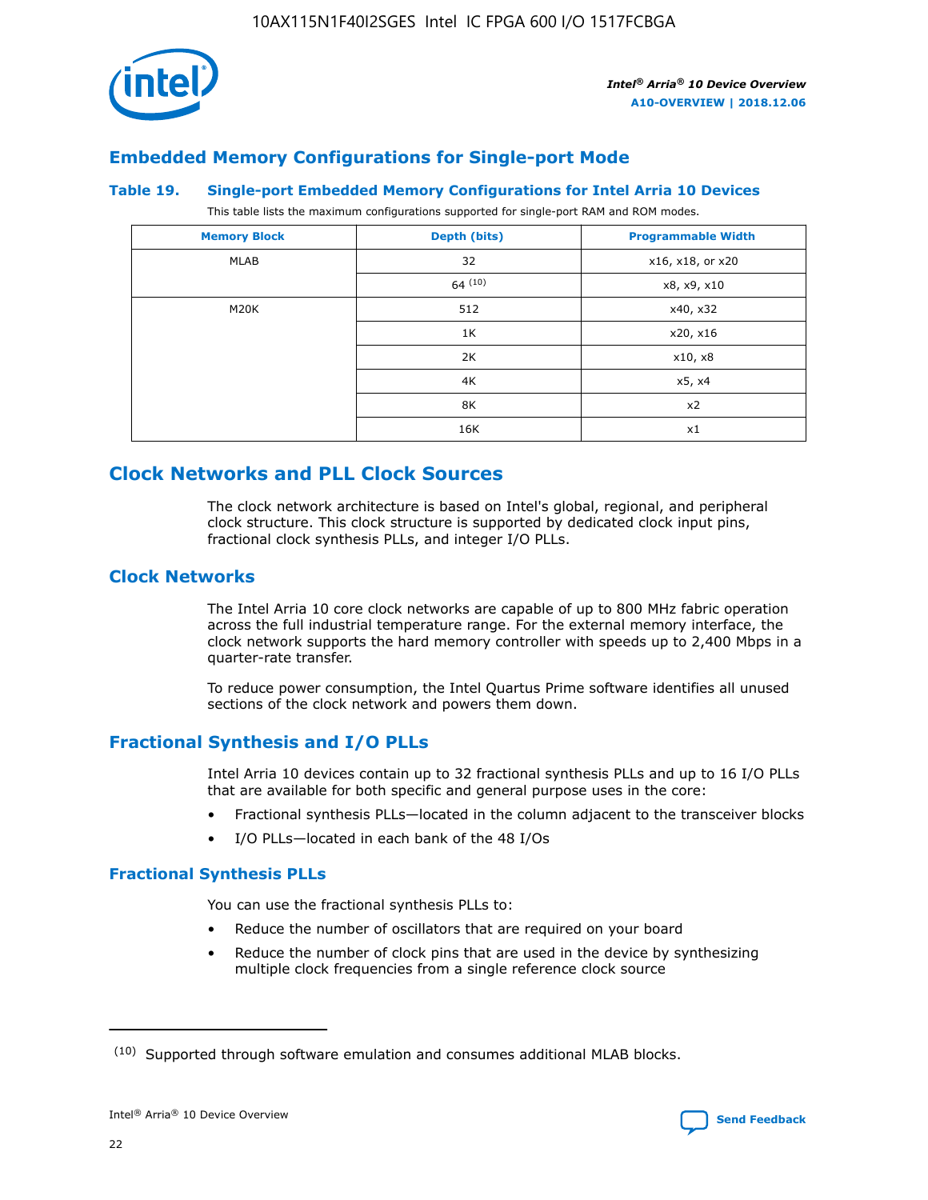## Embedded Memory Configurations for Single-port Mode

### Table 19. Single-port Embedded Memory Configurations for Intel Arria 10 Devices

This table lists the maximum configurations supported for single-port RAM and ROM modes.

| Memory Block | Depth (bits) | Programmable Width |
| --- | --- | --- |
| MLAB | 32 | x16, x18, or x20 |
| | 64 [10] | x8, x9, x10 |
| M20K | 512 | x40, x32 |
| | 1K | x20, x16 |
| | 2K | x10, x8 |
| | 4K | x5, x4 |
| | 8K | x2 |
| | 16K | x1 |

## Clock Networks and PLL Clock Sources

The clock network architecture is based on Intel's global, regional, and peripheral clock structure. This clock structure is supported by dedicated clock input pins, fractional clock synthesis PLLs, and integer I/O PLLs.

## Clock Networks

The Intel Arria 10 core clock networks are capable of up to 800 MHz fabric operation across the full industrial temperature range. For the external memory interface, the clock network supports the hard memory controller with speeds up to 2,400 Mbps in a quarter-rate transfer.

To reduce power consumption, the Intel Quartus Prime software identifies all unused sections of the clock network and powers them down.

## Fractional Synthesis and I/O PLLs

Intel Arria 10 devices contain up to 32 fractional synthesis PLLs and up to 16 I/O PLLs that are available for both specific and general purpose uses in the core:

- Fractional synthesis PLLs—located in the column adjacent to the transceiver blocks
- I/O PLLs—located in each bank of the 48 I/Os

### Fractional Synthesis PLLs

You can use the fractional synthesis PLLs to:

- Reduce the number of oscillators that are required on your board
- Reduce the number of clock pins that are used in the device by synthesizing multiple clock frequencies from a single reference clock source

---

[10] Supported through software emulation and consumes additional MLAB blocks.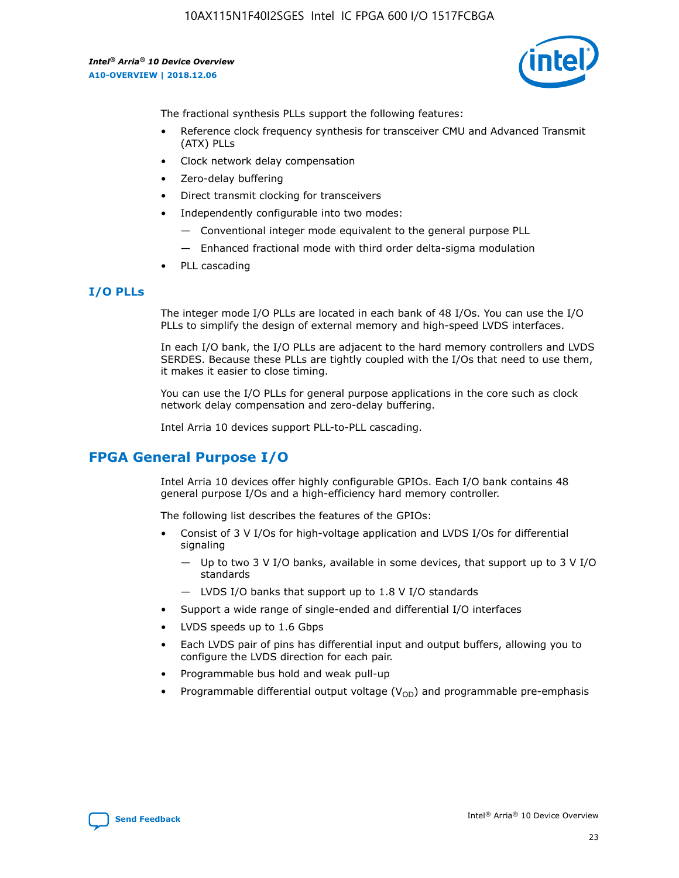The fractional synthesis PLLs support the following features:

- Reference clock frequency synthesis for transceiver CMU and Advanced Transmit (ATX) PLLs
- Clock network delay compensation
- Zero-delay buffering
- Direct transmit clocking for transceivers
- Independently configurable into two modes:
  - Conventional integer mode equivalent to the general purpose PLL
  - Enhanced fractional mode with third order delta-sigma modulation
- PLL cascading

### I/O PLLs

The integer mode I/O PLLs are located in each bank of 48 I/Os. You can use the I/O PLLs to simplify the design of external memory and high-speed LVDS interfaces.

In each I/O bank, the I/O PLLs are adjacent to the hard memory controllers and LVDS SERDES. Because these PLLs are tightly coupled with the I/Os that need to use them, it makes it easier to close timing.

You can use the I/O PLLs for general purpose applications in the core such as clock network delay compensation and zero-delay buffering.

Intel Arria 10 devices support PLL-to-PLL cascading.

## FPGA General Purpose I/O

Intel Arria 10 devices offer highly configurable GPIOs. Each I/O bank contains 48 general purpose I/Os and a high-efficiency hard memory controller.

The following list describes the features of the GPIOs:

- Consist of 3 V I/Os for high-voltage application and LVDS I/Os for differential signaling
  - Up to two 3 V I/O banks, available in some devices, that support up to 3 V I/O standards
  - LVDS I/O banks that support up to 1.8 V I/O standards
- Support a wide range of single-ended and differential I/O interfaces
- LVDS speeds up to 1.6 Gbps
- Each LVDS pair of pins has differential input and output buffers, allowing you to configure the LVDS direction for each pair.
- Programmable bus hold and weak pull-up
- Programmable differential output voltage ($V_{OD}$) and programmable pre-emphasis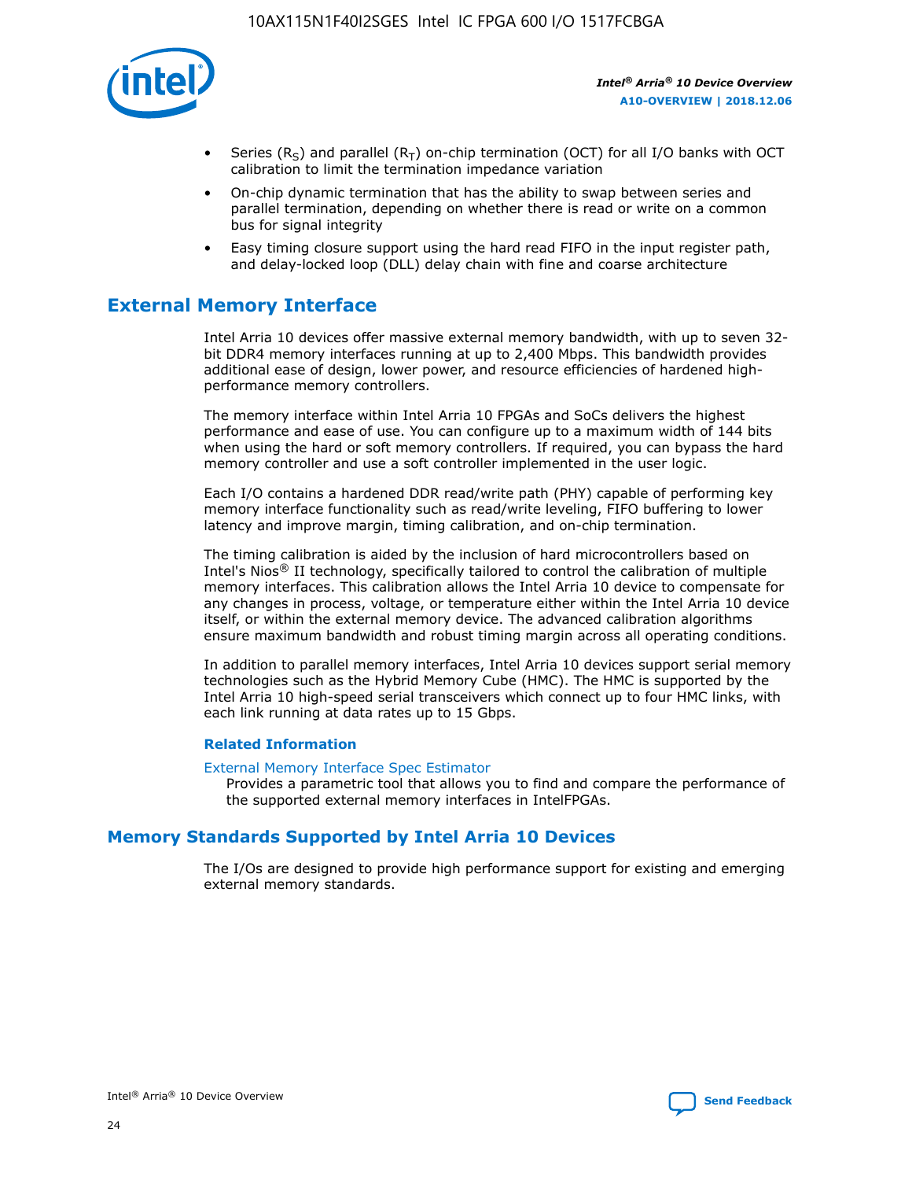- Series ($R_S$) and parallel ($R_T$) on-chip termination (OCT) for all I/O banks with OCT calibration to limit the termination impedance variation
- On-chip dynamic termination that has the ability to swap between series and parallel termination, depending on whether there is read or write on a common bus for signal integrity
- Easy timing closure support using the hard read FIFO in the input register path, and delay-locked loop (DLL) delay chain with fine and coarse architecture

## External Memory Interface

Intel Arria 10 devices offer massive external memory bandwidth, with up to seven 32-bit DDR4 memory interfaces running at up to 2,400 Mbps. This bandwidth provides additional ease of design, lower power, and resource efficiencies of hardened high-performance memory controllers.

The memory interface within Intel Arria 10 FPGAs and SoCs delivers the highest performance and ease of use. You can configure up to a maximum width of 144 bits when using the hard or soft memory controllers. If required, you can bypass the hard memory controller and use a soft controller implemented in the user logic.

Each I/O contains a hardened DDR read/write path (PHY) capable of performing key memory interface functionality such as read/write leveling, FIFO buffering to lower latency and improve margin, timing calibration, and on-chip termination.

The timing calibration is aided by the inclusion of hard microcontrollers based on Intel's Nios® II technology, specifically tailored to control the calibration of multiple memory interfaces. This calibration allows the Intel Arria 10 device to compensate for any changes in process, voltage, or temperature either within the Intel Arria 10 device itself, or within the external memory device. The advanced calibration algorithms ensure maximum bandwidth and robust timing margin across all operating conditions.

In addition to parallel memory interfaces, Intel Arria 10 devices support serial memory technologies such as the Hybrid Memory Cube (HMC). The HMC is supported by the Intel Arria 10 high-speed serial transceivers which connect up to four HMC links, with each link running at data rates up to 15 Gbps.

### Related Information

External Memory Interface Spec Estimator

Provides a parametric tool that allows you to find and compare the performance of the supported external memory interfaces in IntelFPGAs.

## Memory Standards Supported by Intel Arria 10 Devices

The I/Os are designed to provide high performance support for existing and emerging external memory standards.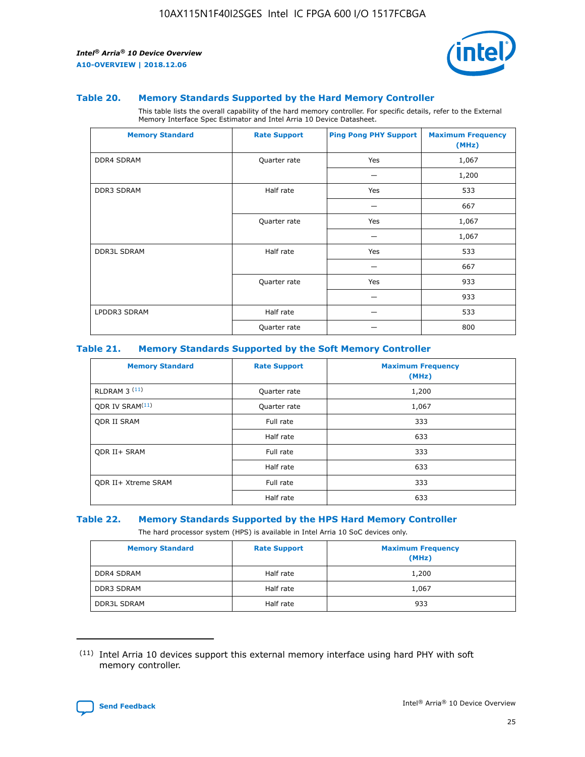### Table 20. Memory Standards Supported by the Hard Memory Controller

This table lists the overall capability of the hard memory controller. For specific details, refer to the External Memory Interface Spec Estimator and Intel Arria 10 Device Datasheet.

| Memory Standard | Rate Support | Ping Pong PHY Support | Maximum Frequency (MHz) |
|---|---|---|---|
| DDR4 SDRAM | Quarter rate | Yes | 1,067 |
| | | — | 1,200 |
| DDR3 SDRAM | Half rate | Yes | 533 |
| | | — | 667 |
| | Quarter rate | Yes | 1,067 |
| | | — | 1,067 |
| DDR3L SDRAM | Half rate | Yes | 533 |
| | | — | 667 |
| | Quarter rate | Yes | 933 |
| | | — | 933 |
| LPDDR3 SDRAM | Half rate | — | 533 |
| | Quarter rate | — | 800 |

### Table 21. Memory Standards Supported by the Soft Memory Controller

| Memory Standard | Rate Support | Maximum Frequency (MHz) |
|---|---|---|
| RLDRAM 3 [11] | Quarter rate | 1,200 |
| QDR IV SRAM[11] | Quarter rate | 1,067 |
| QDR II SRAM | Full rate | 333 |
| | Half rate | 633 |
| QDR II+ SRAM | Full rate | 333 |
| | Half rate | 633 |
| QDR II+ Xtreme SRAM | Full rate | 333 |
| | Half rate | 633 |

### Table 22. Memory Standards Supported by the HPS Hard Memory Controller

The hard processor system (HPS) is available in Intel Arria 10 SoC devices only.

| Memory Standard | Rate Support | Maximum Frequency (MHz) |
|---|---|---|
| DDR4 SDRAM | Half rate | 1,200 |
| DDR3 SDRAM | Half rate | 1,067 |
| DDR3L SDRAM | Half rate | 933 |

[11] Intel Arria 10 devices support this external memory interface using hard PHY with soft memory controller.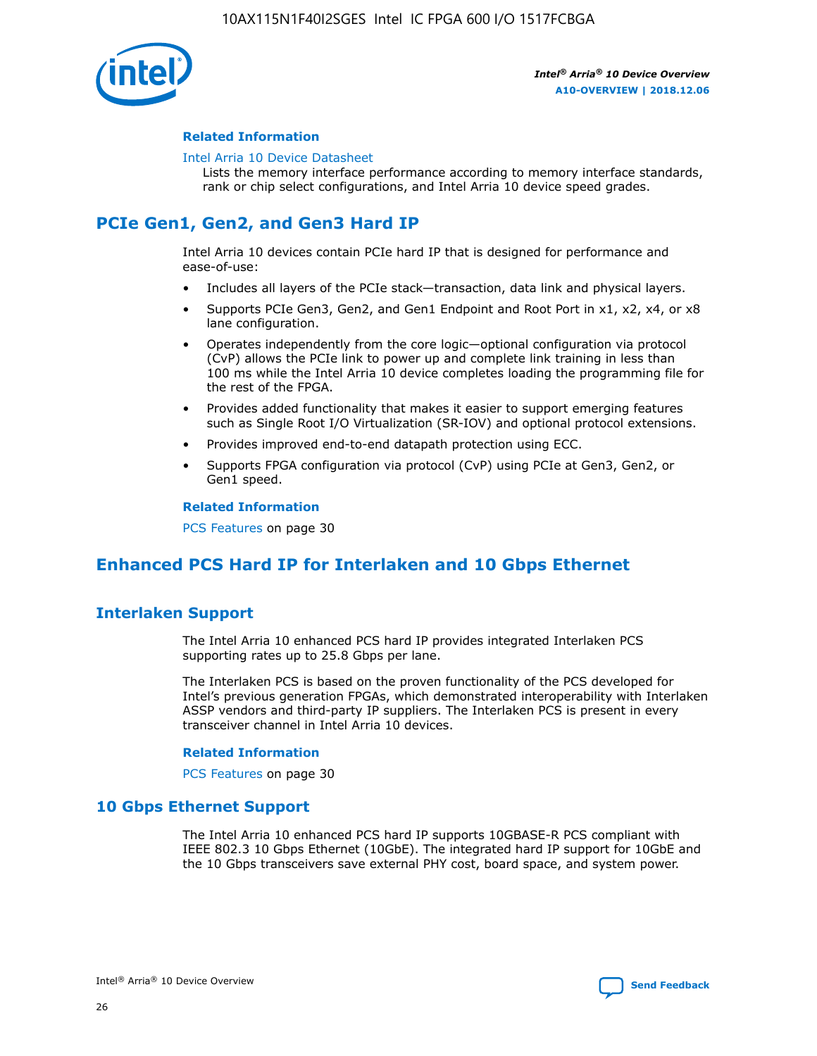### Related Information

Intel Arria 10 Device Datasheet
Lists the memory interface performance according to memory interface standards, rank or chip select configurations, and Intel Arria 10 device speed grades.

## PCIe Gen1, Gen2, and Gen3 Hard IP

Intel Arria 10 devices contain PCIe hard IP that is designed for performance and ease-of-use:

- Includes all layers of the PCIe stack—transaction, data link and physical layers.
- Supports PCIe Gen3, Gen2, and Gen1 Endpoint and Root Port in x1, x2, x4, or x8 lane configuration.
- Operates independently from the core logic—optional configuration via protocol (CvP) allows the PCIe link to power up and complete link training in less than 100 ms while the Intel Arria 10 device completes loading the programming file for the rest of the FPGA.
- Provides added functionality that makes it easier to support emerging features such as Single Root I/O Virtualization (SR-IOV) and optional protocol extensions.
- Provides improved end-to-end datapath protection using ECC.
- Supports FPGA configuration via protocol (CvP) using PCIe at Gen3, Gen2, or Gen1 speed.

### Related Information

PCS Features on page 30

## Enhanced PCS Hard IP for Interlaken and 10 Gbps Ethernet

## Interlaken Support

The Intel Arria 10 enhanced PCS hard IP provides integrated Interlaken PCS supporting rates up to 25.8 Gbps per lane.

The Interlaken PCS is based on the proven functionality of the PCS developed for Intel's previous generation FPGAs, which demonstrated interoperability with Interlaken ASSP vendors and third-party IP suppliers. The Interlaken PCS is present in every transceiver channel in Intel Arria 10 devices.

### Related Information

PCS Features on page 30

## 10 Gbps Ethernet Support

The Intel Arria 10 enhanced PCS hard IP supports 10GBASE-R PCS compliant with IEEE 802.3 10 Gbps Ethernet (10GbE). The integrated hard IP support for 10GbE and the 10 Gbps transceivers save external PHY cost, board space, and system power.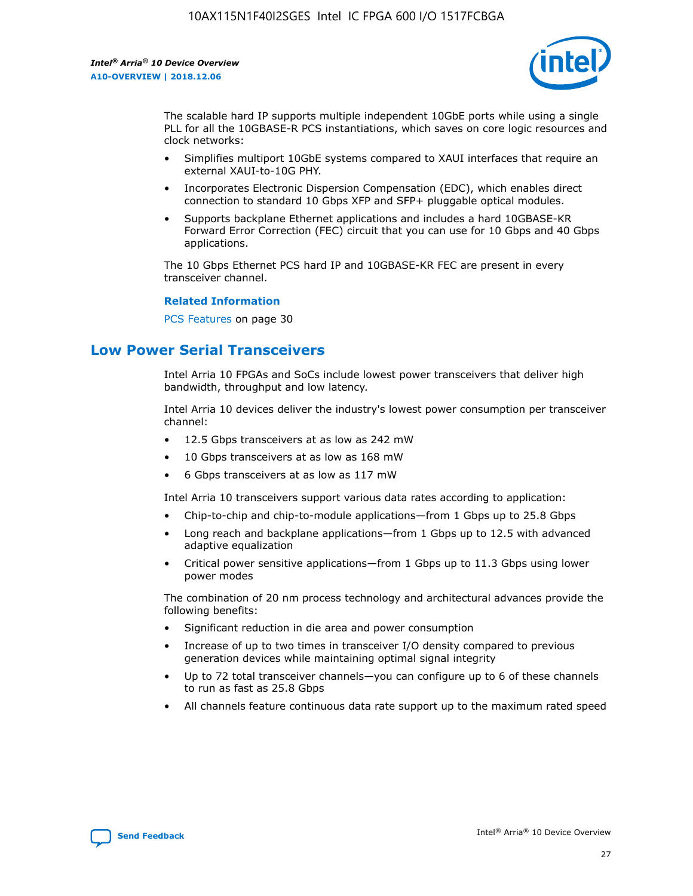The scalable hard IP supports multiple independent 10GbE ports while using a single PLL for all the 10GBASE-R PCS instantiations, which saves on core logic resources and clock networks:

- Simplifies multiport 10GbE systems compared to XAUI interfaces that require an external XAUI-to-10G PHY.
- Incorporates Electronic Dispersion Compensation (EDC), which enables direct connection to standard 10 Gbps XFP and SFP+ pluggable optical modules.
- Supports backplane Ethernet applications and includes a hard 10GBASE-KR Forward Error Correction (FEC) circuit that you can use for 10 Gbps and 40 Gbps applications.

The 10 Gbps Ethernet PCS hard IP and 10GBASE-KR FEC are present in every transceiver channel.

**Related Information**

PCS Features on page 30

## Low Power Serial Transceivers

Intel Arria 10 FPGAs and SoCs include lowest power transceivers that deliver high bandwidth, throughput and low latency.

Intel Arria 10 devices deliver the industry's lowest power consumption per transceiver channel:

- 12.5 Gbps transceivers at as low as 242 mW
- 10 Gbps transceivers at as low as 168 mW
- 6 Gbps transceivers at as low as 117 mW

Intel Arria 10 transceivers support various data rates according to application:

- Chip-to-chip and chip-to-module applications—from 1 Gbps up to 25.8 Gbps
- Long reach and backplane applications—from 1 Gbps up to 12.5 with advanced adaptive equalization
- Critical power sensitive applications—from 1 Gbps up to 11.3 Gbps using lower power modes

The combination of 20 nm process technology and architectural advances provide the following benefits:

- Significant reduction in die area and power consumption
- Increase of up to two times in transceiver I/O density compared to previous generation devices while maintaining optimal signal integrity
- Up to 72 total transceiver channels—you can configure up to 6 of these channels to run as fast as 25.8 Gbps
- All channels feature continuous data rate support up to the maximum rated speed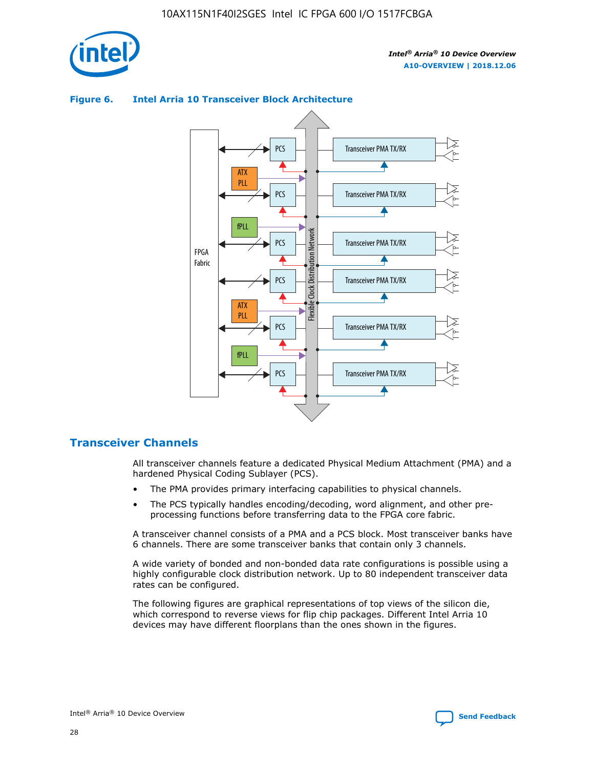**Figure 6. Intel Arria 10 Transceiver Block Architecture**

## Transceiver Channels

All transceiver channels feature a dedicated Physical Medium Attachment (PMA) and a hardened Physical Coding Sublayer (PCS).

- The PMA provides primary interfacing capabilities to physical channels.
- The PCS typically handles encoding/decoding, word alignment, and other pre-processing functions before transferring data to the FPGA core fabric.

A transceiver channel consists of a PMA and a PCS block. Most transceiver banks have 6 channels. There are some transceiver banks that contain only 3 channels.

A wide variety of bonded and non-bonded data rate configurations is possible using a highly configurable clock distribution network. Up to 80 independent transceiver data rates can be configured.

The following figures are graphical representations of top views of the silicon die, which correspond to reverse views for flip chip packages. Different Intel Arria 10 devices may have different floorplans than the ones shown in the figures.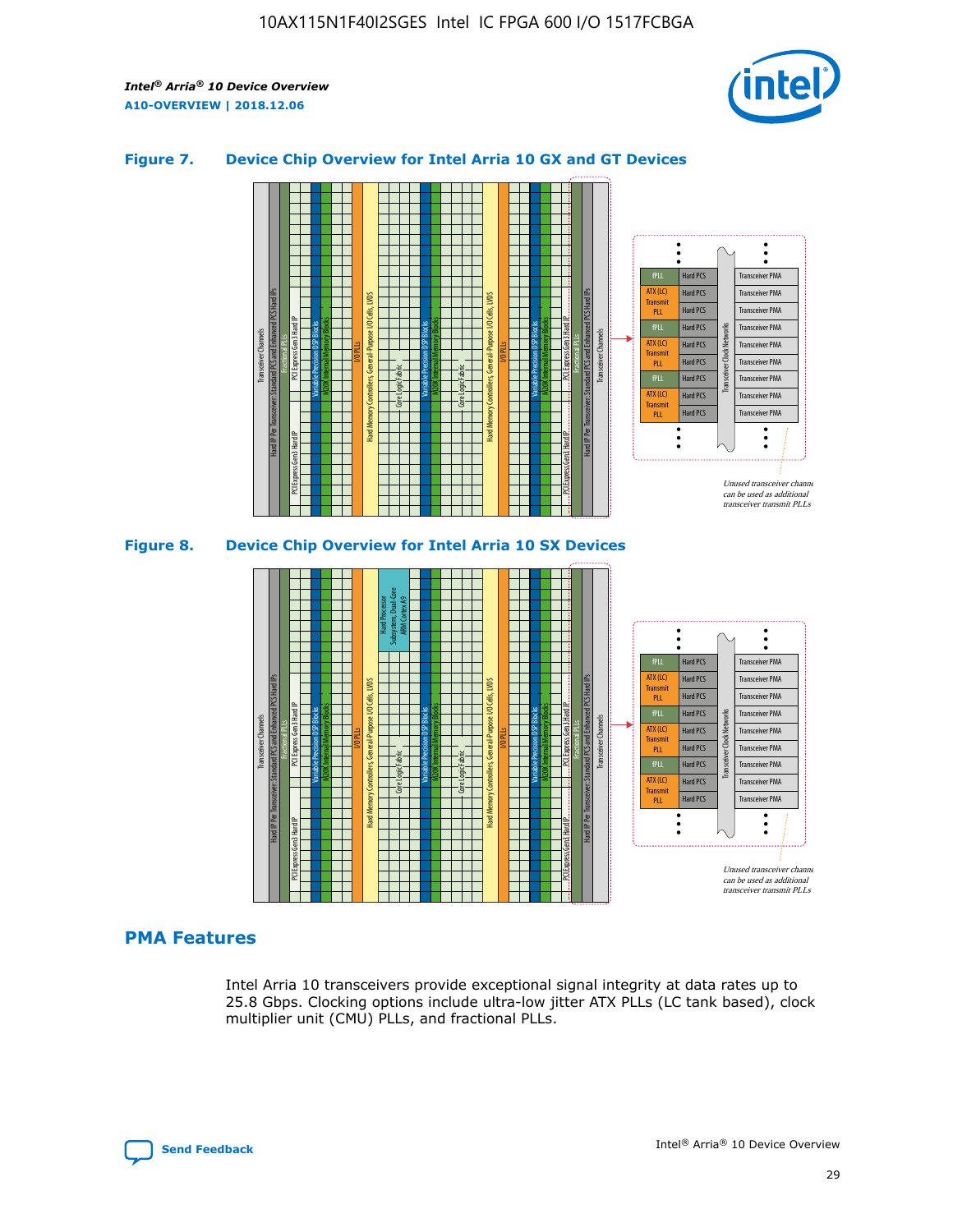## Figure 7. Device Chip Overview for Intel Arria 10 GX and GT Devices

## Figure 8. Device Chip Overview for Intel Arria 10 SX Devices

## PMA Features

Intel Arria 10 transceivers provide exceptional signal integrity at data rates up to 25.8 Gbps. Clocking options include ultra-low jitter ATX PLLs (LC tank based), clock multiplier unit (CMU) PLLs, and fractional PLLs.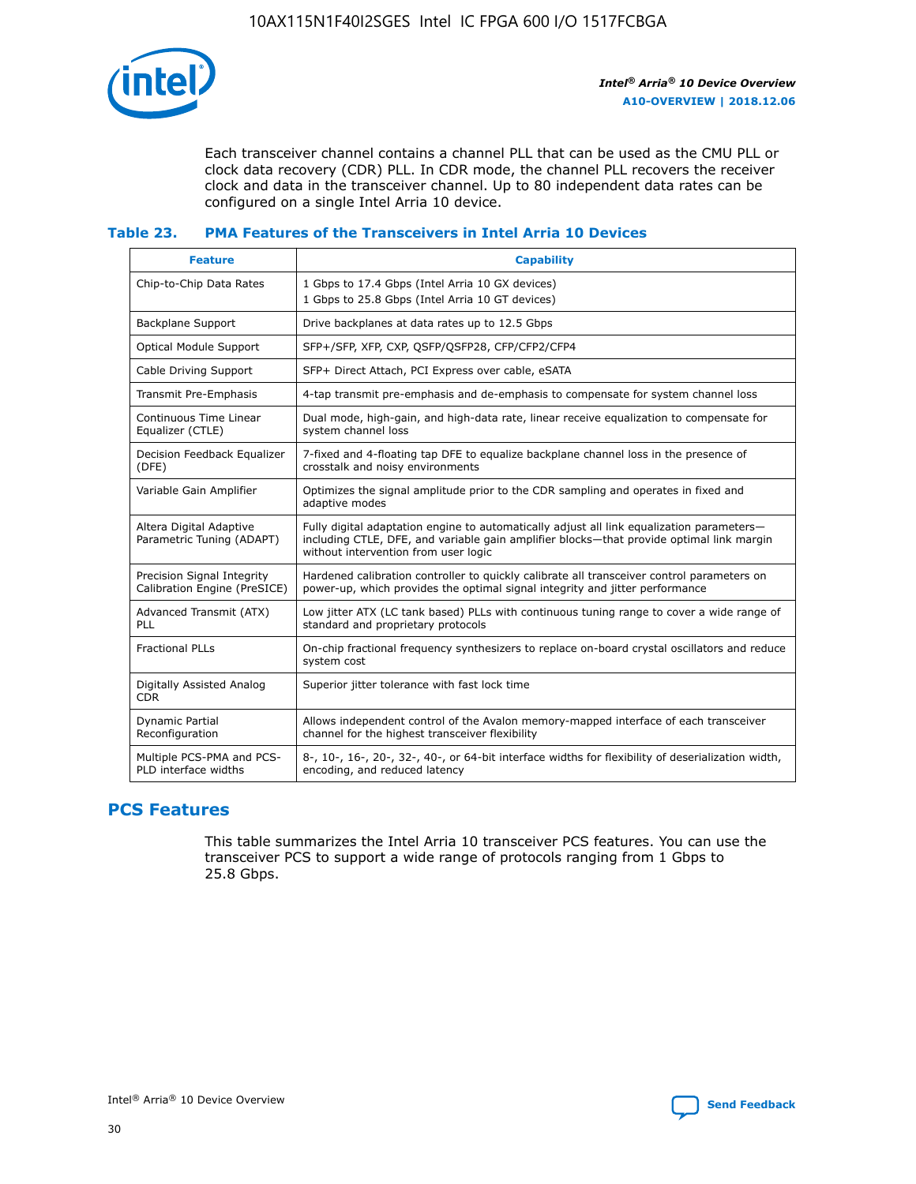Each transceiver channel contains a channel PLL that can be used as the CMU PLL or clock data recovery (CDR) PLL. In CDR mode, the channel PLL recovers the receiver clock and data in the transceiver channel. Up to 80 independent data rates can be configured on a single Intel Arria 10 device.

#### Table 23. PMA Features of the Transceivers in Intel Arria 10 Devices

| Feature | Capability |
| --- | --- |
| Chip-to-Chip Data Rates | 1 Gbps to 17.4 Gbps (Intel Arria 10 GX devices)<br>1 Gbps to 25.8 Gbps (Intel Arria 10 GT devices) |
| Backplane Support | Drive backplanes at data rates up to 12.5 Gbps |
| Optical Module Support | SFP+/SFP, XFP, CXP, QSFP/QSFP28, CFP/CFP2/CFP4 |
| Cable Driving Support | SFP+ Direct Attach, PCI Express over cable, eSATA |
| Transmit Pre-Emphasis | 4-tap transmit pre-emphasis and de-emphasis to compensate for system channel loss |
| Continuous Time Linear Equalizer (CTLE) | Dual mode, high-gain, and high-data rate, linear receive equalization to compensate for system channel loss |
| Decision Feedback Equalizer (DFE) | 7-fixed and 4-floating tap DFE to equalize backplane channel loss in the presence of crosstalk and noisy environments |
| Variable Gain Amplifier | Optimizes the signal amplitude prior to the CDR sampling and operates in fixed and adaptive modes |
| Altera Digital Adaptive Parametric Tuning (ADAPT) | Fully digital adaptation engine to automatically adjust all link equalization parameters—including CTLE, DFE, and variable gain amplifier blocks—that provide optimal link margin without intervention from user logic |
| Precision Signal Integrity Calibration Engine (PreSICE) | Hardened calibration controller to quickly calibrate all transceiver control parameters on power-up, which provides the optimal signal integrity and jitter performance |
| Advanced Transmit (ATX) PLL | Low jitter ATX (LC tank based) PLLs with continuous tuning range to cover a wide range of standard and proprietary protocols |
| Fractional PLLs | On-chip fractional frequency synthesizers to replace on-board crystal oscillators and reduce system cost |
| Digitally Assisted Analog CDR | Superior jitter tolerance with fast lock time |
| Dynamic Partial Reconfiguration | Allows independent control of the Avalon memory-mapped interface of each transceiver channel for the highest transceiver flexibility |
| Multiple PCS-PMA and PCS-PLD interface widths | 8-, 10-, 16-, 20-, 32-, 40-, or 64-bit interface widths for flexibility of deserialization width, encoding, and reduced latency |

## PCS Features

This table summarizes the Intel Arria 10 transceiver PCS features. You can use the transceiver PCS to support a wide range of protocols ranging from 1 Gbps to 25.8 Gbps.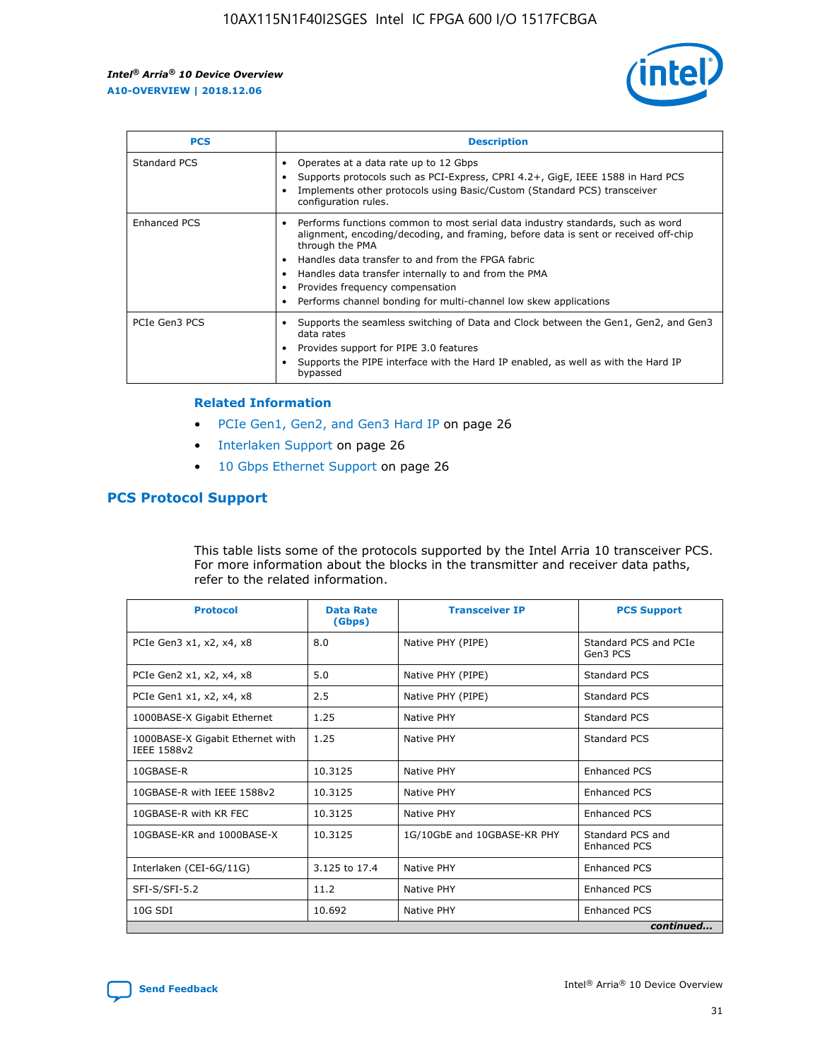| PCS | Description |
| --- | --- |
| Standard PCS | • Operates at a data rate up to 12 Gbps<br>• Supports protocols such as PCI-Express, CPRI 4.2+, GigE, IEEE 1588 in Hard PCS<br>• Implements other protocols using Basic/Custom (Standard PCS) transceiver configuration rules. |
| Enhanced PCS | • Performs functions common to most serial data industry standards, such as word alignment, encoding/decoding, and framing, before data is sent or received off-chip through the PMA<br>• Handles data transfer to and from the FPGA fabric<br>• Handles data transfer internally to and from the PMA<br>• Provides frequency compensation<br>• Performs channel bonding for multi-channel low skew applications |
| PCIe Gen3 PCS | • Supports the seamless switching of Data and Clock between the Gen1, Gen2, and Gen3 data rates<br>• Provides support for PIPE 3.0 features<br>• Supports the PIPE interface with the Hard IP enabled, as well as with the Hard IP bypassed |

### Related Information

- PCIe Gen1, Gen2, and Gen3 Hard IP on page 26
- Interlaken Support on page 26
- 10 Gbps Ethernet Support on page 26

## PCS Protocol Support

This table lists some of the protocols supported by the Intel Arria 10 transceiver PCS. For more information about the blocks in the transmitter and receiver data paths, refer to the related information.

| Protocol | Data Rate (Gbps) | Transceiver IP | PCS Support |
| --- | --- | --- | --- |
| PCIe Gen3 x1, x2, x4, x8 | 8.0 | Native PHY (PIPE) | Standard PCS and PCIe Gen3 PCS |
| PCIe Gen2 x1, x2, x4, x8 | 5.0 | Native PHY (PIPE) | Standard PCS |
| PCIe Gen1 x1, x2, x4, x8 | 2.5 | Native PHY (PIPE) | Standard PCS |
| 1000BASE-X Gigabit Ethernet | 1.25 | Native PHY | Standard PCS |
| 1000BASE-X Gigabit Ethernet with IEEE 1588v2 | 1.25 | Native PHY | Standard PCS |
| 10GBASE-R | 10.3125 | Native PHY | Enhanced PCS |
| 10GBASE-R with IEEE 1588v2 | 10.3125 | Native PHY | Enhanced PCS |
| 10GBASE-R with KR FEC | 10.3125 | Native PHY | Enhanced PCS |
| 10GBASE-KR and 1000BASE-X | 10.3125 | 1G/10GbE and 10GBASE-KR PHY | Standard PCS and Enhanced PCS |
| Interlaken (CEI-6G/11G) | 3.125 to 17.4 | Native PHY | Enhanced PCS |
| SFI-S/SFI-5.2 | 11.2 | Native PHY | Enhanced PCS |
| 10G SDI | 10.692 | Native PHY | Enhanced PCS |

*continued...*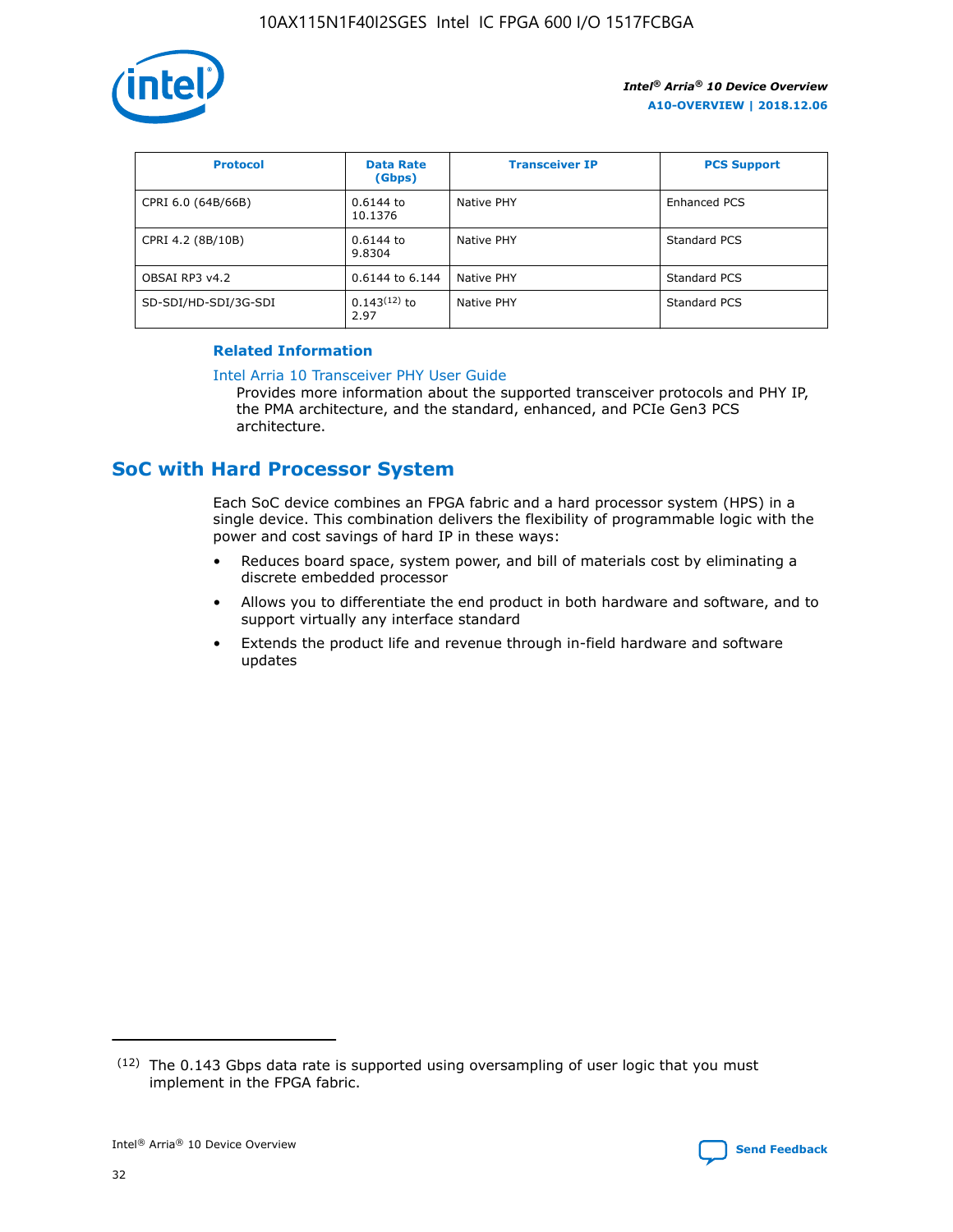| Protocol | Data Rate (Gbps) | Transceiver IP | PCS Support |
| --- | --- | --- | --- |
| CPRI 6.0 (64B/66B) | 0.6144 to 10.1376 | Native PHY | Enhanced PCS |
| CPRI 4.2 (8B/10B) | 0.6144 to 9.8304 | Native PHY | Standard PCS |
| OBSAI RP3 v4.2 | 0.6144 to 6.144 | Native PHY | Standard PCS |
| SD-SDI/HD-SDI/3G-SDI | 0.143[12] to 2.97 | Native PHY | Standard PCS |

**Related Information**

Intel Arria 10 Transceiver PHY User Guide

Provides more information about the supported transceiver protocols and PHY IP, the PMA architecture, and the standard, enhanced, and PCIe Gen3 PCS architecture.

## SoC with Hard Processor System

Each SoC device combines an FPGA fabric and a hard processor system (HPS) in a single device. This combination delivers the flexibility of programmable logic with the power and cost savings of hard IP in these ways:

- Reduces board space, system power, and bill of materials cost by eliminating a discrete embedded processor
- Allows you to differentiate the end product in both hardware and software, and to support virtually any interface standard
- Extends the product life and revenue through in-field hardware and software updates

[12] The 0.143 Gbps data rate is supported using oversampling of user logic that you must implement in the FPGA fabric.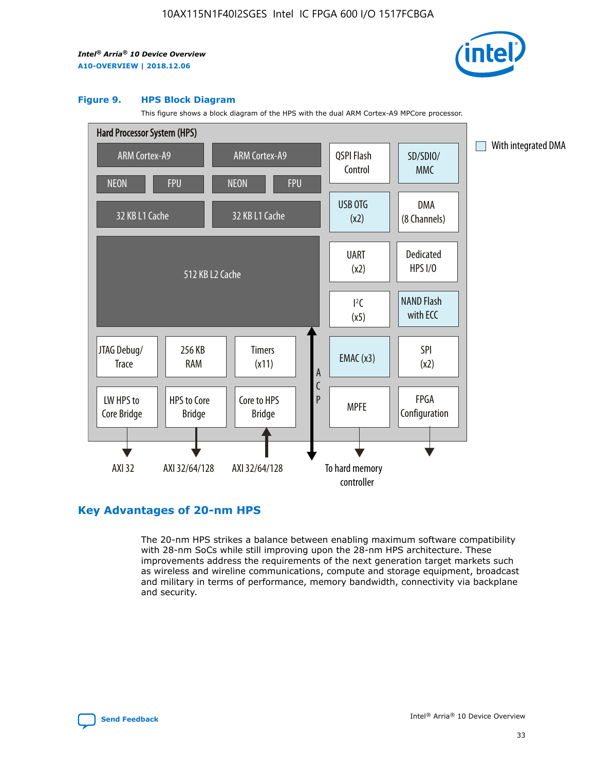**Figure 9. HPS Block Diagram**

This figure shows a block diagram of the HPS with the dual ARM Cortex-A9 MPCore processor.

Hard Processor System (HPS)

- ARM Cortex-A9 | ARM Cortex-A9
- NEON | FPU | NEON | FPU
- 32 KB L1 Cache | 32 KB L1 Cache
- 512 KB L2 Cache
- JTAG Debug/Trace | 256 KB RAM | Timers (x11)
- LW HPS to Core Bridge | HPS to Core Bridge | Core to HPS Bridge
- QSPI Flash Control | SD/SDIO/MMC
- USB OTG (x2) | DMA (8 Channels)
- UART (x2) | Dedicated HPS I/O
- I²C (x5) | NAND Flash with ECC
- EMAC (x3) | SPI (x2)
- MPFE | FPGA Configuration
- ACP

AXI 32 | AXI 32/64/128 | AXI 32/64/128 | To hard memory controller

With integrated DMA

## Key Advantages of 20-nm HPS

The 20-nm HPS strikes a balance between enabling maximum software compatibility with 28-nm SoCs while still improving upon the 28-nm HPS architecture. These improvements address the requirements of the next generation target markets such as wireless and wireline communications, compute and storage equipment, broadcast and military in terms of performance, memory bandwidth, connectivity via backplane and security.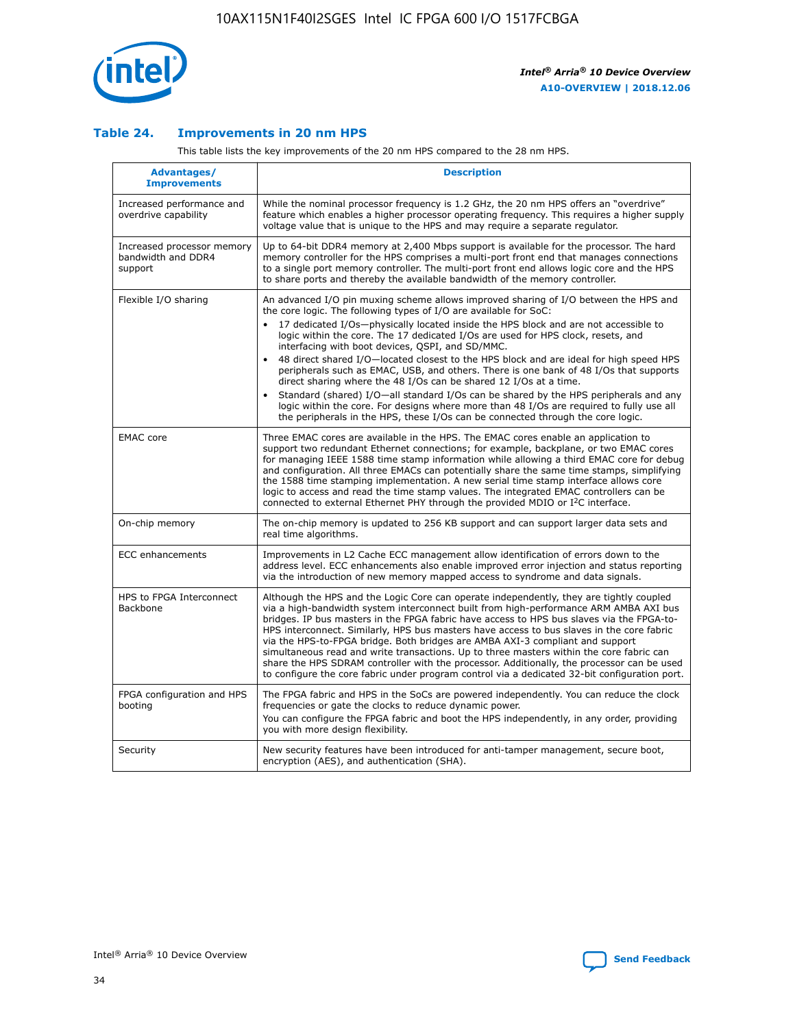## Table 24. Improvements in 20 nm HPS

This table lists the key improvements of the 20 nm HPS compared to the 28 nm HPS.

| Advantages/ Improvements | Description |
|---|---|
| Increased performance and overdrive capability | While the nominal processor frequency is 1.2 GHz, the 20 nm HPS offers an "overdrive" feature which enables a higher processor operating frequency. This requires a higher supply voltage value that is unique to the HPS and may require a separate regulator. |
| Increased processor memory bandwidth and DDR4 support | Up to 64-bit DDR4 memory at 2,400 Mbps support is available for the processor. The hard memory controller for the HPS comprises a multi-port front end that manages connections to a single port memory controller. The multi-port front end allows logic core and the HPS to share ports and thereby the available bandwidth of the memory controller. |
| Flexible I/O sharing | An advanced I/O pin muxing scheme allows improved sharing of I/O between the HPS and the core logic. The following types of I/O are available for SoC: • 17 dedicated I/Os—physically located inside the HPS block and are not accessible to logic within the core. The 17 dedicated I/Os are used for HPS clock, resets, and interfacing with boot devices, QSPI, and SD/MMC. • 48 direct shared I/O—located closest to the HPS block and are ideal for high speed HPS peripherals such as EMAC, USB, and others. There is one bank of 48 I/Os that supports direct sharing where the 48 I/Os can be shared 12 I/Os at a time. • Standard (shared) I/O—all standard I/Os can be shared by the HPS peripherals and any logic within the core. For designs where more than 48 I/Os are required to fully use all the peripherals in the HPS, these I/Os can be connected through the core logic. |
| EMAC core | Three EMAC cores are available in the HPS. The EMAC cores enable an application to support two redundant Ethernet connections; for example, backplane, or two EMAC cores for managing IEEE 1588 time stamp information while allowing a third EMAC core for debug and configuration. All three EMACs can potentially share the same time stamps, simplifying the 1588 time stamping implementation. A new serial time stamp interface allows core logic to access and read the time stamp values. The integrated EMAC controllers can be connected to external Ethernet PHY through the provided MDIO or I$^2$C interface. |
| On-chip memory | The on-chip memory is updated to 256 KB support and can support larger data sets and real time algorithms. |
| ECC enhancements | Improvements in L2 Cache ECC management allow identification of errors down to the address level. ECC enhancements also enable improved error injection and status reporting via the introduction of new memory mapped access to syndrome and data signals. |
| HPS to FPGA Interconnect Backbone | Although the HPS and the Logic Core can operate independently, they are tightly coupled via a high-bandwidth system interconnect built from high-performance ARM AMBA AXI bus bridges. IP bus masters in the FPGA fabric have access to HPS bus slaves via the FPGA-to-HPS interconnect. Similarly, HPS bus masters have access to bus slaves in the core fabric via the HPS-to-FPGA bridge. Both bridges are AMBA AXI-3 compliant and support simultaneous read and write transactions. Up to three masters within the core fabric can share the HPS SDRAM controller with the processor. Additionally, the processor can be used to configure the core fabric under program control via a dedicated 32-bit configuration port. |
| FPGA configuration and HPS booting | The FPGA fabric and HPS in the SoCs are powered independently. You can reduce the clock frequencies or gate the clocks to reduce dynamic power. You can configure the FPGA fabric and boot the HPS independently, in any order, providing you with more design flexibility. |
| Security | New security features have been introduced for anti-tamper management, secure boot, encryption (AES), and authentication (SHA). |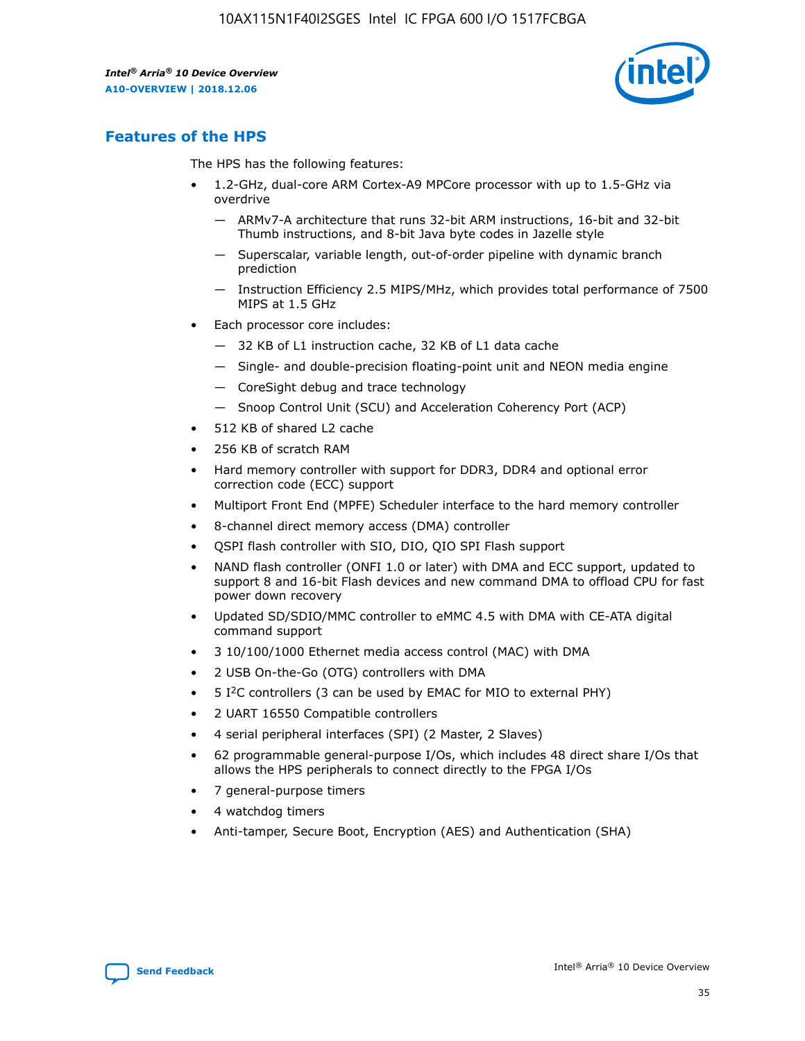## Features of the HPS

The HPS has the following features:

- 1.2-GHz, dual-core ARM Cortex-A9 MPCore processor with up to 1.5-GHz via overdrive
  - — ARMv7-A architecture that runs 32-bit ARM instructions, 16-bit and 32-bit Thumb instructions, and 8-bit Java byte codes in Jazelle style
  - — Superscalar, variable length, out-of-order pipeline with dynamic branch prediction
  - — Instruction Efficiency 2.5 MIPS/MHz, which provides total performance of 7500 MIPS at 1.5 GHz
- Each processor core includes:
  - — 32 KB of L1 instruction cache, 32 KB of L1 data cache
  - — Single- and double-precision floating-point unit and NEON media engine
  - — CoreSight debug and trace technology
  - — Snoop Control Unit (SCU) and Acceleration Coherency Port (ACP)
- 512 KB of shared L2 cache
- 256 KB of scratch RAM
- Hard memory controller with support for DDR3, DDR4 and optional error correction code (ECC) support
- Multiport Front End (MPFE) Scheduler interface to the hard memory controller
- 8-channel direct memory access (DMA) controller
- QSPI flash controller with SIO, DIO, QIO SPI Flash support
- NAND flash controller (ONFI 1.0 or later) with DMA and ECC support, updated to support 8 and 16-bit Flash devices and new command DMA to offload CPU for fast power down recovery
- Updated SD/SDIO/MMC controller to eMMC 4.5 with DMA with CE-ATA digital command support
- 3 10/100/1000 Ethernet media access control (MAC) with DMA
- 2 USB On-the-Go (OTG) controllers with DMA
- 5 I$^2$C controllers (3 can be used by EMAC for MIO to external PHY)
- 2 UART 16550 Compatible controllers
- 4 serial peripheral interfaces (SPI) (2 Master, 2 Slaves)
- 62 programmable general-purpose I/Os, which includes 48 direct share I/Os that allows the HPS peripherals to connect directly to the FPGA I/Os
- 7 general-purpose timers
- 4 watchdog timers
- Anti-tamper, Secure Boot, Encryption (AES) and Authentication (SHA)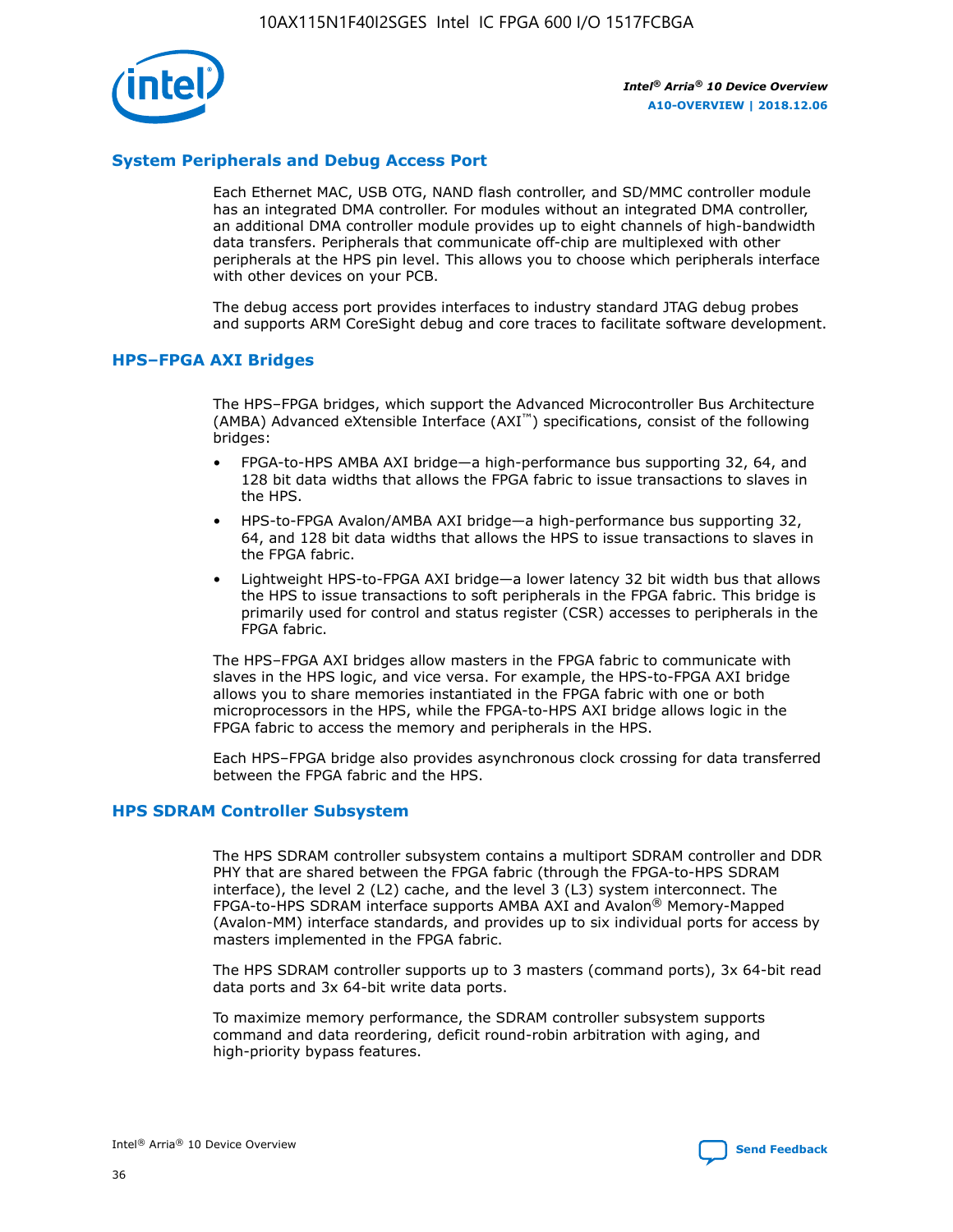## System Peripherals and Debug Access Port

Each Ethernet MAC, USB OTG, NAND flash controller, and SD/MMC controller module has an integrated DMA controller. For modules without an integrated DMA controller, an additional DMA controller module provides up to eight channels of high-bandwidth data transfers. Peripherals that communicate off-chip are multiplexed with other peripherals at the HPS pin level. This allows you to choose which peripherals interface with other devices on your PCB.

The debug access port provides interfaces to industry standard JTAG debug probes and supports ARM CoreSight debug and core traces to facilitate software development.

## HPS–FPGA AXI Bridges

The HPS–FPGA bridges, which support the Advanced Microcontroller Bus Architecture (AMBA) Advanced eXtensible Interface (AXI™) specifications, consist of the following bridges:

- FPGA-to-HPS AMBA AXI bridge—a high-performance bus supporting 32, 64, and 128 bit data widths that allows the FPGA fabric to issue transactions to slaves in the HPS.
- HPS-to-FPGA Avalon/AMBA AXI bridge—a high-performance bus supporting 32, 64, and 128 bit data widths that allows the HPS to issue transactions to slaves in the FPGA fabric.
- Lightweight HPS-to-FPGA AXI bridge—a lower latency 32 bit width bus that allows the HPS to issue transactions to soft peripherals in the FPGA fabric. This bridge is primarily used for control and status register (CSR) accesses to peripherals in the FPGA fabric.

The HPS–FPGA AXI bridges allow masters in the FPGA fabric to communicate with slaves in the HPS logic, and vice versa. For example, the HPS-to-FPGA AXI bridge allows you to share memories instantiated in the FPGA fabric with one or both microprocessors in the HPS, while the FPGA-to-HPS AXI bridge allows logic in the FPGA fabric to access the memory and peripherals in the HPS.

Each HPS–FPGA bridge also provides asynchronous clock crossing for data transferred between the FPGA fabric and the HPS.

## HPS SDRAM Controller Subsystem

The HPS SDRAM controller subsystem contains a multiport SDRAM controller and DDR PHY that are shared between the FPGA fabric (through the FPGA-to-HPS SDRAM interface), the level 2 (L2) cache, and the level 3 (L3) system interconnect. The FPGA-to-HPS SDRAM interface supports AMBA AXI and Avalon® Memory-Mapped (Avalon-MM) interface standards, and provides up to six individual ports for access by masters implemented in the FPGA fabric.

The HPS SDRAM controller supports up to 3 masters (command ports), 3x 64-bit read data ports and 3x 64-bit write data ports.

To maximize memory performance, the SDRAM controller subsystem supports command and data reordering, deficit round-robin arbitration with aging, and high-priority bypass features.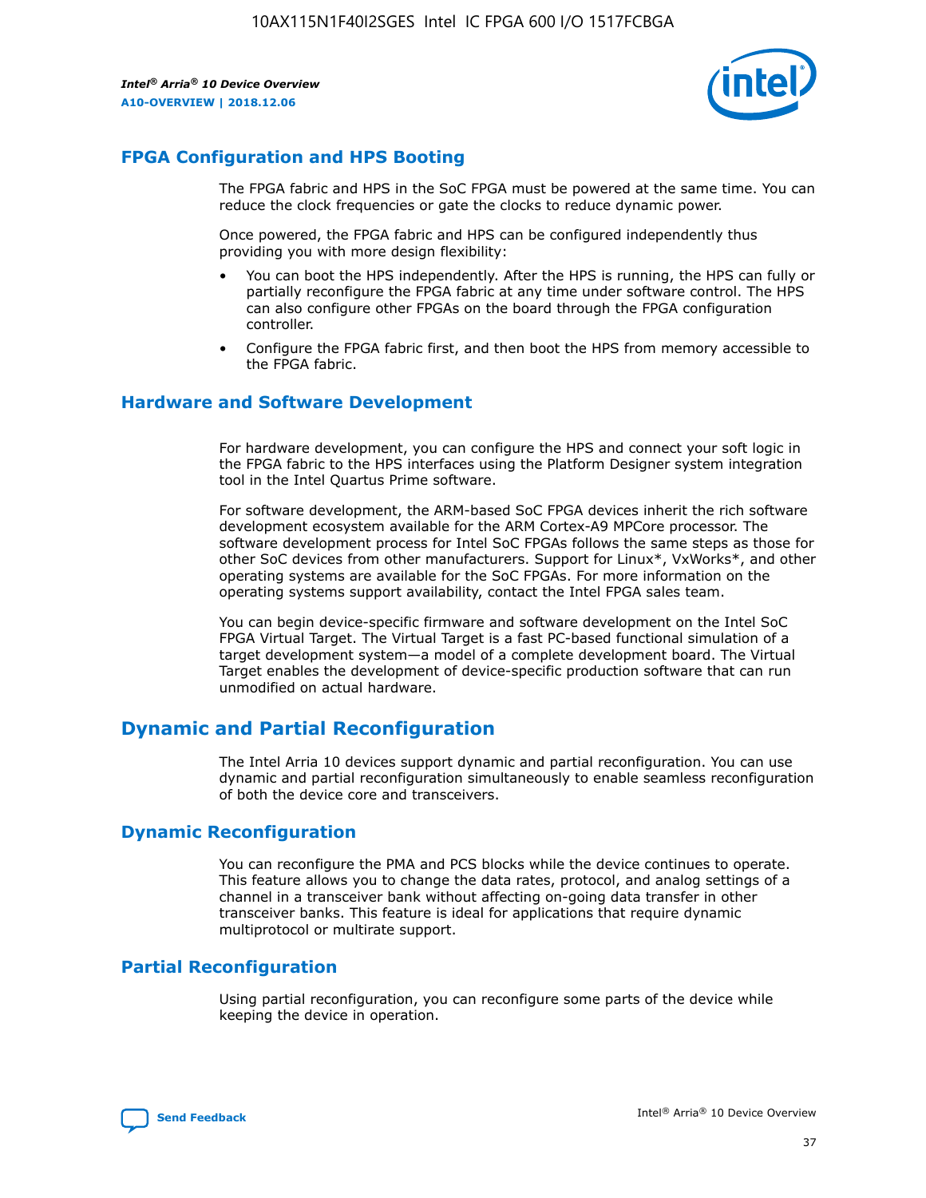## FPGA Configuration and HPS Booting

The FPGA fabric and HPS in the SoC FPGA must be powered at the same time. You can reduce the clock frequencies or gate the clocks to reduce dynamic power.

Once powered, the FPGA fabric and HPS can be configured independently thus providing you with more design flexibility:

- You can boot the HPS independently. After the HPS is running, the HPS can fully or partially reconfigure the FPGA fabric at any time under software control. The HPS can also configure other FPGAs on the board through the FPGA configuration controller.
- Configure the FPGA fabric first, and then boot the HPS from memory accessible to the FPGA fabric.

## Hardware and Software Development

For hardware development, you can configure the HPS and connect your soft logic in the FPGA fabric to the HPS interfaces using the Platform Designer system integration tool in the Intel Quartus Prime software.

For software development, the ARM-based SoC FPGA devices inherit the rich software development ecosystem available for the ARM Cortex-A9 MPCore processor. The software development process for Intel SoC FPGAs follows the same steps as those for other SoC devices from other manufacturers. Support for Linux*, VxWorks*, and other operating systems are available for the SoC FPGAs. For more information on the operating systems support availability, contact the Intel FPGA sales team.

You can begin device-specific firmware and software development on the Intel SoC FPGA Virtual Target. The Virtual Target is a fast PC-based functional simulation of a target development system—a model of a complete development board. The Virtual Target enables the development of device-specific production software that can run unmodified on actual hardware.

# Dynamic and Partial Reconfiguration

The Intel Arria 10 devices support dynamic and partial reconfiguration. You can use dynamic and partial reconfiguration simultaneously to enable seamless reconfiguration of both the device core and transceivers.

## Dynamic Reconfiguration

You can reconfigure the PMA and PCS blocks while the device continues to operate. This feature allows you to change the data rates, protocol, and analog settings of a channel in a transceiver bank without affecting on-going data transfer in other transceiver banks. This feature is ideal for applications that require dynamic multiprotocol or multirate support.

## Partial Reconfiguration

Using partial reconfiguration, you can reconfigure some parts of the device while keeping the device in operation.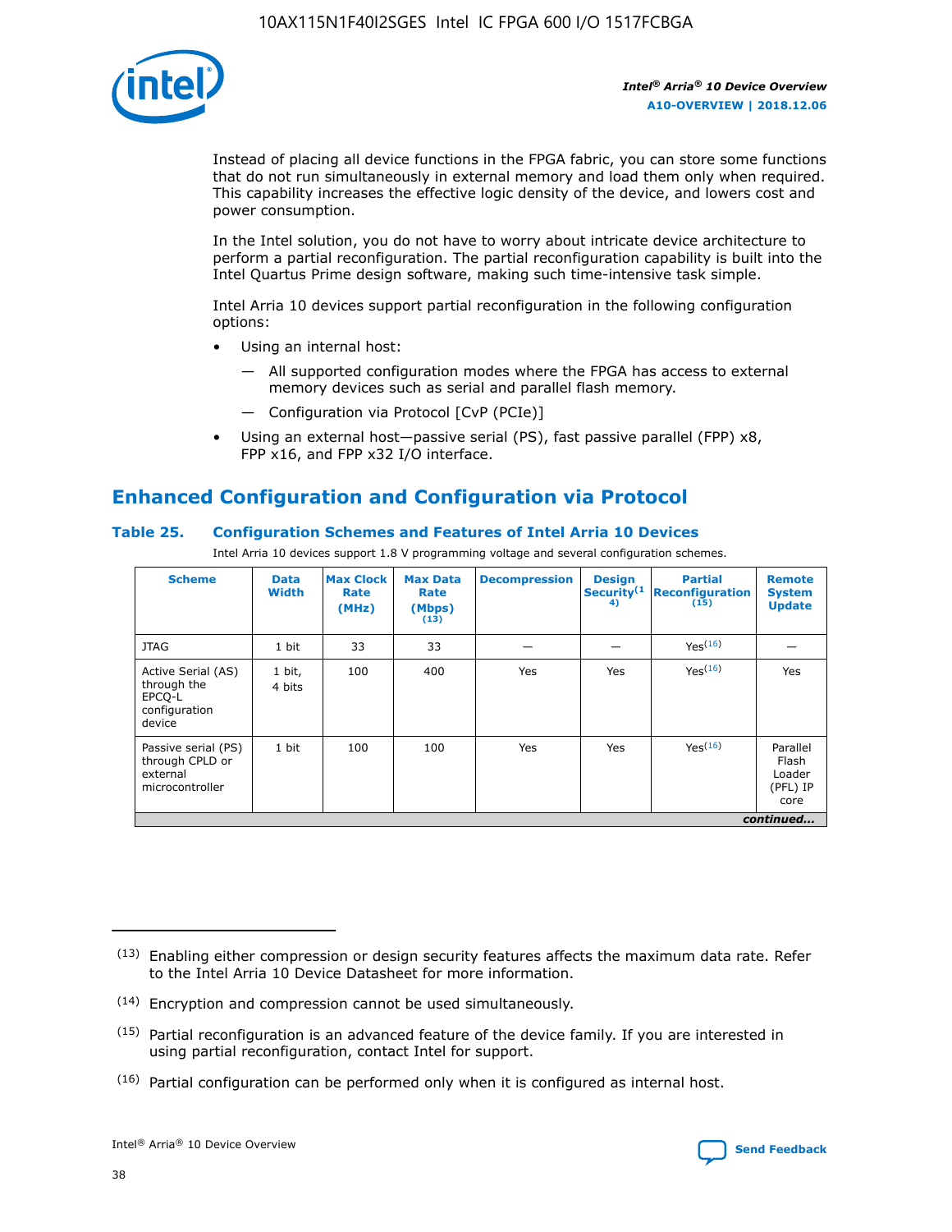Instead of placing all device functions in the FPGA fabric, you can store some functions that do not run simultaneously in external memory and load them only when required. This capability increases the effective logic density of the device, and lowers cost and power consumption.

In the Intel solution, you do not have to worry about intricate device architecture to perform a partial reconfiguration. The partial reconfiguration capability is built into the Intel Quartus Prime design software, making such time-intensive task simple.

Intel Arria 10 devices support partial reconfiguration in the following configuration options:

- Using an internal host:
  - — All supported configuration modes where the FPGA has access to external memory devices such as serial and parallel flash memory.
  - — Configuration via Protocol [CvP (PCIe)]
- Using an external host—passive serial (PS), fast passive parallel (FPP) x8, FPP x16, and FPP x32 I/O interface.

## Enhanced Configuration and Configuration via Protocol

### Table 25. Configuration Schemes and Features of Intel Arria 10 Devices

Intel Arria 10 devices support 1.8 V programming voltage and several configuration schemes.

| Scheme | Data Width | Max Clock Rate (MHz) | Max Data Rate (Mbps) (13) | Decompression | Design Security (14) | Partial Reconfiguration (15) | Remote System Update |
|---|---|---|---|---|---|---|---|
| JTAG | 1 bit | 33 | 33 | — | — | Yes(16) | — |
| Active Serial (AS) through the EPCQ-L configuration device | 1 bit, 4 bits | 100 | 400 | Yes | Yes | Yes(16) | Yes |
| Passive serial (PS) through CPLD or external microcontroller | 1 bit | 100 | 100 | Yes | Yes | Yes(16) | Parallel Flash Loader (PFL) IP core |

*continued...*

(13) Enabling either compression or design security features affects the maximum data rate. Refer to the Intel Arria 10 Device Datasheet for more information.

(14) Encryption and compression cannot be used simultaneously.

(15) Partial reconfiguration is an advanced feature of the device family. If you are interested in using partial reconfiguration, contact Intel for support.

(16) Partial configuration can be performed only when it is configured as internal host.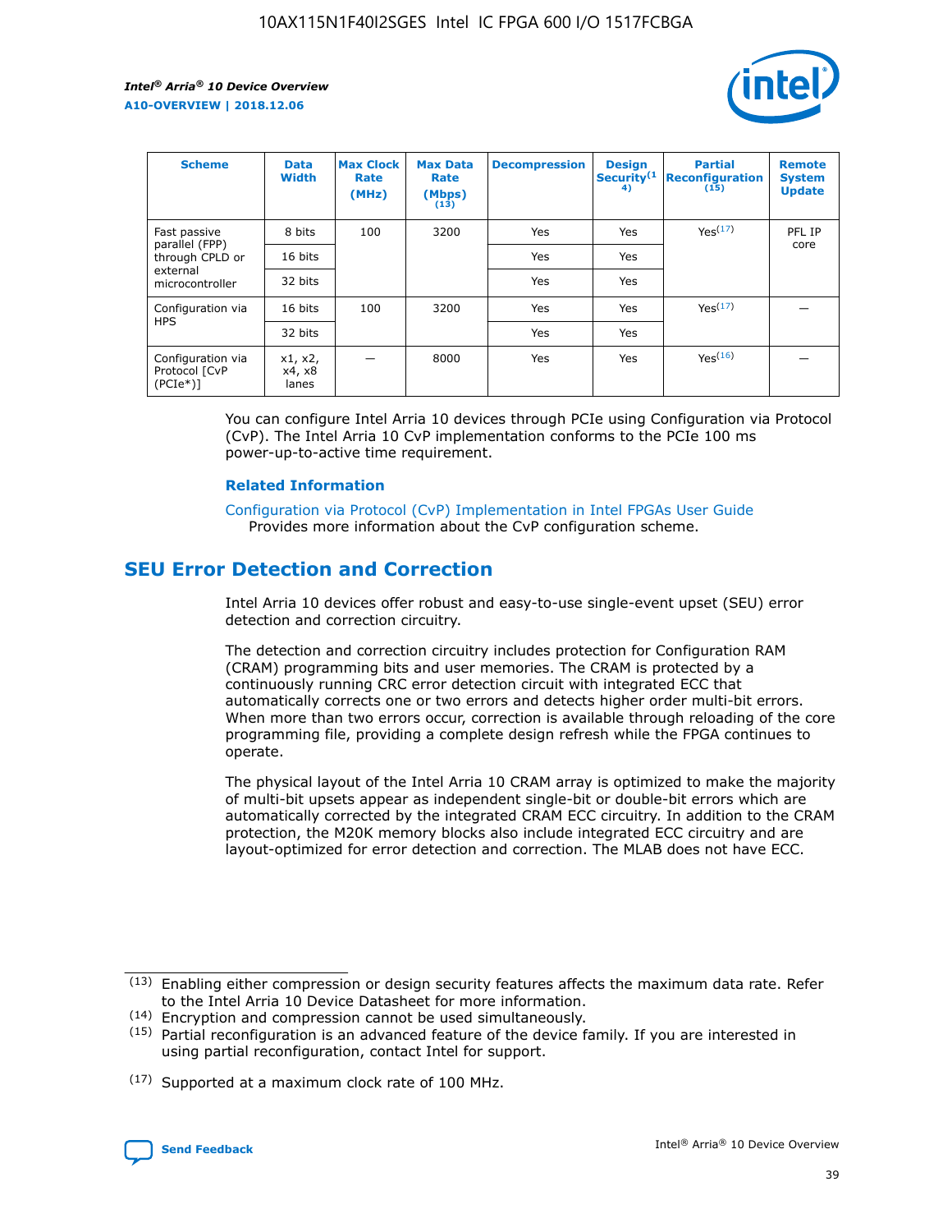| Scheme | Data Width | Max Clock Rate (MHz) | Max Data Rate (Mbps) (13) | Decompression | Design Security(14) | Partial Reconfiguration (15) | Remote System Update |
|---|---|---|---|---|---|---|---|
| Fast passive parallel (FPP) through CPLD or external microcontroller | 8 bits | 100 | 3200 | Yes | Yes | Yes(17) | PFL IP core |
| | 16 bits | | | Yes | Yes | | |
| | 32 bits | | | Yes | Yes | | |
| Configuration via HPS | 16 bits | 100 | 3200 | Yes | Yes | Yes(17) | — |
| | 32 bits | | | Yes | Yes | | |
| Configuration via Protocol [CvP (PCIe*)] | x1, x2, x4, x8 lanes | — | 8000 | Yes | Yes | Yes(16) | — |

You can configure Intel Arria 10 devices through PCIe using Configuration via Protocol (CvP). The Intel Arria 10 CvP implementation conforms to the PCIe 100 ms power-up-to-active time requirement.

### Related Information

Configuration via Protocol (CvP) Implementation in Intel FPGAs User Guide
Provides more information about the CvP configuration scheme.

## SEU Error Detection and Correction

Intel Arria 10 devices offer robust and easy-to-use single-event upset (SEU) error detection and correction circuitry.

The detection and correction circuitry includes protection for Configuration RAM (CRAM) programming bits and user memories. The CRAM is protected by a continuously running CRC error detection circuit with integrated ECC that automatically corrects one or two errors and detects higher order multi-bit errors. When more than two errors occur, correction is available through reloading of the core programming file, providing a complete design refresh while the FPGA continues to operate.

The physical layout of the Intel Arria 10 CRAM array is optimized to make the majority of multi-bit upsets appear as independent single-bit or double-bit errors which are automatically corrected by the integrated CRAM ECC circuitry. In addition to the CRAM protection, the M20K memory blocks also include integrated ECC circuitry and are layout-optimized for error detection and correction. The MLAB does not have ECC.

(13) Enabling either compression or design security features affects the maximum data rate. Refer to the Intel Arria 10 Device Datasheet for more information.

(14) Encryption and compression cannot be used simultaneously.

(15) Partial reconfiguration is an advanced feature of the device family. If you are interested in using partial reconfiguration, contact Intel for support.

(17) Supported at a maximum clock rate of 100 MHz.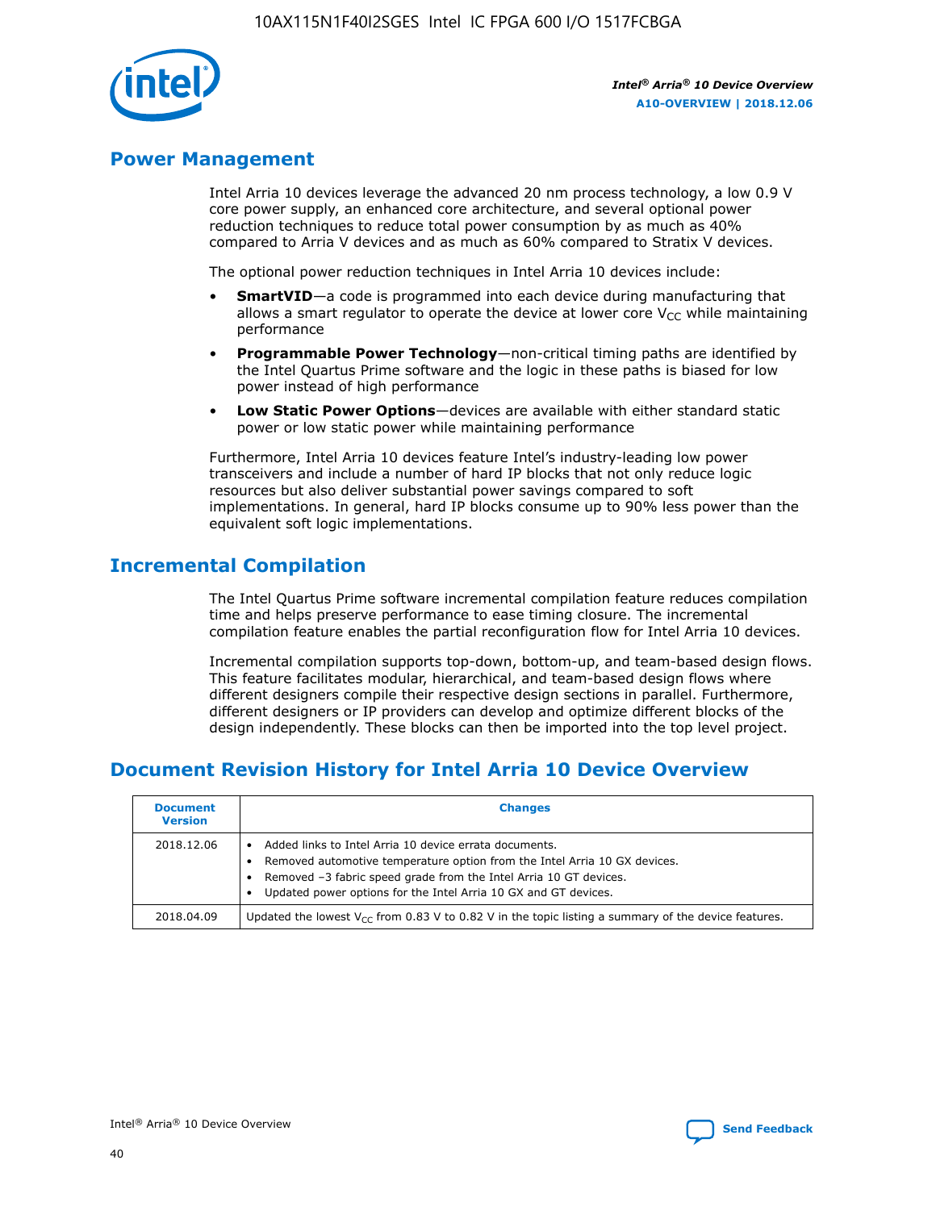## Power Management

Intel Arria 10 devices leverage the advanced 20 nm process technology, a low 0.9 V core power supply, an enhanced core architecture, and several optional power reduction techniques to reduce total power consumption by as much as 40% compared to Arria V devices and as much as 60% compared to Stratix V devices.

The optional power reduction techniques in Intel Arria 10 devices include:

- **SmartVID**—a code is programmed into each device during manufacturing that allows a smart regulator to operate the device at lower core $V_{CC}$ while maintaining performance
- **Programmable Power Technology**—non-critical timing paths are identified by the Intel Quartus Prime software and the logic in these paths is biased for low power instead of high performance
- **Low Static Power Options**—devices are available with either standard static power or low static power while maintaining performance

Furthermore, Intel Arria 10 devices feature Intel's industry-leading low power transceivers and include a number of hard IP blocks that not only reduce logic resources but also deliver substantial power savings compared to soft implementations. In general, hard IP blocks consume up to 90% less power than the equivalent soft logic implementations.

## Incremental Compilation

The Intel Quartus Prime software incremental compilation feature reduces compilation time and helps preserve performance to ease timing closure. The incremental compilation feature enables the partial reconfiguration flow for Intel Arria 10 devices.

Incremental compilation supports top-down, bottom-up, and team-based design flows. This feature facilitates modular, hierarchical, and team-based design flows where different designers compile their respective design sections in parallel. Furthermore, different designers or IP providers can develop and optimize different blocks of the design independently. These blocks can then be imported into the top level project.

## Document Revision History for Intel Arria 10 Device Overview

| Document Version | Changes |
|---|---|
| 2018.12.06 | • Added links to Intel Arria 10 device errata documents.<br>• Removed automotive temperature option from the Intel Arria 10 GX devices.<br>• Removed –3 fabric speed grade from the Intel Arria 10 GT devices.<br>• Updated power options for the Intel Arria 10 GX and GT devices. |
| 2018.04.09 | Updated the lowest $V_{CC}$ from 0.83 V to 0.82 V in the topic listing a summary of the device features. |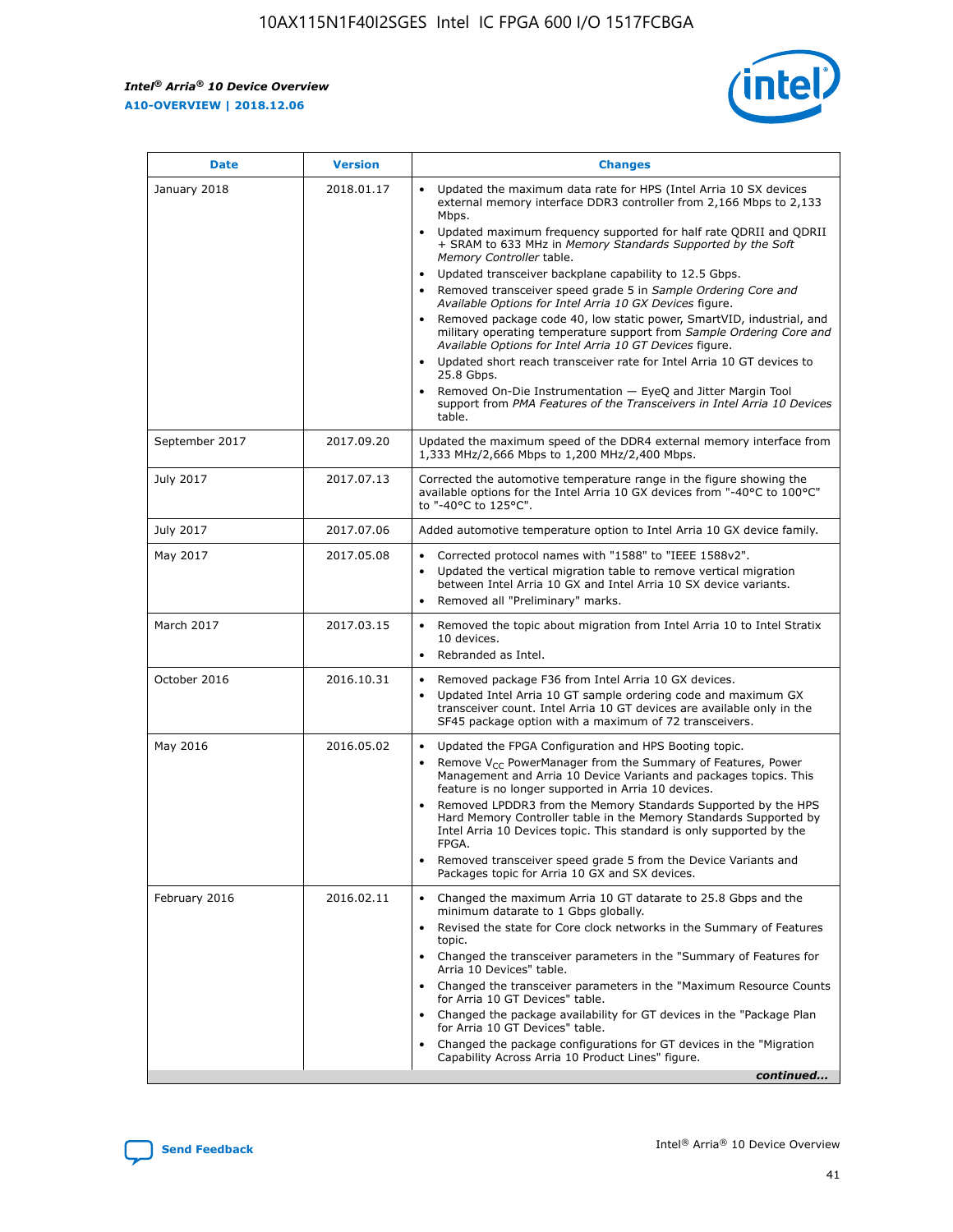| Date | Version | Changes |
| --- | --- | --- |
| January 2018 | 2018.01.17 | • Updated the maximum data rate for HPS (Intel Arria 10 SX devices external memory interface DDR3 controller from 2,166 Mbps to 2,133 Mbps.<br>• Updated maximum frequency supported for half rate QDRII and QDRII + SRAM to 633 MHz in *Memory Standards Supported by the Soft Memory Controller* table.<br>• Updated transceiver backplane capability to 12.5 Gbps.<br>• Removed transceiver speed grade 5 in *Sample Ordering Core and Available Options for Intel Arria 10 GX Devices* figure.<br>• Removed package code 40, low static power, SmartVID, industrial, and military operating temperature support from *Sample Ordering Core and Available Options for Intel Arria 10 GT Devices* figure.<br>• Updated short reach transceiver rate for Intel Arria 10 GT devices to 25.8 Gbps.<br>• Removed On-Die Instrumentation — EyeQ and Jitter Margin Tool support from *PMA Features of the Transceivers in Intel Arria 10 Devices* table. |
| September 2017 | 2017.09.20 | Updated the maximum speed of the DDR4 external memory interface from 1,333 MHz/2,666 Mbps to 1,200 MHz/2,400 Mbps. |
| July 2017 | 2017.07.13 | Corrected the automotive temperature range in the figure showing the available options for the Intel Arria 10 GX devices from "-40°C to 100°C" to "-40°C to 125°C". |
| July 2017 | 2017.07.06 | Added automotive temperature option to Intel Arria 10 GX device family. |
| May 2017 | 2017.05.08 | • Corrected protocol names with "1588" to "IEEE 1588v2".<br>• Updated the vertical migration table to remove vertical migration between Intel Arria 10 GX and Intel Arria 10 SX device variants.<br>• Removed all "Preliminary" marks. |
| March 2017 | 2017.03.15 | • Removed the topic about migration from Intel Arria 10 to Intel Stratix 10 devices.<br>• Rebranded as Intel. |
| October 2016 | 2016.10.31 | • Removed package F36 from Intel Arria 10 GX devices.<br>• Updated Intel Arria 10 GT sample ordering code and maximum GX transceiver count. Intel Arria 10 GT devices are available only in the SF45 package option with a maximum of 72 transceivers. |
| May 2016 | 2016.05.02 | • Updated the FPGA Configuration and HPS Booting topic.<br>• Remove $V_{CC}$ PowerManager from the Summary of Features, Power Management and Arria 10 Device Variants and packages topics. This feature is no longer supported in Arria 10 devices.<br>• Removed LPDDR3 from the Memory Standards Supported by the HPS Hard Memory Controller table in the Memory Standards Supported by Intel Arria 10 Devices topic. This standard is only supported by the FPGA.<br>• Removed transceiver speed grade 5 from the Device Variants and Packages topic for Arria 10 GX and SX devices. |
| February 2016 | 2016.02.11 | • Changed the maximum Arria 10 GT datarate to 25.8 Gbps and the minimum datarate to 1 Gbps globally.<br>• Revised the state for Core clock networks in the Summary of Features topic.<br>• Changed the transceiver parameters in the "Summary of Features for Arria 10 Devices" table.<br>• Changed the transceiver parameters in the "Maximum Resource Counts for Arria 10 GT Devices" table.<br>• Changed the package availability for GT devices in the "Package Plan for Arria 10 GT Devices" table.<br>• Changed the package configurations for GT devices in the "Migration Capability Across Arria 10 Product Lines" figure. |

*continued...*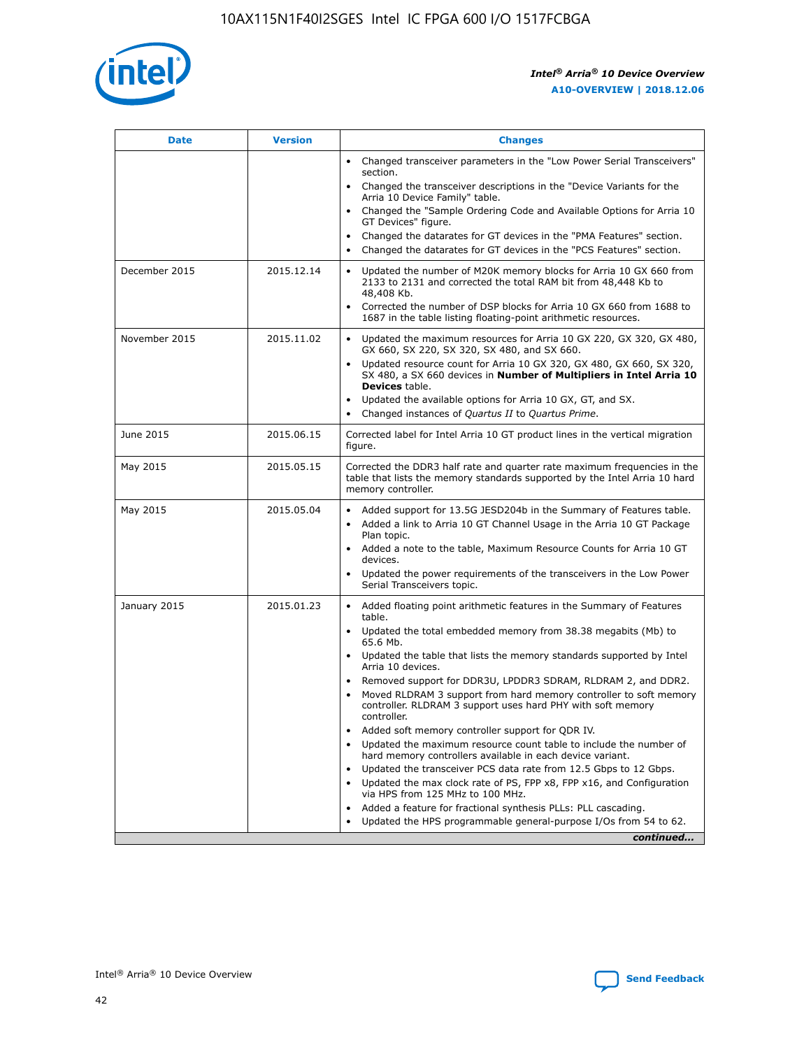| Date | Version | Changes |
| --- | --- | --- |
| | | • Changed transceiver parameters in the "Low Power Serial Transceivers" section.<br>• Changed the transceiver descriptions in the "Device Variants for the Arria 10 Device Family" table.<br>• Changed the "Sample Ordering Code and Available Options for Arria 10 GT Devices" figure.<br>• Changed the datarates for GT devices in the "PMA Features" section.<br>• Changed the datarates for GT devices in the "PCS Features" section. |
| December 2015 | 2015.12.14 | • Updated the number of M20K memory blocks for Arria 10 GX 660 from 2133 to 2131 and corrected the total RAM bit from 48,448 Kb to 48,408 Kb.<br>• Corrected the number of DSP blocks for Arria 10 GX 660 from 1688 to 1687 in the table listing floating-point arithmetic resources. |
| November 2015 | 2015.11.02 | • Updated the maximum resources for Arria 10 GX 220, GX 320, GX 480, GX 660, SX 220, SX 320, SX 480, and SX 660.<br>• Updated resource count for Arria 10 GX 320, GX 480, GX 660, SX 320, SX 480, a SX 660 devices in **Number of Multipliers in Intel Arria 10 Devices** table.<br>• Updated the available options for Arria 10 GX, GT, and SX.<br>• Changed instances of *Quartus II* to *Quartus Prime*. |
| June 2015 | 2015.06.15 | Corrected label for Intel Arria 10 GT product lines in the vertical migration figure. |
| May 2015 | 2015.05.15 | Corrected the DDR3 half rate and quarter rate maximum frequencies in the table that lists the memory standards supported by the Intel Arria 10 hard memory controller. |
| May 2015 | 2015.05.04 | • Added support for 13.5G JESD204b in the Summary of Features table.<br>• Added a link to Arria 10 GT Channel Usage in the Arria 10 GT Package Plan topic.<br>• Added a note to the table, Maximum Resource Counts for Arria 10 GT devices.<br>• Updated the power requirements of the transceivers in the Low Power Serial Transceivers topic. |
| January 2015 | 2015.01.23 | • Added floating point arithmetic features in the Summary of Features table.<br>• Updated the total embedded memory from 38.38 megabits (Mb) to 65.6 Mb.<br>• Updated the table that lists the memory standards supported by Intel Arria 10 devices.<br>• Removed support for DDR3U, LPDDR3 SDRAM, RLDRAM 2, and DDR2.<br>• Moved RLDRAM 3 support from hard memory controller to soft memory controller. RLDRAM 3 support uses hard PHY with soft memory controller.<br>• Added soft memory controller support for QDR IV.<br>• Updated the maximum resource count table to include the number of hard memory controllers available in each device variant.<br>• Updated the transceiver PCS data rate from 12.5 Gbps to 12 Gbps.<br>• Updated the max clock rate of PS, FPP x8, FPP x16, and Configuration via HPS from 125 MHz to 100 MHz.<br>• Added a feature for fractional synthesis PLLs: PLL cascading.<br>• Updated the HPS programmable general-purpose I/Os from 54 to 62. |

*continued...*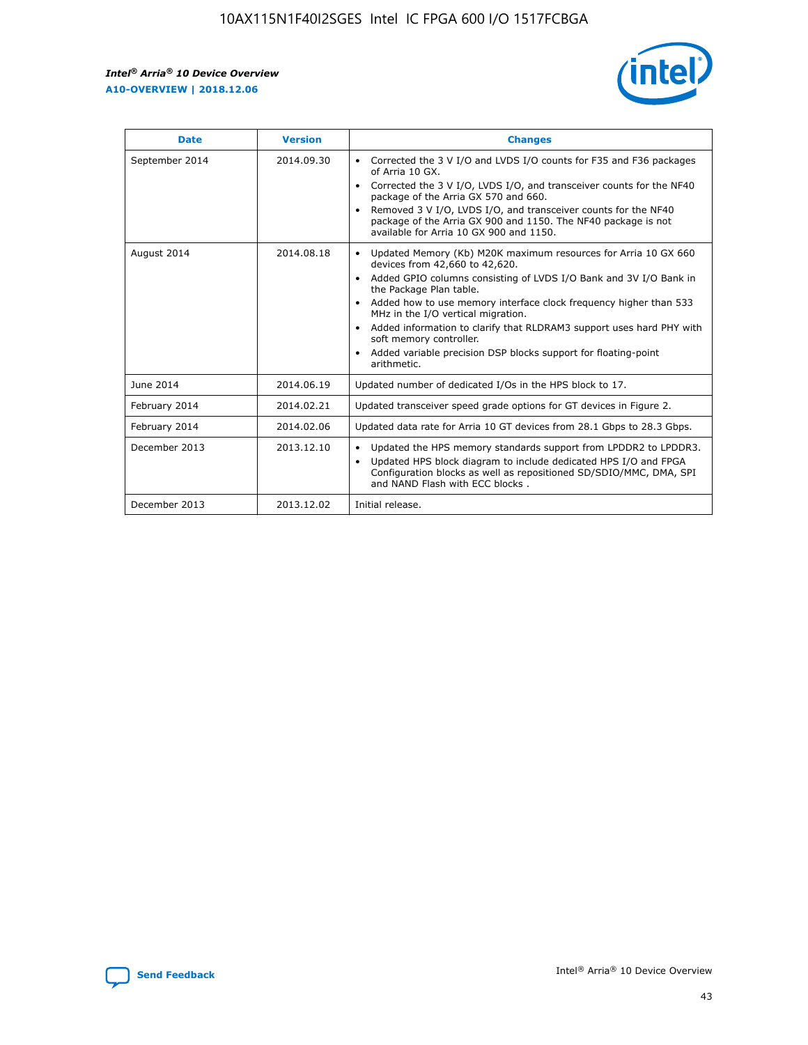| Date | Version | Changes |
| --- | --- | --- |
| September 2014 | 2014.09.30 | • Corrected the 3 V I/O and LVDS I/O counts for F35 and F36 packages of Arria 10 GX.<br>• Corrected the 3 V I/O, LVDS I/O, and transceiver counts for the NF40 package of the Arria GX 570 and 660.<br>• Removed 3 V I/O, LVDS I/O, and transceiver counts for the NF40 package of the Arria GX 900 and 1150. The NF40 package is not available for Arria 10 GX 900 and 1150. |
| August 2014 | 2014.08.18 | • Updated Memory (Kb) M20K maximum resources for Arria 10 GX 660 devices from 42,660 to 42,620.<br>• Added GPIO columns consisting of LVDS I/O Bank and 3V I/O Bank in the Package Plan table.<br>• Added how to use memory interface clock frequency higher than 533 MHz in the I/O vertical migration.<br>• Added information to clarify that RLDRAM3 support uses hard PHY with soft memory controller.<br>• Added variable precision DSP blocks support for floating-point arithmetic. |
| June 2014 | 2014.06.19 | Updated number of dedicated I/Os in the HPS block to 17. |
| February 2014 | 2014.02.21 | Updated transceiver speed grade options for GT devices in Figure 2. |
| February 2014 | 2014.02.06 | Updated data rate for Arria 10 GT devices from 28.1 Gbps to 28.3 Gbps. |
| December 2013 | 2013.12.10 | • Updated the HPS memory standards support from LPDDR2 to LPDDR3.<br>• Updated HPS block diagram to include dedicated HPS I/O and FPGA Configuration blocks as well as repositioned SD/SDIO/MMC, DMA, SPI and NAND Flash with ECC blocks . |
| December 2013 | 2013.12.02 | Initial release. |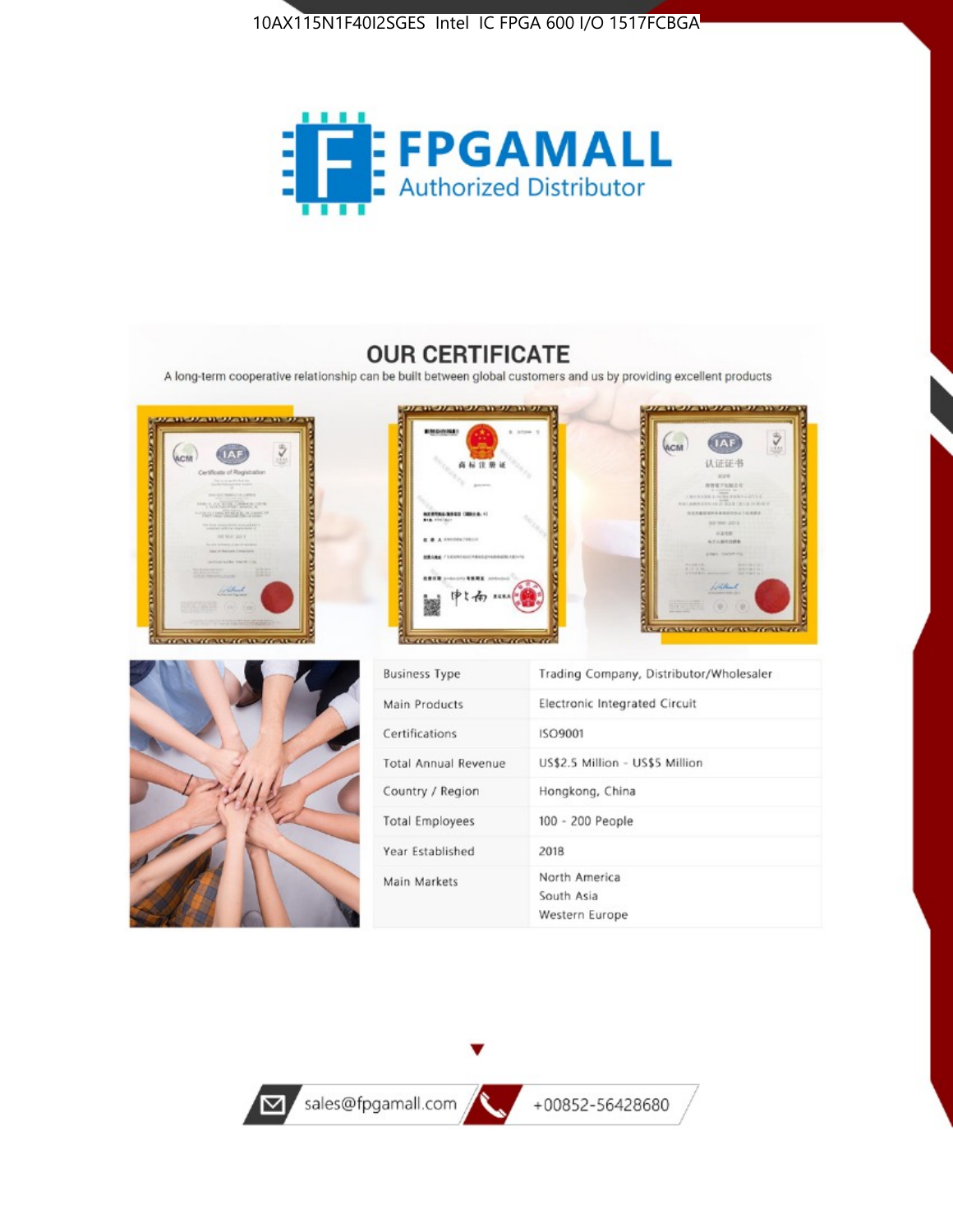10AX115N1F40I2SGES Intel IC FPGA 600 I/O 1517FCBGA

FPGAMALL
Authorized Distributor

## OUR CERTIFICATE

A long-term cooperative relationship can be built between global customers and us by providing excellent products

| | |
|---|---|
| Business Type | Trading Company, Distributor/Wholesaler |
| Main Products | Electronic Integrated Circuit |
| Certifications | ISO9001 |
| Total Annual Revenue | US$2.5 Million - US$5 Million |
| Country / Region | Hongkong, China |
| Total Employees | 100 - 200 People |
| Year Established | 2018 |
| Main Markets | North America<br>South Asia<br>Western Europe |

sales@fpgamall.com

+00852-56428680